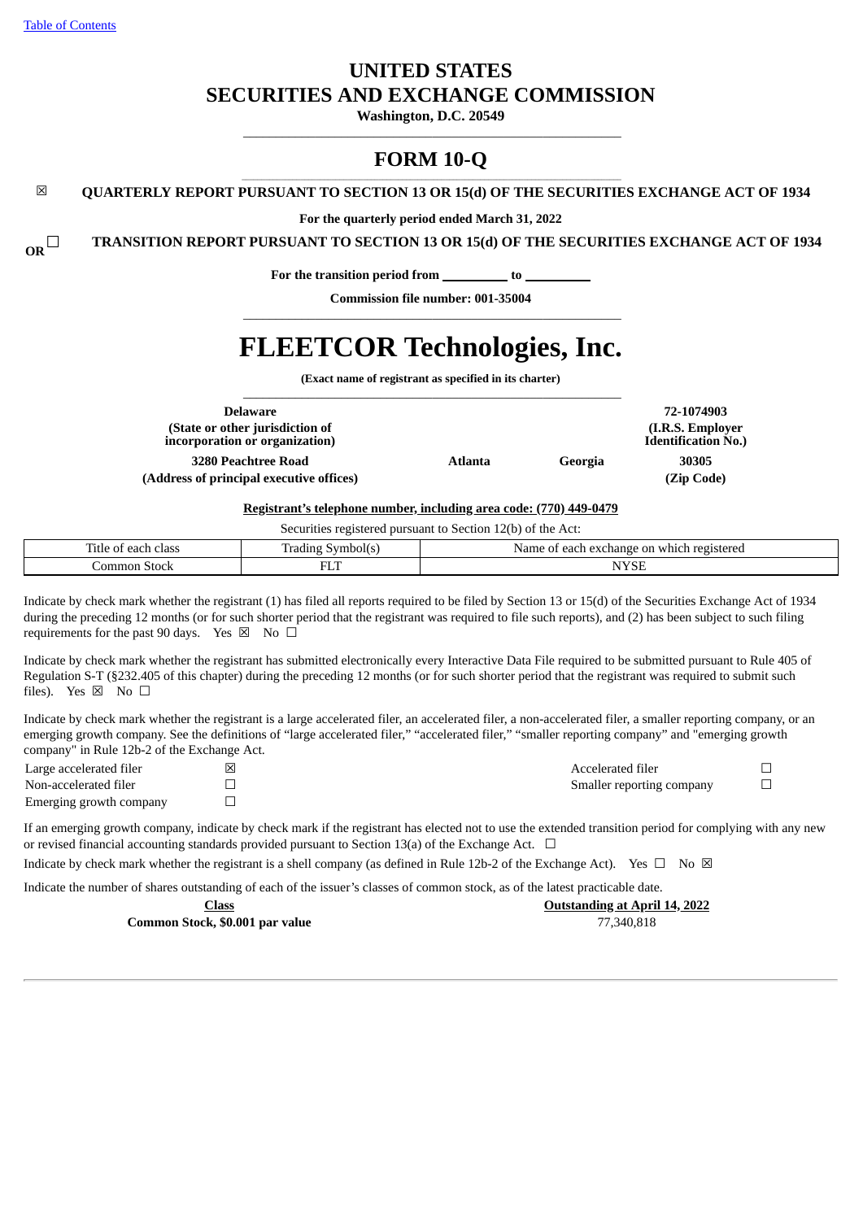Table of Contents

# UNITED STATES
# SECURITIES AND EXCHANGE COMMISSION

**Washington, D.C. 20549**

---

# FORM 10-Q

☒ **QUARTERLY REPORT PURSUANT TO SECTION 13 OR 15(d) OF THE SECURITIES EXCHANGE ACT OF 1934**

**For the quarterly period ended March 31, 2022**

**OR** ☐ **TRANSITION REPORT PURSUANT TO SECTION 13 OR 15(d) OF THE SECURITIES EXCHANGE ACT OF 1934**

**For the transition period from \_\_\_\_\_\_\_\_\_\_ to \_\_\_\_\_\_\_\_\_\_**

**Commission file number: 001-35004**

---

# FLEETCOR Technologies, Inc.

**(Exact name of registrant as specified in its charter)**

---

| **Delaware** | | | **72-1074903** |
|---|---|---|---|
| **(State or other jurisdiction of incorporation or organization)** | | | **(I.R.S. Employer Identification No.)** |
| **3280 Peachtree Road** | **Atlanta** | **Georgia** | **30305** |
| **(Address of principal executive offices)** | | | **(Zip Code)** |

**Registrant's telephone number, including area code: (770) 449-0479**

Securities registered pursuant to Section 12(b) of the Act:

| Title of each class | Trading Symbol(s) | Name of each exchange on which registered |
|---|---|---|
| Common Stock | FLT | NYSE |

Indicate by check mark whether the registrant (1) has filed all reports required to be filed by Section 13 or 15(d) of the Securities Exchange Act of 1934 during the preceding 12 months (or for such shorter period that the registrant was required to file such reports), and (2) has been subject to such filing requirements for the past 90 days. Yes ☒ No ☐

Indicate by check mark whether the registrant has submitted electronically every Interactive Data File required to be submitted pursuant to Rule 405 of Regulation S-T (§232.405 of this chapter) during the preceding 12 months (or for such shorter period that the registrant was required to submit such files). Yes ☒ No ☐

Indicate by check mark whether the registrant is a large accelerated filer, an accelerated filer, a non-accelerated filer, a smaller reporting company, or an emerging growth company. See the definitions of "large accelerated filer," "accelerated filer," "smaller reporting company" and "emerging growth company" in Rule 12b-2 of the Exchange Act.

| | | | |
|---|---|---|---|
| Large accelerated filer | ☒ | Accelerated filer | ☐ |
| Non-accelerated filer | ☐ | Smaller reporting company | ☐ |
| Emerging growth company | ☐ | | |

If an emerging growth company, indicate by check mark if the registrant has elected not to use the extended transition period for complying with any new or revised financial accounting standards provided pursuant to Section 13(a) of the Exchange Act. ☐

Indicate by check mark whether the registrant is a shell company (as defined in Rule 12b-2 of the Exchange Act). Yes ☐ No ☒

Indicate the number of shares outstanding of each of the issuer's classes of common stock, as of the latest practicable date.

| **Class** | **Outstanding at April 14, 2022** |
|---|---|
| **Common Stock, $0.001 par value** | 77,340,818 |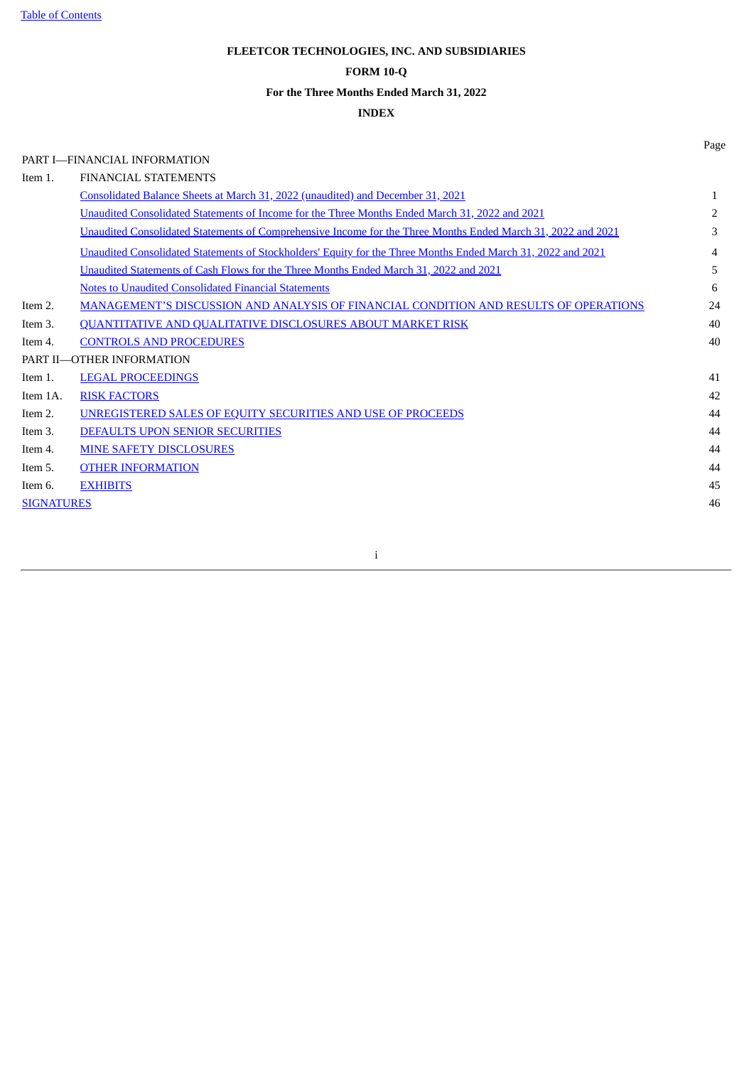FLEETCOR TECHNOLOGIES, INC. AND SUBSIDIARIES

FORM 10-Q

For the Three Months Ended March 31, 2022

INDEX

| | | Page |
|---|---|---|
| PART I—FINANCIAL INFORMATION | | |
| Item 1. | FINANCIAL STATEMENTS | |
| | Consolidated Balance Sheets at March 31, 2022 (unaudited) and December 31, 2021 | 1 |
| | Unaudited Consolidated Statements of Income for the Three Months Ended March 31, 2022 and 2021 | 2 |
| | Unaudited Consolidated Statements of Comprehensive Income for the Three Months Ended March 31, 2022 and 2021 | 3 |
| | Unaudited Consolidated Statements of Stockholders' Equity for the Three Months Ended March 31, 2022 and 2021 | 4 |
| | Unaudited Statements of Cash Flows for the Three Months Ended March 31, 2022 and 2021 | 5 |
| | Notes to Unaudited Consolidated Financial Statements | 6 |
| Item 2. | MANAGEMENT'S DISCUSSION AND ANALYSIS OF FINANCIAL CONDITION AND RESULTS OF OPERATIONS | 24 |
| Item 3. | QUANTITATIVE AND QUALITATIVE DISCLOSURES ABOUT MARKET RISK | 40 |
| Item 4. | CONTROLS AND PROCEDURES | 40 |
| PART II—OTHER INFORMATION | | |
| Item 1. | LEGAL PROCEEDINGS | 41 |
| Item 1A. | RISK FACTORS | 42 |
| Item 2. | UNREGISTERED SALES OF EQUITY SECURITIES AND USE OF PROCEEDS | 44 |
| Item 3. | DEFAULTS UPON SENIOR SECURITIES | 44 |
| Item 4. | MINE SAFETY DISCLOSURES | 44 |
| Item 5. | OTHER INFORMATION | 44 |
| Item 6. | EXHIBITS | 45 |
| SIGNATURES | | 46 |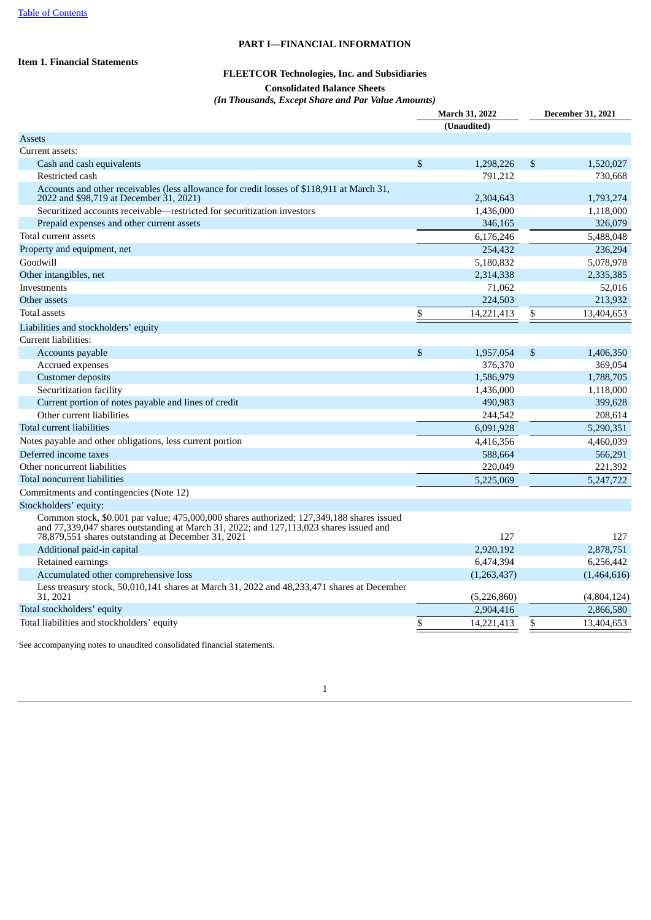# PART I—FINANCIAL INFORMATION

## Item 1. Financial Statements

### FLEETCOR Technologies, Inc. and Subsidiaries

### Consolidated Balance Sheets

*(In Thousands, Except Share and Par Value Amounts)*

| | March 31, 2022 (Unaudited) | December 31, 2021 |
|---|---|---|
| **Assets** | | |
| Current assets: | | |
| Cash and cash equivalents | $ 1,298,226 | $ 1,520,027 |
| Restricted cash | 791,212 | 730,668 |
| Accounts and other receivables (less allowance for credit losses of $118,911 at March 31, 2022 and $98,719 at December 31, 2021) | 2,304,643 | 1,793,274 |
| Securitized accounts receivable—restricted for securitization investors | 1,436,000 | 1,118,000 |
| Prepaid expenses and other current assets | 346,165 | 326,079 |
| Total current assets | 6,176,246 | 5,488,048 |
| Property and equipment, net | 254,432 | 236,294 |
| Goodwill | 5,180,832 | 5,078,978 |
| Other intangibles, net | 2,314,338 | 2,335,385 |
| Investments | 71,062 | 52,016 |
| Other assets | 224,503 | 213,932 |
| Total assets | $ 14,221,413 | $ 13,404,653 |
| **Liabilities and stockholders' equity** | | |
| Current liabilities: | | |
| Accounts payable | $ 1,957,054 | $ 1,406,350 |
| Accrued expenses | 376,370 | 369,054 |
| Customer deposits | 1,586,979 | 1,788,705 |
| Securitization facility | 1,436,000 | 1,118,000 |
| Current portion of notes payable and lines of credit | 490,983 | 399,628 |
| Other current liabilities | 244,542 | 208,614 |
| Total current liabilities | 6,091,928 | 5,290,351 |
| Notes payable and other obligations, less current portion | 4,416,356 | 4,460,039 |
| Deferred income taxes | 588,664 | 566,291 |
| Other noncurrent liabilities | 220,049 | 221,392 |
| Total noncurrent liabilities | 5,225,069 | 5,247,722 |
| Commitments and contingencies (Note 12) | | |
| Stockholders' equity: | | |
| Common stock, $0.001 par value; 475,000,000 shares authorized; 127,349,188 shares issued and 77,339,047 shares outstanding at March 31, 2022; and 127,113,023 shares issued and 78,879,551 shares outstanding at December 31, 2021 | 127 | 127 |
| Additional paid-in capital | 2,920,192 | 2,878,751 |
| Retained earnings | 6,474,394 | 6,256,442 |
| Accumulated other comprehensive loss | (1,263,437) | (1,464,616) |
| Less treasury stock, 50,010,141 shares at March 31, 2022 and 48,233,471 shares at December 31, 2021 | (5,226,860) | (4,804,124) |
| Total stockholders' equity | 2,904,416 | 2,866,580 |
| Total liabilities and stockholders' equity | $ 14,221,413 | $ 13,404,653 |

See accompanying notes to unaudited consolidated financial statements.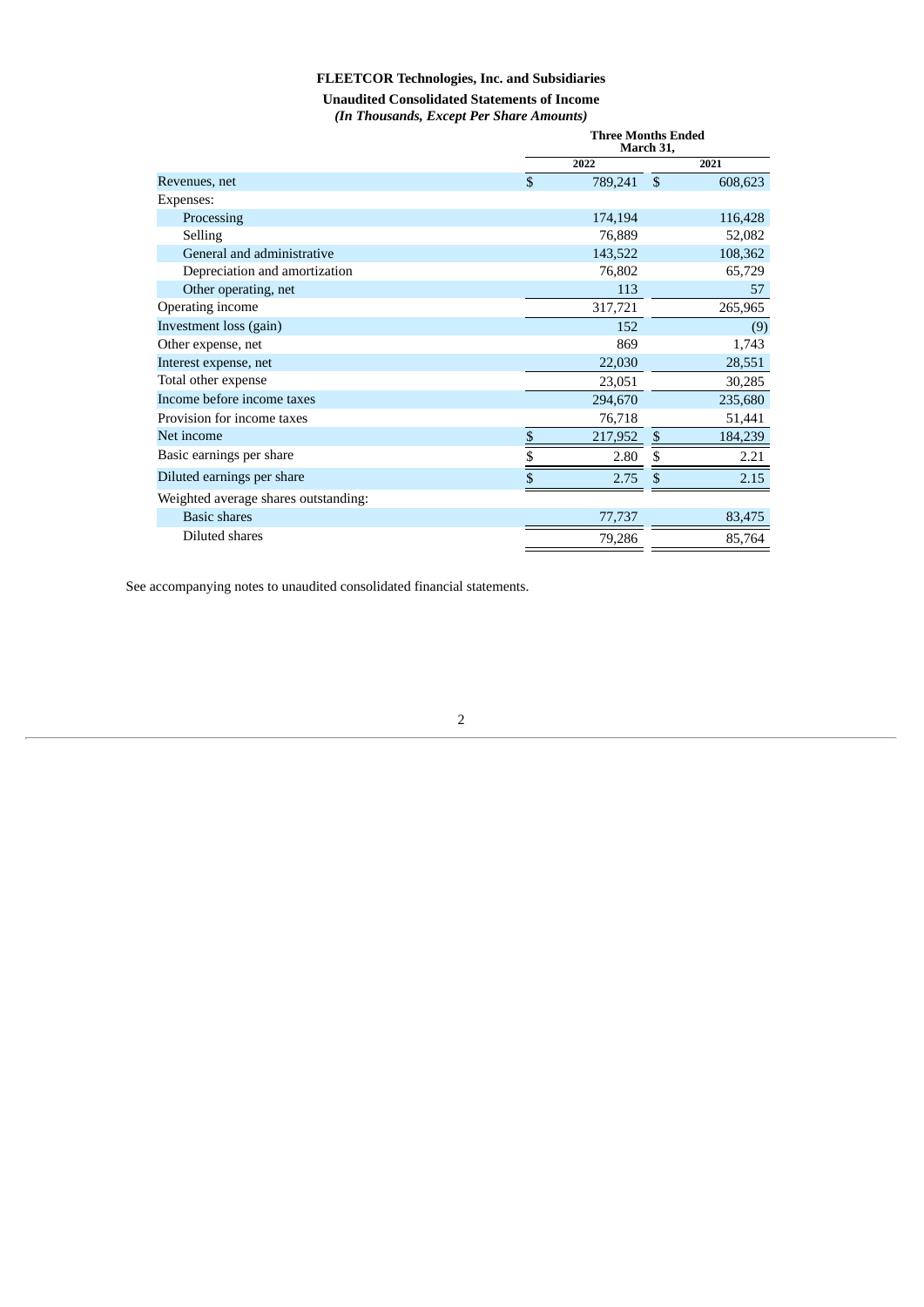**FLEETCOR Technologies, Inc. and Subsidiaries**

**Unaudited Consolidated Statements of Income**

***(In Thousands, Except Per Share Amounts)***

| | Three Months Ended March 31, | |
|---|---|---|
| | 2022 | 2021 |
| Revenues, net | $ 789,241 | $ 608,623 |
| Expenses: | | |
| Processing | 174,194 | 116,428 |
| Selling | 76,889 | 52,082 |
| General and administrative | 143,522 | 108,362 |
| Depreciation and amortization | 76,802 | 65,729 |
| Other operating, net | 113 | 57 |
| Operating income | 317,721 | 265,965 |
| Investment loss (gain) | 152 | (9) |
| Other expense, net | 869 | 1,743 |
| Interest expense, net | 22,030 | 28,551 |
| Total other expense | 23,051 | 30,285 |
| Income before income taxes | 294,670 | 235,680 |
| Provision for income taxes | 76,718 | 51,441 |
| Net income | $ 217,952 | $ 184,239 |
| Basic earnings per share | $ 2.80 | $ 2.21 |
| Diluted earnings per share | $ 2.75 | $ 2.15 |
| Weighted average shares outstanding: | | |
| Basic shares | 77,737 | 83,475 |
| Diluted shares | 79,286 | 85,764 |

See accompanying notes to unaudited consolidated financial statements.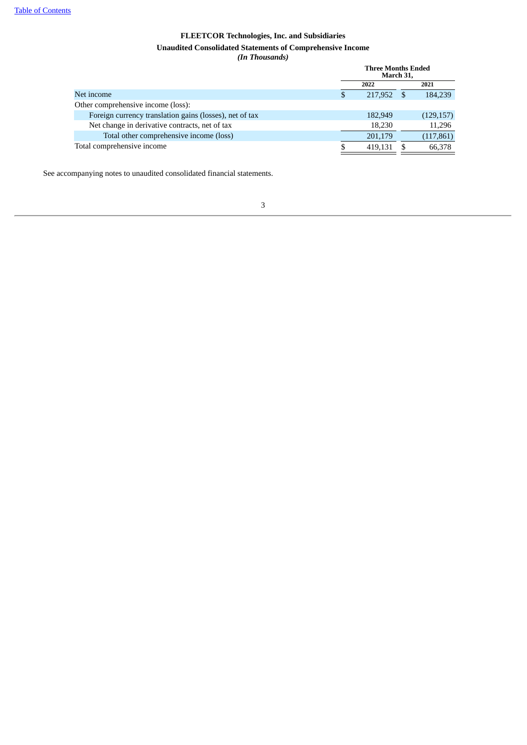Table of Contents

# FLEETCOR Technologies, Inc. and Subsidiaries

## Unaudited Consolidated Statements of Comprehensive Income

*(In Thousands)*

| | Three Months Ended March 31, | |
|---|---|---|
| | 2022 | 2021 |
| Net income | $ 217,952 | $ 184,239 |
| Other comprehensive income (loss): | | |
| Foreign currency translation gains (losses), net of tax | 182,949 | (129,157) |
| Net change in derivative contracts, net of tax | 18,230 | 11,296 |
| Total other comprehensive income (loss) | 201,179 | (117,861) |
| Total comprehensive income | $ 419,131 | $ 66,378 |

See accompanying notes to unaudited consolidated financial statements.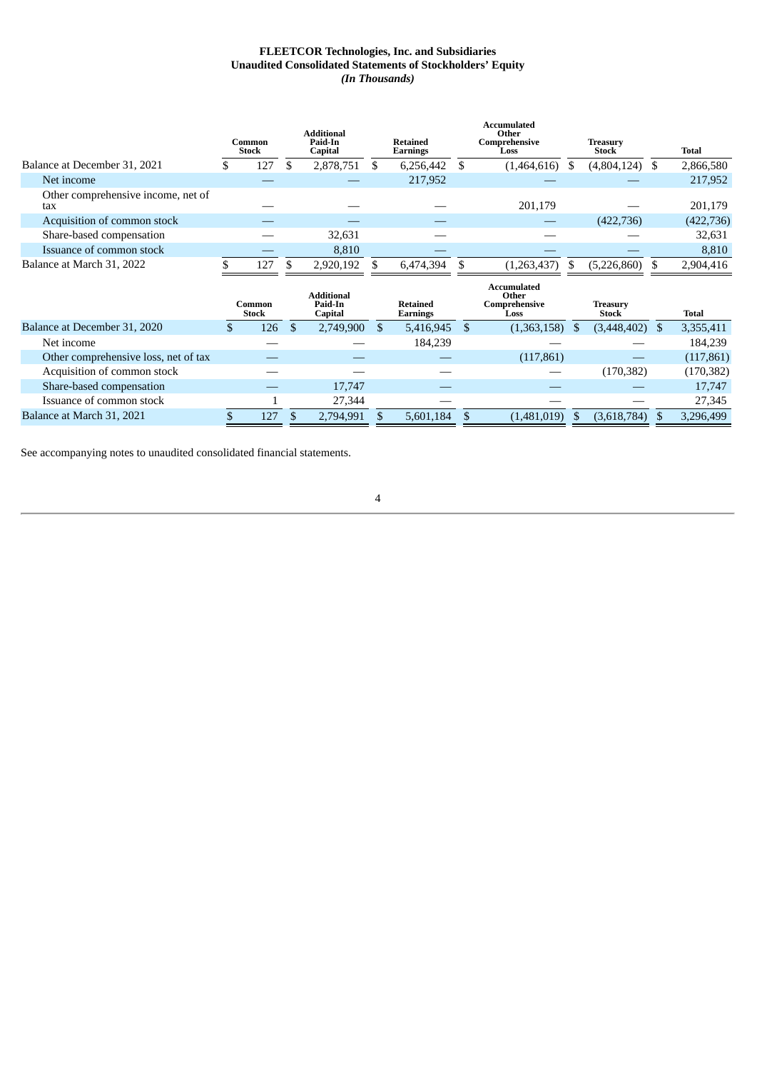**FLEETCOR Technologies, Inc. and Subsidiaries**
**Unaudited Consolidated Statements of Stockholders' Equity**
***(In Thousands)***

| | Common Stock | Additional Paid-In Capital | Retained Earnings | Accumulated Other Comprehensive Loss | Treasury Stock | Total |
|---|---|---|---|---|---|---|
| Balance at December 31, 2021 | $ 127 | $ 2,878,751 | $ 6,256,442 | $ (1,464,616) | $ (4,804,124) | $ 2,866,580 |
| Net income | — | — | 217,952 | — | — | 217,952 |
| Other comprehensive income, net of tax | — | — | — | 201,179 | — | 201,179 |
| Acquisition of common stock | — | — | — | — | (422,736) | (422,736) |
| Share-based compensation | — | 32,631 | — | — | — | 32,631 |
| Issuance of common stock | — | 8,810 | — | — | — | 8,810 |
| Balance at March 31, 2022 | $ 127 | $ 2,920,192 | $ 6,474,394 | $ (1,263,437) | $ (5,226,860) | $ 2,904,416 |

| | Common Stock | Additional Paid-In Capital | Retained Earnings | Accumulated Other Comprehensive Loss | Treasury Stock | Total |
|---|---|---|---|---|---|---|
| Balance at December 31, 2020 | $ 126 | $ 2,749,900 | $ 5,416,945 | $ (1,363,158) | $ (3,448,402) | $ 3,355,411 |
| Net income | — | — | 184,239 | — | — | 184,239 |
| Other comprehensive loss, net of tax | — | — | — | (117,861) | — | (117,861) |
| Acquisition of common stock | — | — | — | — | (170,382) | (170,382) |
| Share-based compensation | — | 17,747 | — | — | — | 17,747 |
| Issuance of common stock | 1 | 27,344 | — | — | — | 27,345 |
| Balance at March 31, 2021 | $ 127 | $ 2,794,991 | $ 5,601,184 | $ (1,481,019) | $ (3,618,784) | $ 3,296,499 |

See accompanying notes to unaudited consolidated financial statements.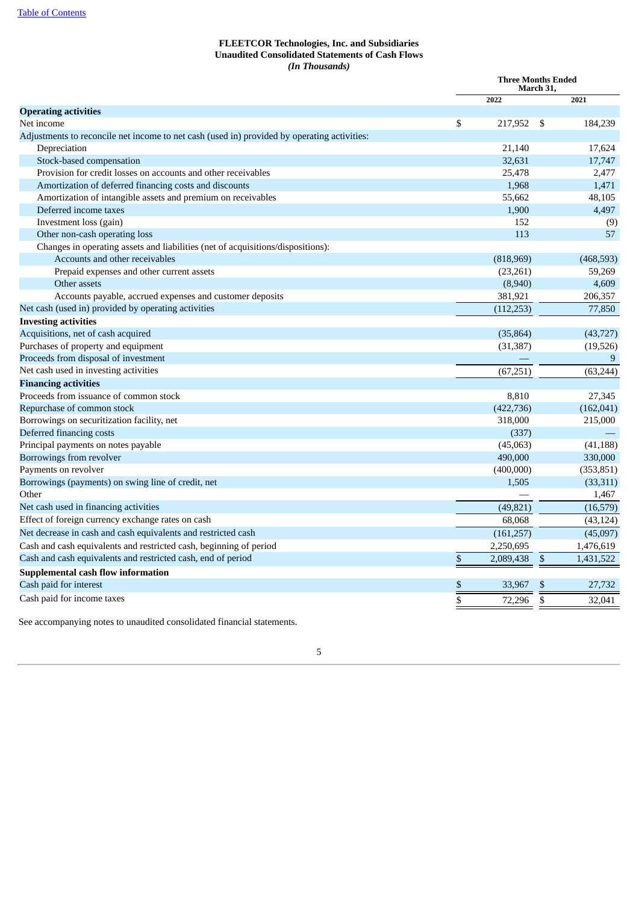[Table of Contents](#)

**FLEETCOR Technologies, Inc. and Subsidiaries**
**Unaudited Consolidated Statements of Cash Flows**
***(In Thousands)***

| | Three Months Ended March 31, | |
|---|---|---|
| | 2022 | 2021 |
| **Operating activities** | | |
| Net income | $ 217,952 | $ 184,239 |
| Adjustments to reconcile net income to net cash (used in) provided by operating activities: | | |
| Depreciation | 21,140 | 17,624 |
| Stock-based compensation | 32,631 | 17,747 |
| Provision for credit losses on accounts and other receivables | 25,478 | 2,477 |
| Amortization of deferred financing costs and discounts | 1,968 | 1,471 |
| Amortization of intangible assets and premium on receivables | 55,662 | 48,105 |
| Deferred income taxes | 1,900 | 4,497 |
| Investment loss (gain) | 152 | (9) |
| Other non-cash operating loss | 113 | 57 |
| Changes in operating assets and liabilities (net of acquisitions/dispositions): | | |
| Accounts and other receivables | (818,969) | (468,593) |
| Prepaid expenses and other current assets | (23,261) | 59,269 |
| Other assets | (8,940) | 4,609 |
| Accounts payable, accrued expenses and customer deposits | 381,921 | 206,357 |
| Net cash (used in) provided by operating activities | (112,253) | 77,850 |
| **Investing activities** | | |
| Acquisitions, net of cash acquired | (35,864) | (43,727) |
| Purchases of property and equipment | (31,387) | (19,526) |
| Proceeds from disposal of investment | — | 9 |
| Net cash used in investing activities | (67,251) | (63,244) |
| **Financing activities** | | |
| Proceeds from issuance of common stock | 8,810 | 27,345 |
| Repurchase of common stock | (422,736) | (162,041) |
| Borrowings on securitization facility, net | 318,000 | 215,000 |
| Deferred financing costs | (337) | — |
| Principal payments on notes payable | (45,063) | (41,188) |
| Borrowings from revolver | 490,000 | 330,000 |
| Payments on revolver | (400,000) | (353,851) |
| Borrowings (payments) on swing line of credit, net | 1,505 | (33,311) |
| Other | — | 1,467 |
| Net cash used in financing activities | (49,821) | (16,579) |
| Effect of foreign currency exchange rates on cash | 68,068 | (43,124) |
| Net decrease in cash and cash equivalents and restricted cash | (161,257) | (45,097) |
| Cash and cash equivalents and restricted cash, beginning of period | 2,250,695 | 1,476,619 |
| Cash and cash equivalents and restricted cash, end of period | $ 2,089,438 | $ 1,431,522 |
| **Supplemental cash flow information** | | |
| Cash paid for interest | $ 33,967 | $ 27,732 |
| Cash paid for income taxes | $ 72,296 | $ 32,041 |

See accompanying notes to unaudited consolidated financial statements.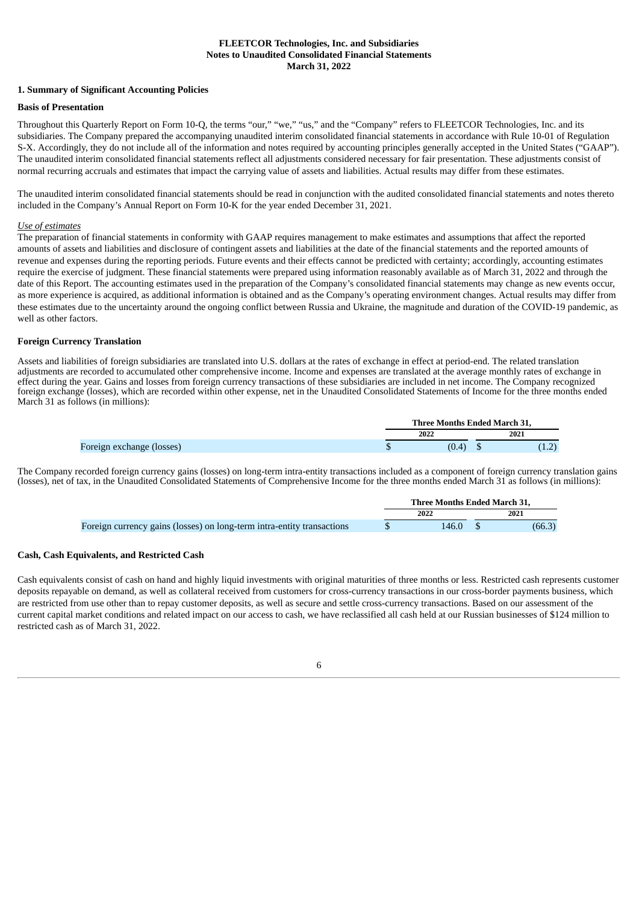# FLEETCOR Technologies, Inc. and Subsidiaries
## Notes to Unaudited Consolidated Financial Statements
## March 31, 2022

### 1. Summary of Significant Accounting Policies

**Basis of Presentation**

Throughout this Quarterly Report on Form 10-Q, the terms "our," "we," "us," and the "Company" refers to FLEETCOR Technologies, Inc. and its subsidiaries. The Company prepared the accompanying unaudited interim consolidated financial statements in accordance with Rule 10-01 of Regulation S-X. Accordingly, they do not include all of the information and notes required by accounting principles generally accepted in the United States ("GAAP"). The unaudited interim consolidated financial statements reflect all adjustments considered necessary for fair presentation. These adjustments consist of normal recurring accruals and estimates that impact the carrying value of assets and liabilities. Actual results may differ from these estimates.

The unaudited interim consolidated financial statements should be read in conjunction with the audited consolidated financial statements and notes thereto included in the Company's Annual Report on Form 10-K for the year ended December 31, 2021.

*Use of estimates*

The preparation of financial statements in conformity with GAAP requires management to make estimates and assumptions that affect the reported amounts of assets and liabilities and disclosure of contingent assets and liabilities at the date of the financial statements and the reported amounts of revenue and expenses during the reporting periods. Future events and their effects cannot be predicted with certainty; accordingly, accounting estimates require the exercise of judgment. These financial statements were prepared using information reasonably available as of March 31, 2022 and through the date of this Report. The accounting estimates used in the preparation of the Company's consolidated financial statements may change as new events occur, as more experience is acquired, as additional information is obtained and as the Company's operating environment changes. Actual results may differ from these estimates due to the uncertainty around the ongoing conflict between Russia and Ukraine, the magnitude and duration of the COVID-19 pandemic, as well as other factors.

**Foreign Currency Translation**

Assets and liabilities of foreign subsidiaries are translated into U.S. dollars at the rates of exchange in effect at period-end. The related translation adjustments are recorded to accumulated other comprehensive income. Income and expenses are translated at the average monthly rates of exchange in effect during the year. Gains and losses from foreign currency transactions of these subsidiaries are included in net income. The Company recognized foreign exchange (losses), which are recorded within other expense, net in the Unaudited Consolidated Statements of Income for the three months ended March 31 as follows (in millions):

| | Three Months Ended March 31, | |
|---|---|---|
| | 2022 | 2021 |
| Foreign exchange (losses) | $ (0.4) | $ (1.2) |

The Company recorded foreign currency gains (losses) on long-term intra-entity transactions included as a component of foreign currency translation gains (losses), net of tax, in the Unaudited Consolidated Statements of Comprehensive Income for the three months ended March 31 as follows (in millions):

| | Three Months Ended March 31, | |
|---|---|---|
| | 2022 | 2021 |
| Foreign currency gains (losses) on long-term intra-entity transactions | $ 146.0 | $ (66.3) |

**Cash, Cash Equivalents, and Restricted Cash**

Cash equivalents consist of cash on hand and highly liquid investments with original maturities of three months or less. Restricted cash represents customer deposits repayable on demand, as well as collateral received from customers for cross-currency transactions in our cross-border payments business, which are restricted from use other than to repay customer deposits, as well as secure and settle cross-currency transactions. Based on our assessment of the current capital market conditions and related impact on our access to cash, we have reclassified all cash held at our Russian businesses of $124 million to restricted cash as of March 31, 2022.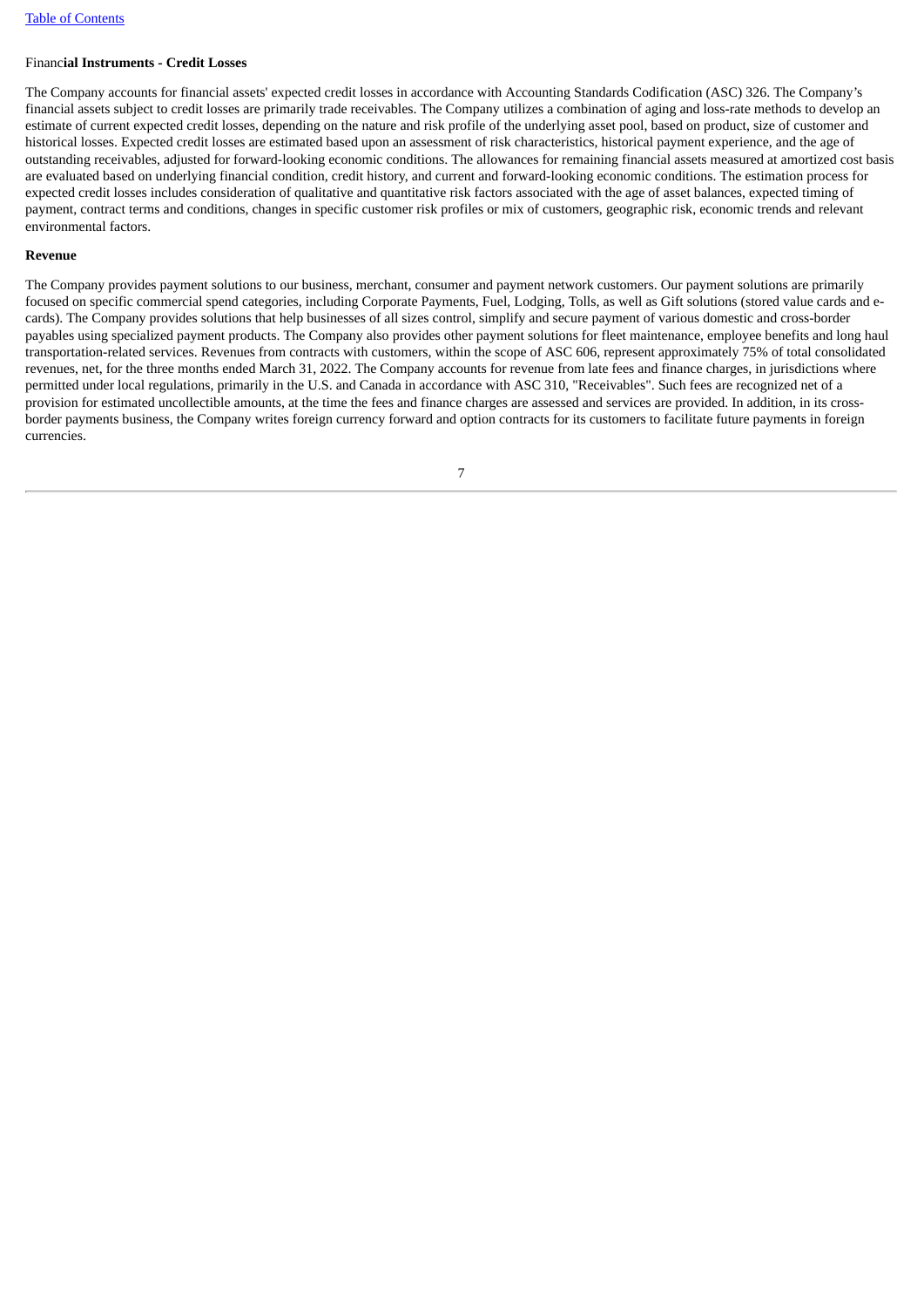**Financial Instruments - Credit Losses**

The Company accounts for financial assets' expected credit losses in accordance with Accounting Standards Codification (ASC) 326. The Company's financial assets subject to credit losses are primarily trade receivables. The Company utilizes a combination of aging and loss-rate methods to develop an estimate of current expected credit losses, depending on the nature and risk profile of the underlying asset pool, based on product, size of customer and historical losses. Expected credit losses are estimated based upon an assessment of risk characteristics, historical payment experience, and the age of outstanding receivables, adjusted for forward-looking economic conditions. The allowances for remaining financial assets measured at amortized cost basis are evaluated based on underlying financial condition, credit history, and current and forward-looking economic conditions. The estimation process for expected credit losses includes consideration of qualitative and quantitative risk factors associated with the age of asset balances, expected timing of payment, contract terms and conditions, changes in specific customer risk profiles or mix of customers, geographic risk, economic trends and relevant environmental factors.

**Revenue**

The Company provides payment solutions to our business, merchant, consumer and payment network customers. Our payment solutions are primarily focused on specific commercial spend categories, including Corporate Payments, Fuel, Lodging, Tolls, as well as Gift solutions (stored value cards and e-cards). The Company provides solutions that help businesses of all sizes control, simplify and secure payment of various domestic and cross-border payables using specialized payment products. The Company also provides other payment solutions for fleet maintenance, employee benefits and long haul transportation-related services. Revenues from contracts with customers, within the scope of ASC 606, represent approximately 75% of total consolidated revenues, net, for the three months ended March 31, 2022. The Company accounts for revenue from late fees and finance charges, in jurisdictions where permitted under local regulations, primarily in the U.S. and Canada in accordance with ASC 310, "Receivables". Such fees are recognized net of a provision for estimated uncollectible amounts, at the time the fees and finance charges are assessed and services are provided. In addition, in its cross-border payments business, the Company writes foreign currency forward and option contracts for its customers to facilitate future payments in foreign currencies.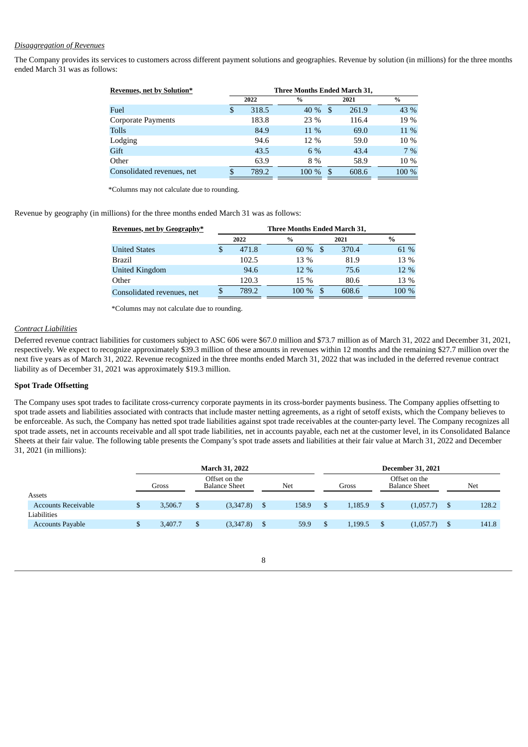*Disaggregation of Revenues*

The Company provides its services to customers across different payment solutions and geographies. Revenue by solution (in millions) for the three months ended March 31 was as follows:

| Revenues, net by Solution* | Three Months Ended March 31, | | | |
|---|---|---|---|---|
| | 2022 | % | 2021 | % |
| Fuel | $ 318.5 | 40 % | $ 261.9 | 43 % |
| Corporate Payments | 183.8 | 23 % | 116.4 | 19 % |
| Tolls | 84.9 | 11 % | 69.0 | 11 % |
| Lodging | 94.6 | 12 % | 59.0 | 10 % |
| Gift | 43.5 | 6 % | 43.4 | 7 % |
| Other | 63.9 | 8 % | 58.9 | 10 % |
| Consolidated revenues, net | $ 789.2 | 100 % | $ 608.6 | 100 % |

*Columns may not calculate due to rounding.

Revenue by geography (in millions) for the three months ended March 31 was as follows:

| Revenues, net by Geography* | Three Months Ended March 31, | | | |
|---|---|---|---|---|
| | 2022 | % | 2021 | % |
| United States | $ 471.8 | 60 % | $ 370.4 | 61 % |
| Brazil | 102.5 | 13 % | 81.9 | 13 % |
| United Kingdom | 94.6 | 12 % | 75.6 | 12 % |
| Other | 120.3 | 15 % | 80.6 | 13 % |
| Consolidated revenues, net | $ 789.2 | 100 % | $ 608.6 | 100 % |

*Columns may not calculate due to rounding.

*Contract Liabilities*

Deferred revenue contract liabilities for customers subject to ASC 606 were $67.0 million and $73.7 million as of March 31, 2022 and December 31, 2021, respectively. We expect to recognize approximately $39.3 million of these amounts in revenues within 12 months and the remaining $27.7 million over the next five years as of March 31, 2022. Revenue recognized in the three months ended March 31, 2022 that was included in the deferred revenue contract liability as of December 31, 2021 was approximately $19.3 million.

**Spot Trade Offsetting**

The Company uses spot trades to facilitate cross-currency corporate payments in its cross-border payments business. The Company applies offsetting to spot trade assets and liabilities associated with contracts that include master netting agreements, as a right of setoff exists, which the Company believes to be enforceable. As such, the Company has netted spot trade liabilities against spot trade receivables at the counter-party level. The Company recognizes all spot trade assets, net in accounts receivable and all spot trade liabilities, net in accounts payable, each net at the customer level, in its Consolidated Balance Sheets at their fair value. The following table presents the Company's spot trade assets and liabilities at their fair value at March 31, 2022 and December 31, 2021 (in millions):

| | March 31, 2022 | | | December 31, 2021 | | |
|---|---|---|---|---|---|---|
| | Gross | Offset on the Balance Sheet | Net | Gross | Offset on the Balance Sheet | Net |
| Assets | | | | | | |
| Accounts Receivable | $ 3,506.7 | $ (3,347.8) | $ 158.9 | $ 1,185.9 | $ (1,057.7) | $ 128.2 |
| Liabilities | | | | | | |
| Accounts Payable | $ 3,407.7 | $ (3,347.8) | $ 59.9 | $ 1,199.5 | $ (1,057.7) | $ 141.8 |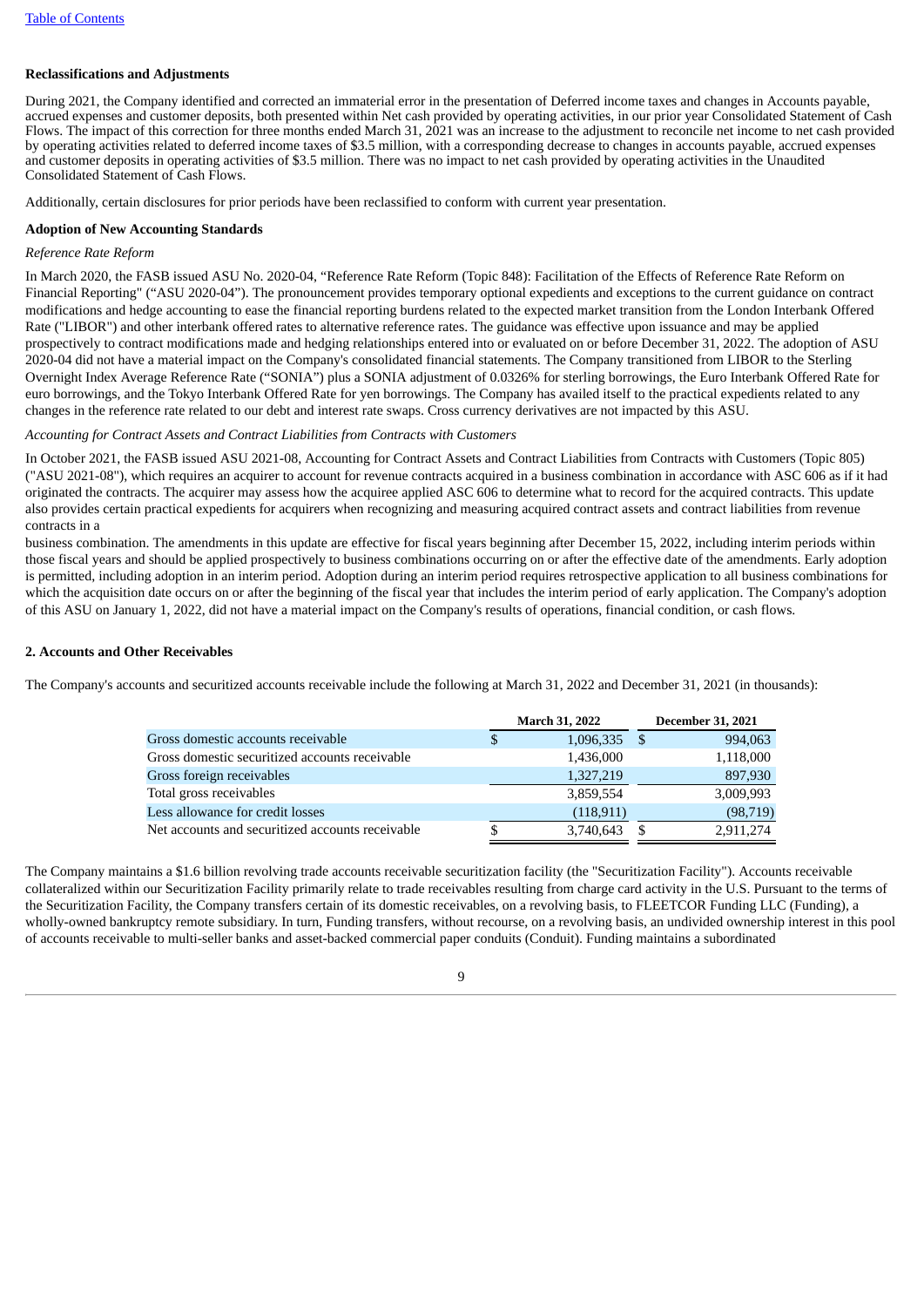**Reclassifications and Adjustments**

During 2021, the Company identified and corrected an immaterial error in the presentation of Deferred income taxes and changes in Accounts payable, accrued expenses and customer deposits, both presented within Net cash provided by operating activities, in our prior year Consolidated Statement of Cash Flows. The impact of this correction for three months ended March 31, 2021 was an increase to the adjustment to reconcile net income to net cash provided by operating activities related to deferred income taxes of $3.5 million, with a corresponding decrease to changes in accounts payable, accrued expenses and customer deposits in operating activities of $3.5 million. There was no impact to net cash provided by operating activities in the Unaudited Consolidated Statement of Cash Flows.

Additionally, certain disclosures for prior periods have been reclassified to conform with current year presentation.

**Adoption of New Accounting Standards**

*Reference Rate Reform*

In March 2020, the FASB issued ASU No. 2020-04, "Reference Rate Reform (Topic 848): Facilitation of the Effects of Reference Rate Reform on Financial Reporting" ("ASU 2020-04"). The pronouncement provides temporary optional expedients and exceptions to the current guidance on contract modifications and hedge accounting to ease the financial reporting burdens related to the expected market transition from the London Interbank Offered Rate ("LIBOR") and other interbank offered rates to alternative reference rates. The guidance was effective upon issuance and may be applied prospectively to contract modifications made and hedging relationships entered into or evaluated on or before December 31, 2022. The adoption of ASU 2020-04 did not have a material impact on the Company's consolidated financial statements. The Company transitioned from LIBOR to the Sterling Overnight Index Average Reference Rate ("SONIA") plus a SONIA adjustment of 0.0326% for sterling borrowings, the Euro Interbank Offered Rate for euro borrowings, and the Tokyo Interbank Offered Rate for yen borrowings. The Company has availed itself to the practical expedients related to any changes in the reference rate related to our debt and interest rate swaps. Cross currency derivatives are not impacted by this ASU.

*Accounting for Contract Assets and Contract Liabilities from Contracts with Customers*

In October 2021, the FASB issued ASU 2021-08, Accounting for Contract Assets and Contract Liabilities from Contracts with Customers (Topic 805) ("ASU 2021-08"), which requires an acquirer to account for revenue contracts acquired in a business combination in accordance with ASC 606 as if it had originated the contracts. The acquirer may assess how the acquiree applied ASC 606 to determine what to record for the acquired contracts. This update also provides certain practical expedients for acquirers when recognizing and measuring acquired contract assets and contract liabilities from revenue contracts in a business combination. The amendments in this update are effective for fiscal years beginning after December 15, 2022, including interim periods within those fiscal years and should be applied prospectively to business combinations occurring on or after the effective date of the amendments. Early adoption is permitted, including adoption in an interim period. Adoption during an interim period requires retrospective application to all business combinations for which the acquisition date occurs on or after the beginning of the fiscal year that includes the interim period of early application. The Company's adoption of this ASU on January 1, 2022, did not have a material impact on the Company's results of operations, financial condition, or cash flows.

**2. Accounts and Other Receivables**

The Company's accounts and securitized accounts receivable include the following at March 31, 2022 and December 31, 2021 (in thousands):

| | March 31, 2022 | December 31, 2021 |
|---|---|---|
| Gross domestic accounts receivable | $ 1,096,335 | $ 994,063 |
| Gross domestic securitized accounts receivable | 1,436,000 | 1,118,000 |
| Gross foreign receivables | 1,327,219 | 897,930 |
| Total gross receivables | 3,859,554 | 3,009,993 |
| Less allowance for credit losses | (118,911) | (98,719) |
| Net accounts and securitized accounts receivable | $ 3,740,643 | $ 2,911,274 |

The Company maintains a $1.6 billion revolving trade accounts receivable securitization facility (the "Securitization Facility"). Accounts receivable collateralized within our Securitization Facility primarily relate to trade receivables resulting from charge card activity in the U.S. Pursuant to the terms of the Securitization Facility, the Company transfers certain of its domestic receivables, on a revolving basis, to FLEETCOR Funding LLC (Funding), a wholly-owned bankruptcy remote subsidiary. In turn, Funding transfers, without recourse, on a revolving basis, an undivided ownership interest in this pool of accounts receivable to multi-seller banks and asset-backed commercial paper conduits (Conduit). Funding maintains a subordinated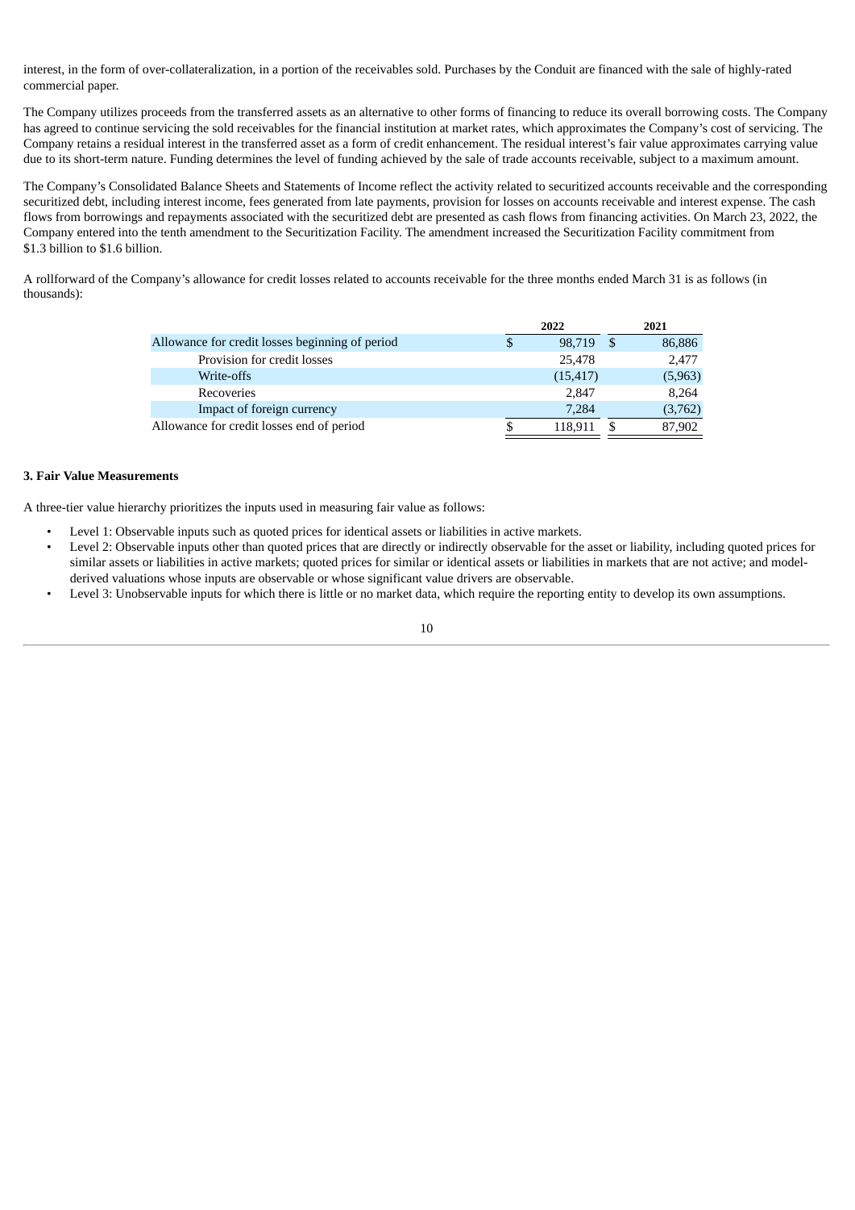interest, in the form of over-collateralization, in a portion of the receivables sold. Purchases by the Conduit are financed with the sale of highly-rated commercial paper.

The Company utilizes proceeds from the transferred assets as an alternative to other forms of financing to reduce its overall borrowing costs. The Company has agreed to continue servicing the sold receivables for the financial institution at market rates, which approximates the Company's cost of servicing. The Company retains a residual interest in the transferred asset as a form of credit enhancement. The residual interest's fair value approximates carrying value due to its short-term nature. Funding determines the level of funding achieved by the sale of trade accounts receivable, subject to a maximum amount.

The Company's Consolidated Balance Sheets and Statements of Income reflect the activity related to securitized accounts receivable and the corresponding securitized debt, including interest income, fees generated from late payments, provision for losses on accounts receivable and interest expense. The cash flows from borrowings and repayments associated with the securitized debt are presented as cash flows from financing activities. On March 23, 2022, the Company entered into the tenth amendment to the Securitization Facility. The amendment increased the Securitization Facility commitment from $1.3 billion to $1.6 billion.

A rollforward of the Company's allowance for credit losses related to accounts receivable for the three months ended March 31 is as follows (in thousands):

| | 2022 | 2021 |
|---|---|---|
| Allowance for credit losses beginning of period | $ 98,719 | $ 86,886 |
| Provision for credit losses | 25,478 | 2,477 |
| Write-offs | (15,417) | (5,963) |
| Recoveries | 2,847 | 8,264 |
| Impact of foreign currency | 7,284 | (3,762) |
| Allowance for credit losses end of period | $ 118,911 | $ 87,902 |

**3. Fair Value Measurements**

A three-tier value hierarchy prioritizes the inputs used in measuring fair value as follows:

- Level 1: Observable inputs such as quoted prices for identical assets or liabilities in active markets.
- Level 2: Observable inputs other than quoted prices that are directly or indirectly observable for the asset or liability, including quoted prices for similar assets or liabilities in active markets; quoted prices for similar or identical assets or liabilities in markets that are not active; and model-derived valuations whose inputs are observable or whose significant value drivers are observable.
- Level 3: Unobservable inputs for which there is little or no market data, which require the reporting entity to develop its own assumptions.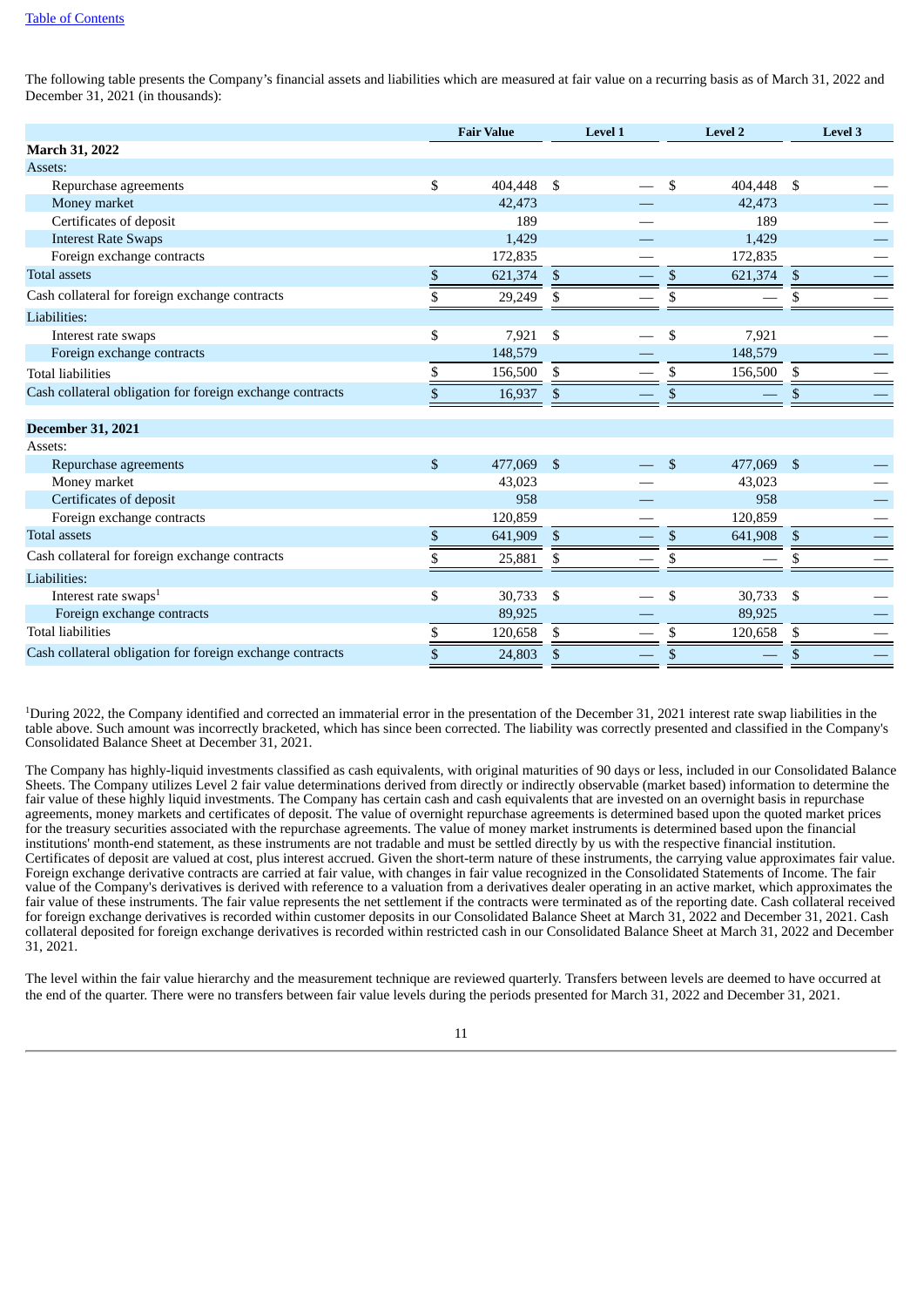The following table presents the Company's financial assets and liabilities which are measured at fair value on a recurring basis as of March 31, 2022 and December 31, 2021 (in thousands):

| | Fair Value | Level 1 | Level 2 | Level 3 |
|---|---|---|---|---|
| **March 31, 2022** | | | | |
| Assets: | | | | |
| Repurchase agreements | $ 404,448 | $ — | $ 404,448 | $ — |
| Money market | 42,473 | — | 42,473 | — |
| Certificates of deposit | 189 | — | 189 | — |
| Interest Rate Swaps | 1,429 | — | 1,429 | — |
| Foreign exchange contracts | 172,835 | — | 172,835 | — |
| Total assets | $ 621,374 | $ — | $ 621,374 | $ — |
| Cash collateral for foreign exchange contracts | $ 29,249 | $ — | $ — | $ — |
| Liabilities: | | | | |
| Interest rate swaps | $ 7,921 | $ — | $ 7,921 | — |
| Foreign exchange contracts | 148,579 | — | 148,579 | — |
| Total liabilities | $ 156,500 | $ — | $ 156,500 | $ — |
| Cash collateral obligation for foreign exchange contracts | $ 16,937 | $ — | $ — | $ — |
| **December 31, 2021** | | | | |
| Assets: | | | | |
| Repurchase agreements | $ 477,069 | $ — | $ 477,069 | $ — |
| Money market | 43,023 | — | 43,023 | — |
| Certificates of deposit | 958 | — | 958 | — |
| Foreign exchange contracts | 120,859 | — | 120,859 | — |
| Total assets | $ 641,909 | $ — | $ 641,908 | $ — |
| Cash collateral for foreign exchange contracts | $ 25,881 | $ — | $ — | $ — |
| Liabilities: | | | | |
| Interest rate swaps[1] | $ 30,733 | $ — | $ 30,733 | $ — |
| Foreign exchange contracts | 89,925 | — | 89,925 | — |
| Total liabilities | $ 120,658 | $ — | $ 120,658 | $ — |
| Cash collateral obligation for foreign exchange contracts | $ 24,803 | $ — | $ — | $ — |

[1]During 2022, the Company identified and corrected an immaterial error in the presentation of the December 31, 2021 interest rate swap liabilities in the table above. Such amount was incorrectly bracketed, which has since been corrected. The liability was correctly presented and classified in the Company's Consolidated Balance Sheet at December 31, 2021.

The Company has highly-liquid investments classified as cash equivalents, with original maturities of 90 days or less, included in our Consolidated Balance Sheets. The Company utilizes Level 2 fair value determinations derived from directly or indirectly observable (market based) information to determine the fair value of these highly liquid investments. The Company has certain cash and cash equivalents that are invested on an overnight basis in repurchase agreements, money markets and certificates of deposit. The value of overnight repurchase agreements is determined based upon the quoted market prices for the treasury securities associated with the repurchase agreements. The value of money market instruments is determined based upon the financial institutions' month-end statement, as these instruments are not tradable and must be settled directly by us with the respective financial institution. Certificates of deposit are valued at cost, plus interest accrued. Given the short-term nature of these instruments, the carrying value approximates fair value. Foreign exchange derivative contracts are carried at fair value, with changes in fair value recognized in the Consolidated Statements of Income. The fair value of the Company's derivatives is derived with reference to a valuation from a derivatives dealer operating in an active market, which approximates the fair value of these instruments. The fair value represents the net settlement if the contracts were terminated as of the reporting date. Cash collateral received for foreign exchange derivatives is recorded within customer deposits in our Consolidated Balance Sheet at March 31, 2022 and December 31, 2021. Cash collateral deposited for foreign exchange derivatives is recorded within restricted cash in our Consolidated Balance Sheet at March 31, 2022 and December 31, 2021.

The level within the fair value hierarchy and the measurement technique are reviewed quarterly. Transfers between levels are deemed to have occurred at the end of the quarter. There were no transfers between fair value levels during the periods presented for March 31, 2022 and December 31, 2021.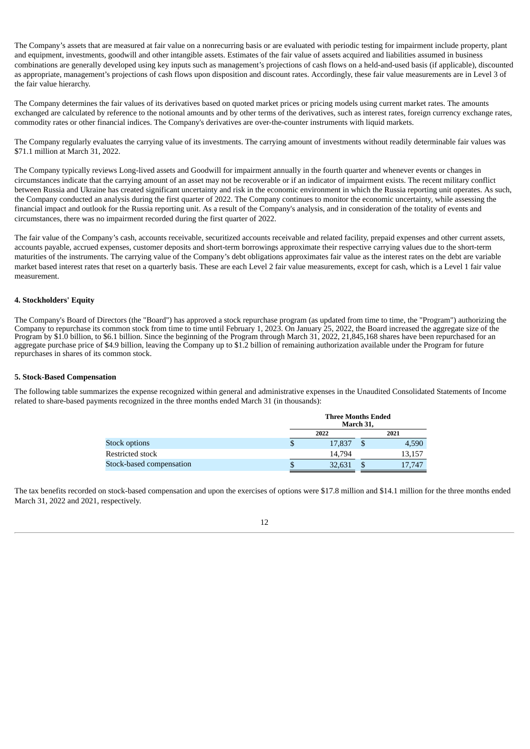The Company’s assets that are measured at fair value on a nonrecurring basis or are evaluated with periodic testing for impairment include property, plant and equipment, investments, goodwill and other intangible assets. Estimates of the fair value of assets acquired and liabilities assumed in business combinations are generally developed using key inputs such as management’s projections of cash flows on a held-and-used basis (if applicable), discounted as appropriate, management’s projections of cash flows upon disposition and discount rates. Accordingly, these fair value measurements are in Level 3 of the fair value hierarchy.

The Company determines the fair values of its derivatives based on quoted market prices or pricing models using current market rates. The amounts exchanged are calculated by reference to the notional amounts and by other terms of the derivatives, such as interest rates, foreign currency exchange rates, commodity rates or other financial indices. The Company's derivatives are over-the-counter instruments with liquid markets.

The Company regularly evaluates the carrying value of its investments. The carrying amount of investments without readily determinable fair values was $71.1 million at March 31, 2022.

The Company typically reviews Long-lived assets and Goodwill for impairment annually in the fourth quarter and whenever events or changes in circumstances indicate that the carrying amount of an asset may not be recoverable or if an indicator of impairment exists. The recent military conflict between Russia and Ukraine has created significant uncertainty and risk in the economic environment in which the Russia reporting unit operates. As such, the Company conducted an analysis during the first quarter of 2022. The Company continues to monitor the economic uncertainty, while assessing the financial impact and outlook for the Russia reporting unit. As a result of the Company's analysis, and in consideration of the totality of events and circumstances, there was no impairment recorded during the first quarter of 2022.

The fair value of the Company’s cash, accounts receivable, securitized accounts receivable and related facility, prepaid expenses and other current assets, accounts payable, accrued expenses, customer deposits and short-term borrowings approximate their respective carrying values due to the short-term maturities of the instruments. The carrying value of the Company’s debt obligations approximates fair value as the interest rates on the debt are variable market based interest rates that reset on a quarterly basis. These are each Level 2 fair value measurements, except for cash, which is a Level 1 fair value measurement.

**4. Stockholders' Equity**

The Company's Board of Directors (the "Board") has approved a stock repurchase program (as updated from time to time, the "Program") authorizing the Company to repurchase its common stock from time to time until February 1, 2023. On January 25, 2022, the Board increased the aggregate size of the Program by $1.0 billion, to $6.1 billion. Since the beginning of the Program through March 31, 2022, 21,845,168 shares have been repurchased for an aggregate purchase price of $4.9 billion, leaving the Company up to $1.2 billion of remaining authorization available under the Program for future repurchases in shares of its common stock.

**5. Stock-Based Compensation**

The following table summarizes the expense recognized within general and administrative expenses in the Unaudited Consolidated Statements of Income related to share-based payments recognized in the three months ended March 31 (in thousands):

| | Three Months Ended March 31, | |
|---|---|---|
| | 2022 | 2021 |
| Stock options | $ 17,837 | $ 4,590 |
| Restricted stock | 14,794 | 13,157 |
| Stock-based compensation | $ 32,631 | $ 17,747 |

The tax benefits recorded on stock-based compensation and upon the exercises of options were $17.8 million and $14.1 million for the three months ended March 31, 2022 and 2021, respectively.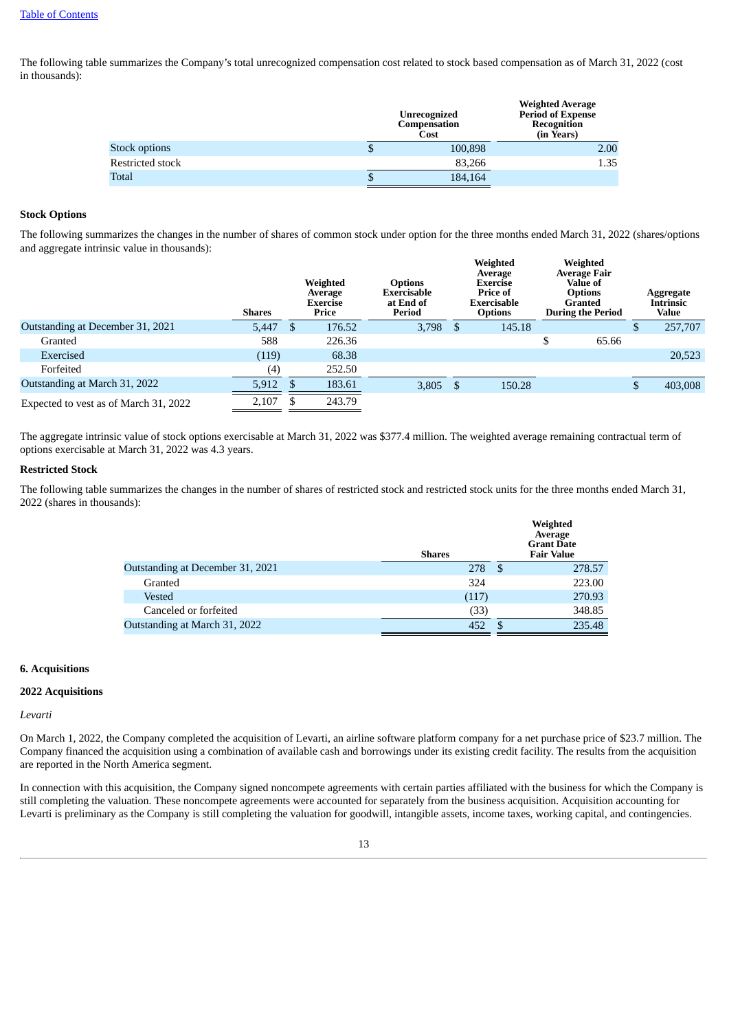The following table summarizes the Company's total unrecognized compensation cost related to stock based compensation as of March 31, 2022 (cost in thousands):

| | Unrecognized Compensation Cost | Weighted Average Period of Expense Recognition (in Years) |
|---|---|---|
| Stock options | $ 100,898 | 2.00 |
| Restricted stock | 83,266 | 1.35 |
| Total | $ 184,164 | |

**Stock Options**

The following summarizes the changes in the number of shares of common stock under option for the three months ended March 31, 2022 (shares/options and aggregate intrinsic value in thousands):

| | Shares | Weighted Average Exercise Price | Options Exercisable at End of Period | Weighted Average Exercise Price of Exercisable Options | Weighted Average Fair Value of Options Granted During the Period | Aggregate Intrinsic Value |
|---|---|---|---|---|---|---|
| Outstanding at December 31, 2021 | 5,447 | $ 176.52 | 3,798 | $ 145.18 | | $ 257,707 |
| Granted | 588 | 226.36 | | | $ 65.66 | |
| Exercised | (119) | 68.38 | | | | 20,523 |
| Forfeited | (4) | 252.50 | | | | |
| Outstanding at March 31, 2022 | 5,912 | $ 183.61 | 3,805 | $ 150.28 | | $ 403,008 |
| Expected to vest as of March 31, 2022 | 2,107 | $ 243.79 | | | | |

The aggregate intrinsic value of stock options exercisable at March 31, 2022 was $377.4 million. The weighted average remaining contractual term of options exercisable at March 31, 2022 was 4.3 years.

**Restricted Stock**

The following table summarizes the changes in the number of shares of restricted stock and restricted stock units for the three months ended March 31, 2022 (shares in thousands):

| | Shares | Weighted Average Grant Date Fair Value |
|---|---|---|
| Outstanding at December 31, 2021 | 278 | $ 278.57 |
| Granted | 324 | 223.00 |
| Vested | (117) | 270.93 |
| Canceled or forfeited | (33) | 348.85 |
| Outstanding at March 31, 2022 | 452 | $ 235.48 |

## 6. Acquisitions

### 2022 Acquisitions

*Levarti*

On March 1, 2022, the Company completed the acquisition of Levarti, an airline software platform company for a net purchase price of $23.7 million. The Company financed the acquisition using a combination of available cash and borrowings under its existing credit facility. The results from the acquisition are reported in the North America segment.

In connection with this acquisition, the Company signed noncompete agreements with certain parties affiliated with the business for which the Company is still completing the valuation. These noncompete agreements were accounted for separately from the business acquisition. Acquisition accounting for Levarti is preliminary as the Company is still completing the valuation for goodwill, intangible assets, income taxes, working capital, and contingencies.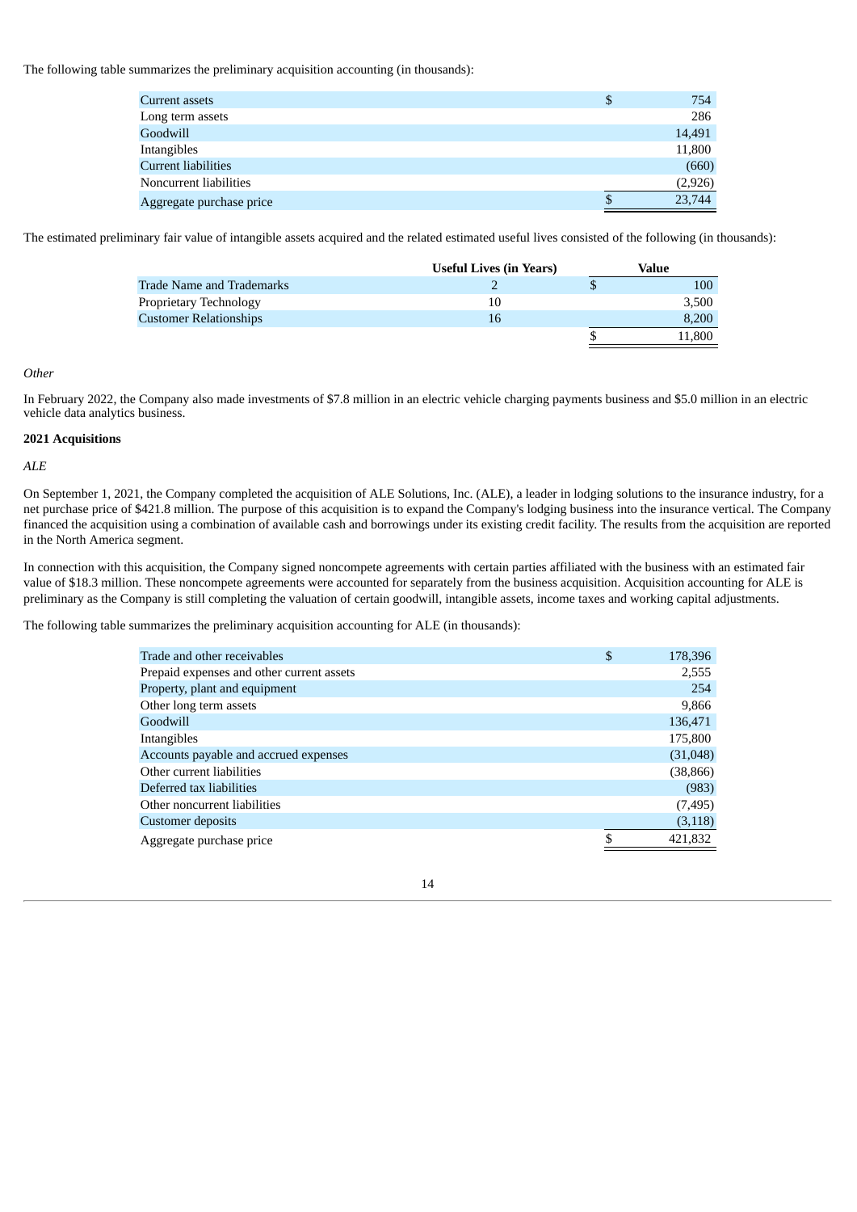The following table summarizes the preliminary acquisition accounting (in thousands):

| | | |
|---|---|---|
| Current assets | $ | 754 |
| Long term assets | | 286 |
| Goodwill | | 14,491 |
| Intangibles | | 11,800 |
| Current liabilities | | (660) |
| Noncurrent liabilities | | (2,926) |
| Aggregate purchase price | $ | 23,744 |

The estimated preliminary fair value of intangible assets acquired and the related estimated useful lives consisted of the following (in thousands):

| | Useful Lives (in Years) | | Value |
|---|---|---|---|
| Trade Name and Trademarks | 2 | $ | 100 |
| Proprietary Technology | 10 | | 3,500 |
| Customer Relationships | 16 | | 8,200 |
| | | $ | 11,800 |

*Other*

In February 2022, the Company also made investments of $7.8 million in an electric vehicle charging payments business and $5.0 million in an electric vehicle data analytics business.

**2021 Acquisitions**

*ALE*

On September 1, 2021, the Company completed the acquisition of ALE Solutions, Inc. (ALE), a leader in lodging solutions to the insurance industry, for a net purchase price of $421.8 million. The purpose of this acquisition is to expand the Company's lodging business into the insurance vertical. The Company financed the acquisition using a combination of available cash and borrowings under its existing credit facility. The results from the acquisition are reported in the North America segment.

In connection with this acquisition, the Company signed noncompete agreements with certain parties affiliated with the business with an estimated fair value of $18.3 million. These noncompete agreements were accounted for separately from the business acquisition. Acquisition accounting for ALE is preliminary as the Company is still completing the valuation of certain goodwill, intangible assets, income taxes and working capital adjustments.

The following table summarizes the preliminary acquisition accounting for ALE (in thousands):

| | | |
|---|---|---|
| Trade and other receivables | $ | 178,396 |
| Prepaid expenses and other current assets | | 2,555 |
| Property, plant and equipment | | 254 |
| Other long term assets | | 9,866 |
| Goodwill | | 136,471 |
| Intangibles | | 175,800 |
| Accounts payable and accrued expenses | | (31,048) |
| Other current liabilities | | (38,866) |
| Deferred tax liabilities | | (983) |
| Other noncurrent liabilities | | (7,495) |
| Customer deposits | | (3,118) |
| Aggregate purchase price | $ | 421,832 |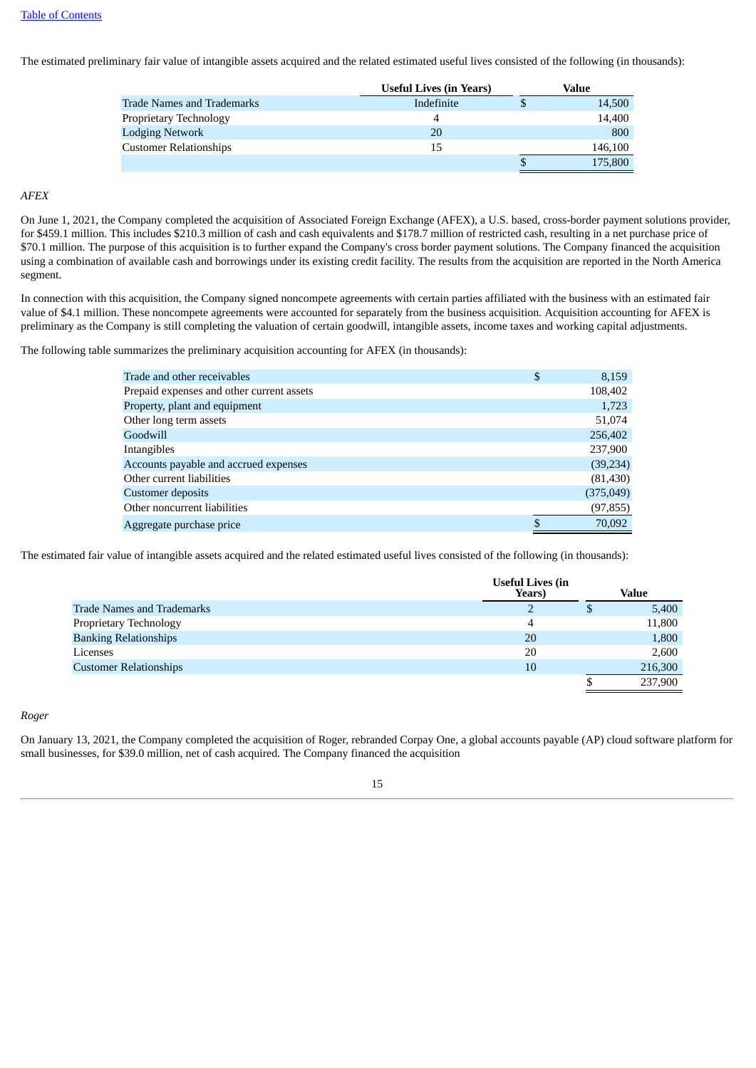The estimated preliminary fair value of intangible assets acquired and the related estimated useful lives consisted of the following (in thousands):

| | Useful Lives (in Years) | Value |
|---|---|---|
| Trade Names and Trademarks | Indefinite | $ 14,500 |
| Proprietary Technology | 4 | 14,400 |
| Lodging Network | 20 | 800 |
| Customer Relationships | 15 | 146,100 |
| | | $ 175,800 |

*AFEX*

On June 1, 2021, the Company completed the acquisition of Associated Foreign Exchange (AFEX), a U.S. based, cross-border payment solutions provider, for $459.1 million. This includes $210.3 million of cash and cash equivalents and $178.7 million of restricted cash, resulting in a net purchase price of $70.1 million. The purpose of this acquisition is to further expand the Company's cross border payment solutions. The Company financed the acquisition using a combination of available cash and borrowings under its existing credit facility. The results from the acquisition are reported in the North America segment.

In connection with this acquisition, the Company signed noncompete agreements with certain parties affiliated with the business with an estimated fair value of $4.1 million. These noncompete agreements were accounted for separately from the business acquisition. Acquisition accounting for AFEX is preliminary as the Company is still completing the valuation of certain goodwill, intangible assets, income taxes and working capital adjustments.

The following table summarizes the preliminary acquisition accounting for AFEX (in thousands):

| | |
|---|---|
| Trade and other receivables | $ 8,159 |
| Prepaid expenses and other current assets | 108,402 |
| Property, plant and equipment | 1,723 |
| Other long term assets | 51,074 |
| Goodwill | 256,402 |
| Intangibles | 237,900 |
| Accounts payable and accrued expenses | (39,234) |
| Other current liabilities | (81,430) |
| Customer deposits | (375,049) |
| Other noncurrent liabilities | (97,855) |
| Aggregate purchase price | $ 70,092 |

The estimated fair value of intangible assets acquired and the related estimated useful lives consisted of the following (in thousands):

| | Useful Lives (in Years) | Value |
|---|---|---|
| Trade Names and Trademarks | 2 | $ 5,400 |
| Proprietary Technology | 4 | 11,800 |
| Banking Relationships | 20 | 1,800 |
| Licenses | 20 | 2,600 |
| Customer Relationships | 10 | 216,300 |
| | | $ 237,900 |

*Roger*

On January 13, 2021, the Company completed the acquisition of Roger, rebranded Corpay One, a global accounts payable (AP) cloud software platform for small businesses, for $39.0 million, net of cash acquired. The Company financed the acquisition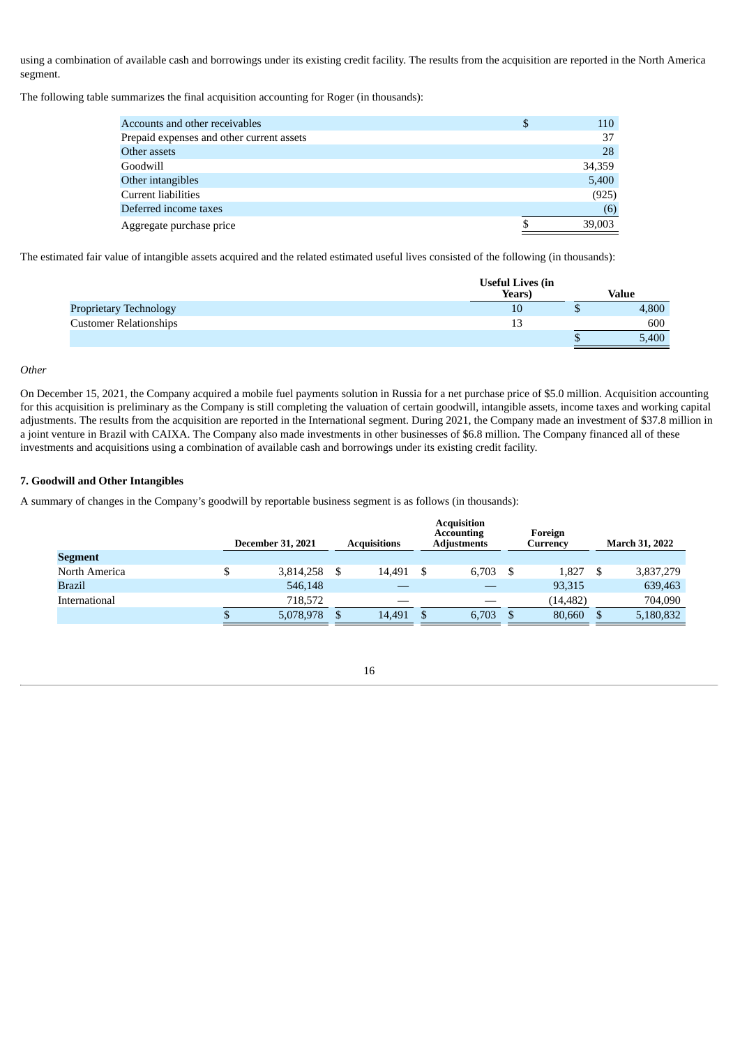using a combination of available cash and borrowings under its existing credit facility. The results from the acquisition are reported in the North America segment.

The following table summarizes the final acquisition accounting for Roger (in thousands):

| | |
|---|---|
| Accounts and other receivables | $ 110 |
| Prepaid expenses and other current assets | 37 |
| Other assets | 28 |
| Goodwill | 34,359 |
| Other intangibles | 5,400 |
| Current liabilities | (925) |
| Deferred income taxes | (6) |
| Aggregate purchase price | $ 39,003 |

The estimated fair value of intangible assets acquired and the related estimated useful lives consisted of the following (in thousands):

| | Useful Lives (in Years) | Value |
|---|---|---|
| Proprietary Technology | 10 | $ 4,800 |
| Customer Relationships | 13 | 600 |
| | | $ 5,400 |

*Other*

On December 15, 2021, the Company acquired a mobile fuel payments solution in Russia for a net purchase price of $5.0 million. Acquisition accounting for this acquisition is preliminary as the Company is still completing the valuation of certain goodwill, intangible assets, income taxes and working capital adjustments. The results from the acquisition are reported in the International segment. During 2021, the Company made an investment of $37.8 million in a joint venture in Brazil with CAIXA. The Company also made investments in other businesses of $6.8 million. The Company financed all of these investments and acquisitions using a combination of available cash and borrowings under its existing credit facility.

**7. Goodwill and Other Intangibles**

A summary of changes in the Company's goodwill by reportable business segment is as follows (in thousands):

| | December 31, 2021 | Acquisitions | Acquisition Accounting Adjustments | Foreign Currency | March 31, 2022 |
|---|---|---|---|---|---|
| **Segment** | | | | | |
| North America | $ 3,814,258 | $ 14,491 | $ 6,703 | $ 1,827 | $ 3,837,279 |
| Brazil | 546,148 | — | — | 93,315 | 639,463 |
| International | 718,572 | — | — | (14,482) | 704,090 |
| | $ 5,078,978 | $ 14,491 | $ 6,703 | $ 80,660 | $ 5,180,832 |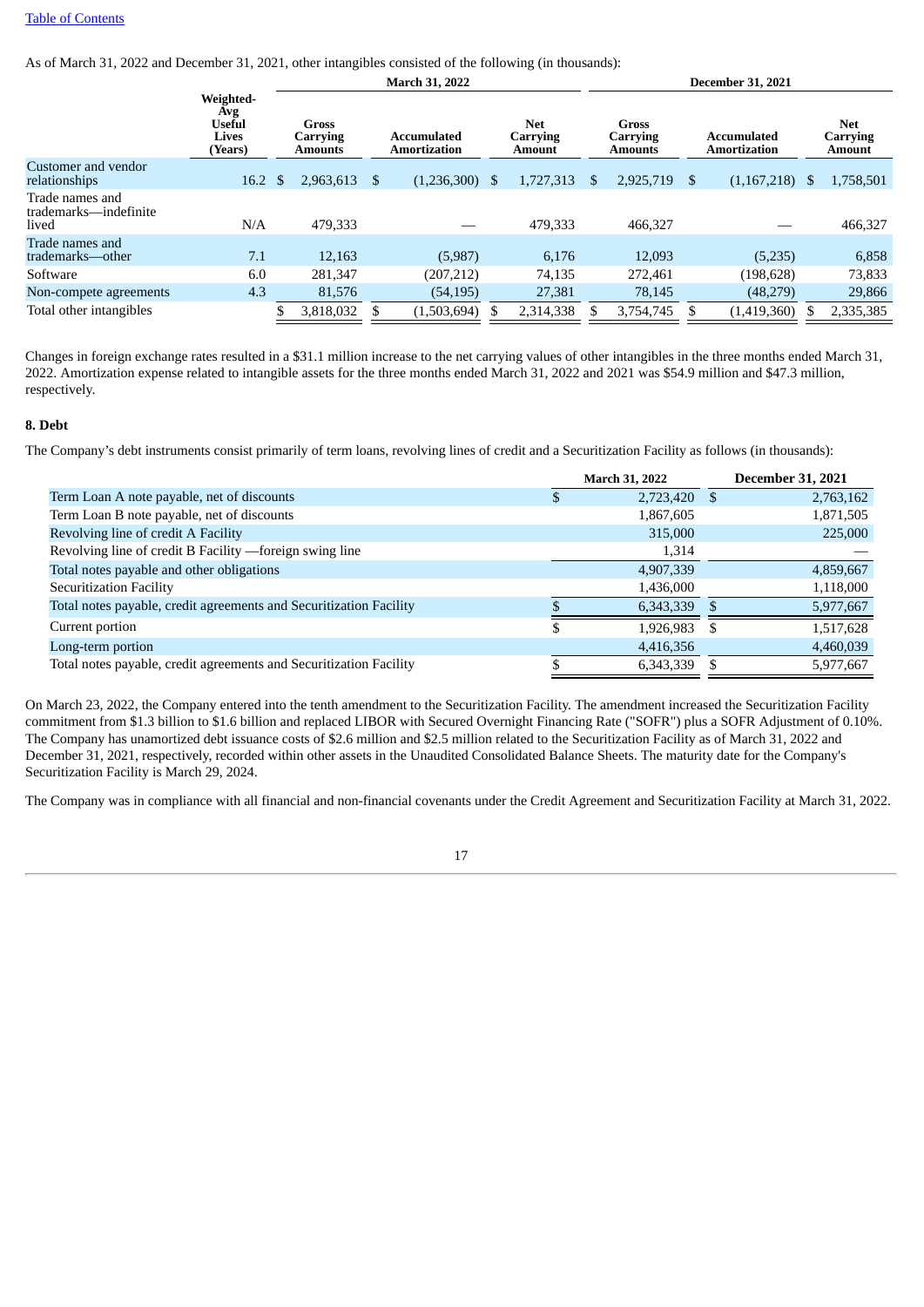As of March 31, 2022 and December 31, 2021, other intangibles consisted of the following (in thousands):

| | | March 31, 2022 | | | December 31, 2021 | | |
|---|---|---|---|---|---|---|---|
| | Weighted-Avg Useful Lives (Years) | Gross Carrying Amounts | Accumulated Amortization | Net Carrying Amount | Gross Carrying Amounts | Accumulated Amortization | Net Carrying Amount |
| Customer and vendor relationships | 16.2 | $ 2,963,613 | $ (1,236,300) | $ 1,727,313 | $ 2,925,719 | $ (1,167,218) | $ 1,758,501 |
| Trade names and trademarks—indefinite lived | N/A | 479,333 | — | 479,333 | 466,327 | — | 466,327 |
| Trade names and trademarks—other | 7.1 | 12,163 | (5,987) | 6,176 | 12,093 | (5,235) | 6,858 |
| Software | 6.0 | 281,347 | (207,212) | 74,135 | 272,461 | (198,628) | 73,833 |
| Non-compete agreements | 4.3 | 81,576 | (54,195) | 27,381 | 78,145 | (48,279) | 29,866 |
| Total other intangibles | | $ 3,818,032 | $ (1,503,694) | $ 2,314,338 | $ 3,754,745 | $ (1,419,360) | $ 2,335,385 |

Changes in foreign exchange rates resulted in a $31.1 million increase to the net carrying values of other intangibles in the three months ended March 31, 2022. Amortization expense related to intangible assets for the three months ended March 31, 2022 and 2021 was $54.9 million and $47.3 million, respectively.

**8. Debt**

The Company's debt instruments consist primarily of term loans, revolving lines of credit and a Securitization Facility as follows (in thousands):

| | March 31, 2022 | December 31, 2021 |
|---|---|---|
| Term Loan A note payable, net of discounts | $ 2,723,420 | $ 2,763,162 |
| Term Loan B note payable, net of discounts | 1,867,605 | 1,871,505 |
| Revolving line of credit A Facility | 315,000 | 225,000 |
| Revolving line of credit B Facility —foreign swing line | 1,314 | — |
| Total notes payable and other obligations | 4,907,339 | 4,859,667 |
| Securitization Facility | 1,436,000 | 1,118,000 |
| Total notes payable, credit agreements and Securitization Facility | $ 6,343,339 | $ 5,977,667 |
| Current portion | $ 1,926,983 | $ 1,517,628 |
| Long-term portion | 4,416,356 | 4,460,039 |
| Total notes payable, credit agreements and Securitization Facility | $ 6,343,339 | $ 5,977,667 |

On March 23, 2022, the Company entered into the tenth amendment to the Securitization Facility. The amendment increased the Securitization Facility commitment from $1.3 billion to $1.6 billion and replaced LIBOR with Secured Overnight Financing Rate ("SOFR") plus a SOFR Adjustment of 0.10%. The Company has unamortized debt issuance costs of $2.6 million and $2.5 million related to the Securitization Facility as of March 31, 2022 and December 31, 2021, respectively, recorded within other assets in the Unaudited Consolidated Balance Sheets. The maturity date for the Company's Securitization Facility is March 29, 2024.

The Company was in compliance with all financial and non-financial covenants under the Credit Agreement and Securitization Facility at March 31, 2022.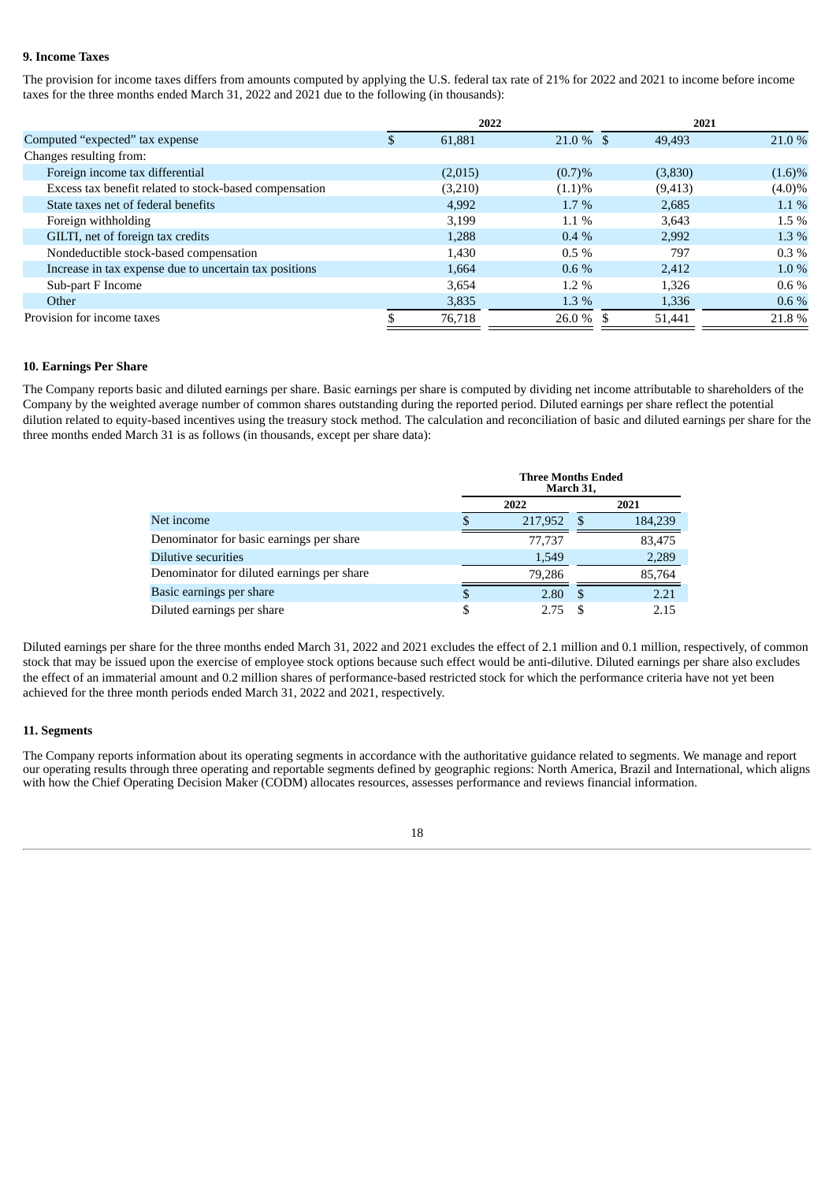### 9. Income Taxes

The provision for income taxes differs from amounts computed by applying the U.S. federal tax rate of 21% for 2022 and 2021 to income before income taxes for the three months ended March 31, 2022 and 2021 due to the following (in thousands):

| | 2022 | | 2021 | |
|---|---|---|---|---|
| Computed "expected" tax expense | $ 61,881 | 21.0 % | $ 49,493 | 21.0 % |
| Changes resulting from: | | | | |
| Foreign income tax differential | (2,015) | (0.7)% | (3,830) | (1.6)% |
| Excess tax benefit related to stock-based compensation | (3,210) | (1.1)% | (9,413) | (4.0)% |
| State taxes net of federal benefits | 4,992 | 1.7 % | 2,685 | 1.1 % |
| Foreign withholding | 3,199 | 1.1 % | 3,643 | 1.5 % |
| GILTI, net of foreign tax credits | 1,288 | 0.4 % | 2,992 | 1.3 % |
| Nondeductible stock-based compensation | 1,430 | 0.5 % | 797 | 0.3 % |
| Increase in tax expense due to uncertain tax positions | 1,664 | 0.6 % | 2,412 | 1.0 % |
| Sub-part F Income | 3,654 | 1.2 % | 1,326 | 0.6 % |
| Other | 3,835 | 1.3 % | 1,336 | 0.6 % |
| Provision for income taxes | $ 76,718 | 26.0 % | $ 51,441 | 21.8 % |

### 10. Earnings Per Share

The Company reports basic and diluted earnings per share. Basic earnings per share is computed by dividing net income attributable to shareholders of the Company by the weighted average number of common shares outstanding during the reported period. Diluted earnings per share reflect the potential dilution related to equity-based incentives using the treasury stock method. The calculation and reconciliation of basic and diluted earnings per share for the three months ended March 31 is as follows (in thousands, except per share data):

| | Three Months Ended March 31, | |
|---|---|---|
| | 2022 | 2021 |
| Net income | $ 217,952 | $ 184,239 |
| Denominator for basic earnings per share | 77,737 | 83,475 |
| Dilutive securities | 1,549 | 2,289 |
| Denominator for diluted earnings per share | 79,286 | 85,764 |
| Basic earnings per share | $ 2.80 | $ 2.21 |
| Diluted earnings per share | $ 2.75 | $ 2.15 |

Diluted earnings per share for the three months ended March 31, 2022 and 2021 excludes the effect of 2.1 million and 0.1 million, respectively, of common stock that may be issued upon the exercise of employee stock options because such effect would be anti-dilutive. Diluted earnings per share also excludes the effect of an immaterial amount and 0.2 million shares of performance-based restricted stock for which the performance criteria have not yet been achieved for the three month periods ended March 31, 2022 and 2021, respectively.

### 11. Segments

The Company reports information about its operating segments in accordance with the authoritative guidance related to segments. We manage and report our operating results through three operating and reportable segments defined by geographic regions: North America, Brazil and International, which aligns with how the Chief Operating Decision Maker (CODM) allocates resources, assesses performance and reviews financial information.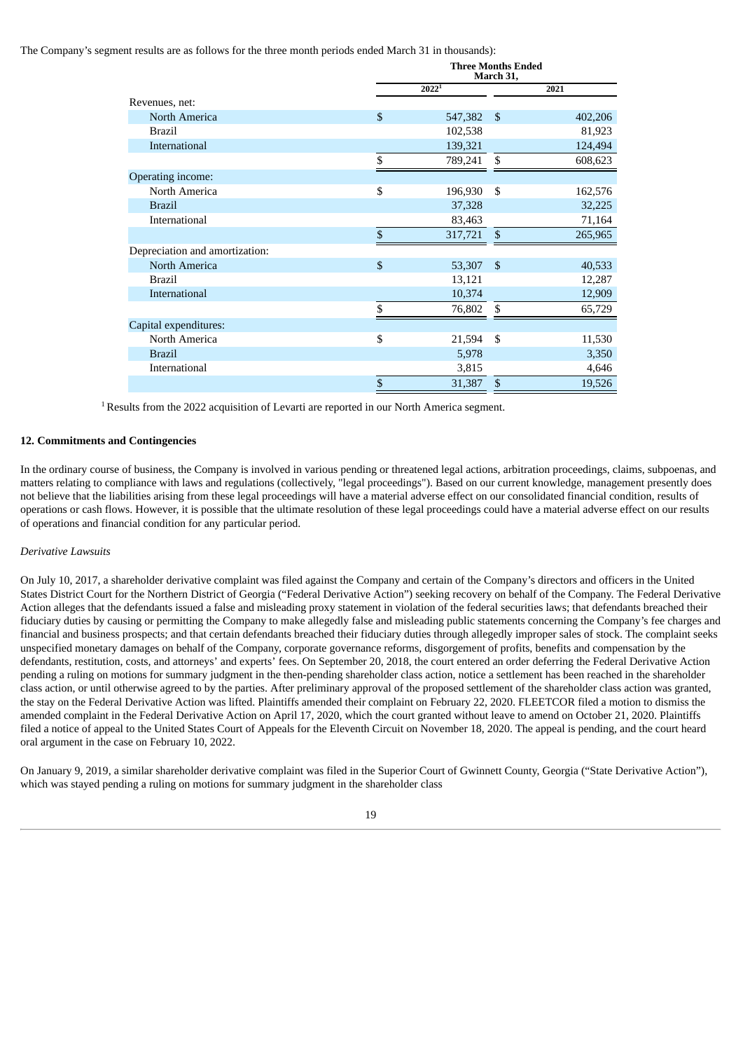The Company's segment results are as follows for the three month periods ended March 31 in thousands):

| | Three Months Ended March 31, | |
|---|---|---|
| | 2022[1] | 2021 |
| Revenues, net: | | |
| North America | $ 547,382 | $ 402,206 |
| Brazil | 102,538 | 81,923 |
| International | 139,321 | 124,494 |
| | $ 789,241 | $ 608,623 |
| Operating income: | | |
| North America | $ 196,930 | $ 162,576 |
| Brazil | 37,328 | 32,225 |
| International | 83,463 | 71,164 |
| | $ 317,721 | $ 265,965 |
| Depreciation and amortization: | | |
| North America | $ 53,307 | $ 40,533 |
| Brazil | 13,121 | 12,287 |
| International | 10,374 | 12,909 |
| | $ 76,802 | $ 65,729 |
| Capital expenditures: | | |
| North America | $ 21,594 | $ 11,530 |
| Brazil | 5,978 | 3,350 |
| International | 3,815 | 4,646 |
| | $ 31,387 | $ 19,526 |

[1] Results from the 2022 acquisition of Levarti are reported in our North America segment.

### 12. Commitments and Contingencies

In the ordinary course of business, the Company is involved in various pending or threatened legal actions, arbitration proceedings, claims, subpoenas, and matters relating to compliance with laws and regulations (collectively, "legal proceedings"). Based on our current knowledge, management presently does not believe that the liabilities arising from these legal proceedings will have a material adverse effect on our consolidated financial condition, results of operations or cash flows. However, it is possible that the ultimate resolution of these legal proceedings could have a material adverse effect on our results of operations and financial condition for any particular period.

*Derivative Lawsuits*

On July 10, 2017, a shareholder derivative complaint was filed against the Company and certain of the Company's directors and officers in the United States District Court for the Northern District of Georgia ("Federal Derivative Action") seeking recovery on behalf of the Company. The Federal Derivative Action alleges that the defendants issued a false and misleading proxy statement in violation of the federal securities laws; that defendants breached their fiduciary duties by causing or permitting the Company to make allegedly false and misleading public statements concerning the Company's fee charges and financial and business prospects; and that certain defendants breached their fiduciary duties through allegedly improper sales of stock. The complaint seeks unspecified monetary damages on behalf of the Company, corporate governance reforms, disgorgement of profits, benefits and compensation by the defendants, restitution, costs, and attorneys' and experts' fees. On September 20, 2018, the court entered an order deferring the Federal Derivative Action pending a ruling on motions for summary judgment in the then-pending shareholder class action, notice a settlement has been reached in the shareholder class action, or until otherwise agreed to by the parties. After preliminary approval of the proposed settlement of the shareholder class action was granted, the stay on the Federal Derivative Action was lifted. Plaintiffs amended their complaint on February 22, 2020. FLEETCOR filed a motion to dismiss the amended complaint in the Federal Derivative Action on April 17, 2020, which the court granted without leave to amend on October 21, 2020. Plaintiffs filed a notice of appeal to the United States Court of Appeals for the Eleventh Circuit on November 18, 2020. The appeal is pending, and the court heard oral argument in the case on February 10, 2022.

On January 9, 2019, a similar shareholder derivative complaint was filed in the Superior Court of Gwinnett County, Georgia ("State Derivative Action"), which was stayed pending a ruling on motions for summary judgment in the shareholder class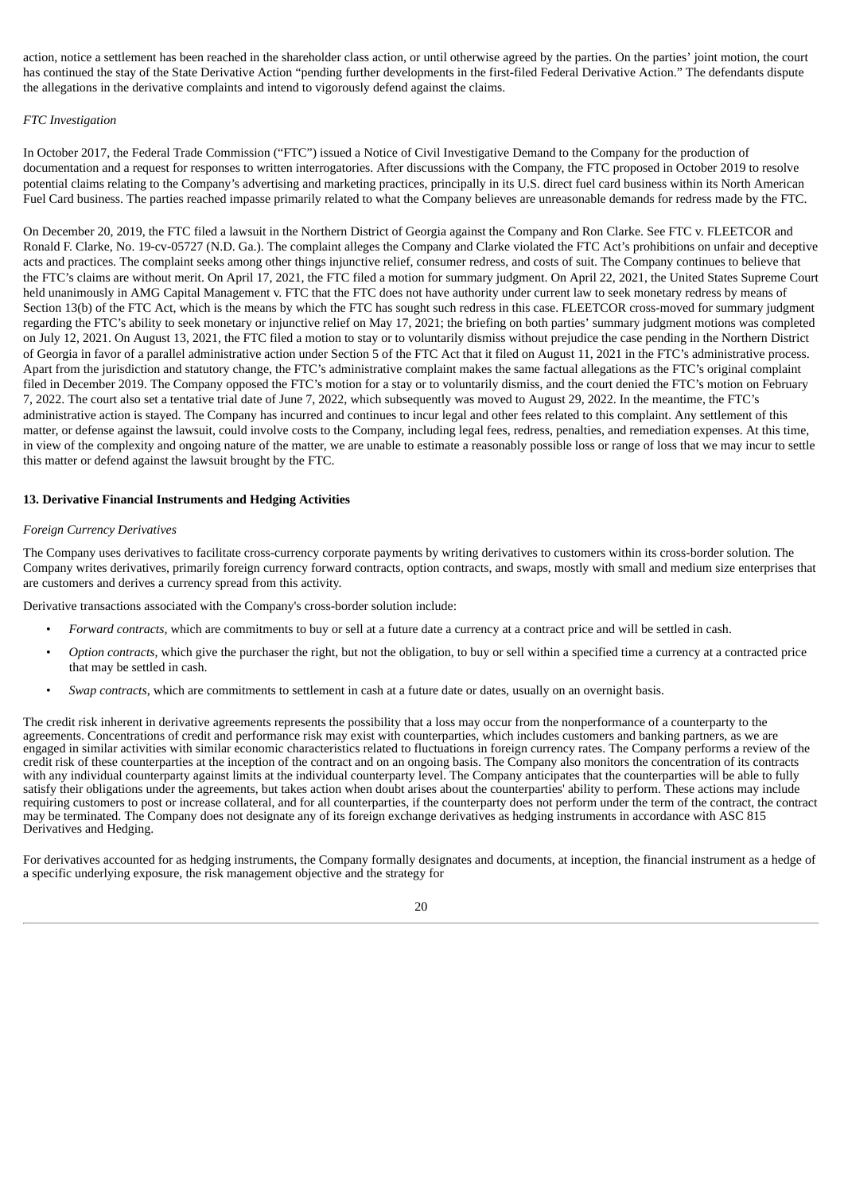action, notice a settlement has been reached in the shareholder class action, or until otherwise agreed by the parties. On the parties' joint motion, the court has continued the stay of the State Derivative Action "pending further developments in the first-filed Federal Derivative Action." The defendants dispute the allegations in the derivative complaints and intend to vigorously defend against the claims.

*FTC Investigation*

In October 2017, the Federal Trade Commission ("FTC") issued a Notice of Civil Investigative Demand to the Company for the production of documentation and a request for responses to written interrogatories. After discussions with the Company, the FTC proposed in October 2019 to resolve potential claims relating to the Company's advertising and marketing practices, principally in its U.S. direct fuel card business within its North American Fuel Card business. The parties reached impasse primarily related to what the Company believes are unreasonable demands for redress made by the FTC.

On December 20, 2019, the FTC filed a lawsuit in the Northern District of Georgia against the Company and Ron Clarke. See FTC v. FLEETCOR and Ronald F. Clarke, No. 19-cv-05727 (N.D. Ga.). The complaint alleges the Company and Clarke violated the FTC Act's prohibitions on unfair and deceptive acts and practices. The complaint seeks among other things injunctive relief, consumer redress, and costs of suit. The Company continues to believe that the FTC's claims are without merit. On April 17, 2021, the FTC filed a motion for summary judgment. On April 22, 2021, the United States Supreme Court held unanimously in AMG Capital Management v. FTC that the FTC does not have authority under current law to seek monetary redress by means of Section 13(b) of the FTC Act, which is the means by which the FTC has sought such redress in this case. FLEETCOR cross-moved for summary judgment regarding the FTC's ability to seek monetary or injunctive relief on May 17, 2021; the briefing on both parties' summary judgment motions was completed on July 12, 2021. On August 13, 2021, the FTC filed a motion to stay or to voluntarily dismiss without prejudice the case pending in the Northern District of Georgia in favor of a parallel administrative action under Section 5 of the FTC Act that it filed on August 11, 2021 in the FTC's administrative process. Apart from the jurisdiction and statutory change, the FTC's administrative complaint makes the same factual allegations as the FTC's original complaint filed in December 2019. The Company opposed the FTC's motion for a stay or to voluntarily dismiss, and the court denied the FTC's motion on February 7, 2022. The court also set a tentative trial date of June 7, 2022, which subsequently was moved to August 29, 2022. In the meantime, the FTC's administrative action is stayed. The Company has incurred and continues to incur legal and other fees related to this complaint. Any settlement of this matter, or defense against the lawsuit, could involve costs to the Company, including legal fees, redress, penalties, and remediation expenses. At this time, in view of the complexity and ongoing nature of the matter, we are unable to estimate a reasonably possible loss or range of loss that we may incur to settle this matter or defend against the lawsuit brought by the FTC.

### 13. Derivative Financial Instruments and Hedging Activities

*Foreign Currency Derivatives*

The Company uses derivatives to facilitate cross-currency corporate payments by writing derivatives to customers within its cross-border solution. The Company writes derivatives, primarily foreign currency forward contracts, option contracts, and swaps, mostly with small and medium size enterprises that are customers and derives a currency spread from this activity.

Derivative transactions associated with the Company's cross-border solution include:

- *Forward contracts,* which are commitments to buy or sell at a future date a currency at a contract price and will be settled in cash.
- *Option contracts,* which give the purchaser the right, but not the obligation, to buy or sell within a specified time a currency at a contracted price that may be settled in cash.
- *Swap contracts,* which are commitments to settlement in cash at a future date or dates, usually on an overnight basis.

The credit risk inherent in derivative agreements represents the possibility that a loss may occur from the nonperformance of a counterparty to the agreements. Concentrations of credit and performance risk may exist with counterparties, which includes customers and banking partners, as we are engaged in similar activities with similar economic characteristics related to fluctuations in foreign currency rates. The Company performs a review of the credit risk of these counterparties at the inception of the contract and on an ongoing basis. The Company also monitors the concentration of its contracts with any individual counterparty against limits at the individual counterparty level. The Company anticipates that the counterparties will be able to fully satisfy their obligations under the agreements, but takes action when doubt arises about the counterparties' ability to perform. These actions may include requiring customers to post or increase collateral, and for all counterparties, if the counterparty does not perform under the term of the contract, the contract may be terminated. The Company does not designate any of its foreign exchange derivatives as hedging instruments in accordance with ASC 815 Derivatives and Hedging.

For derivatives accounted for as hedging instruments, the Company formally designates and documents, at inception, the financial instrument as a hedge of a specific underlying exposure, the risk management objective and the strategy for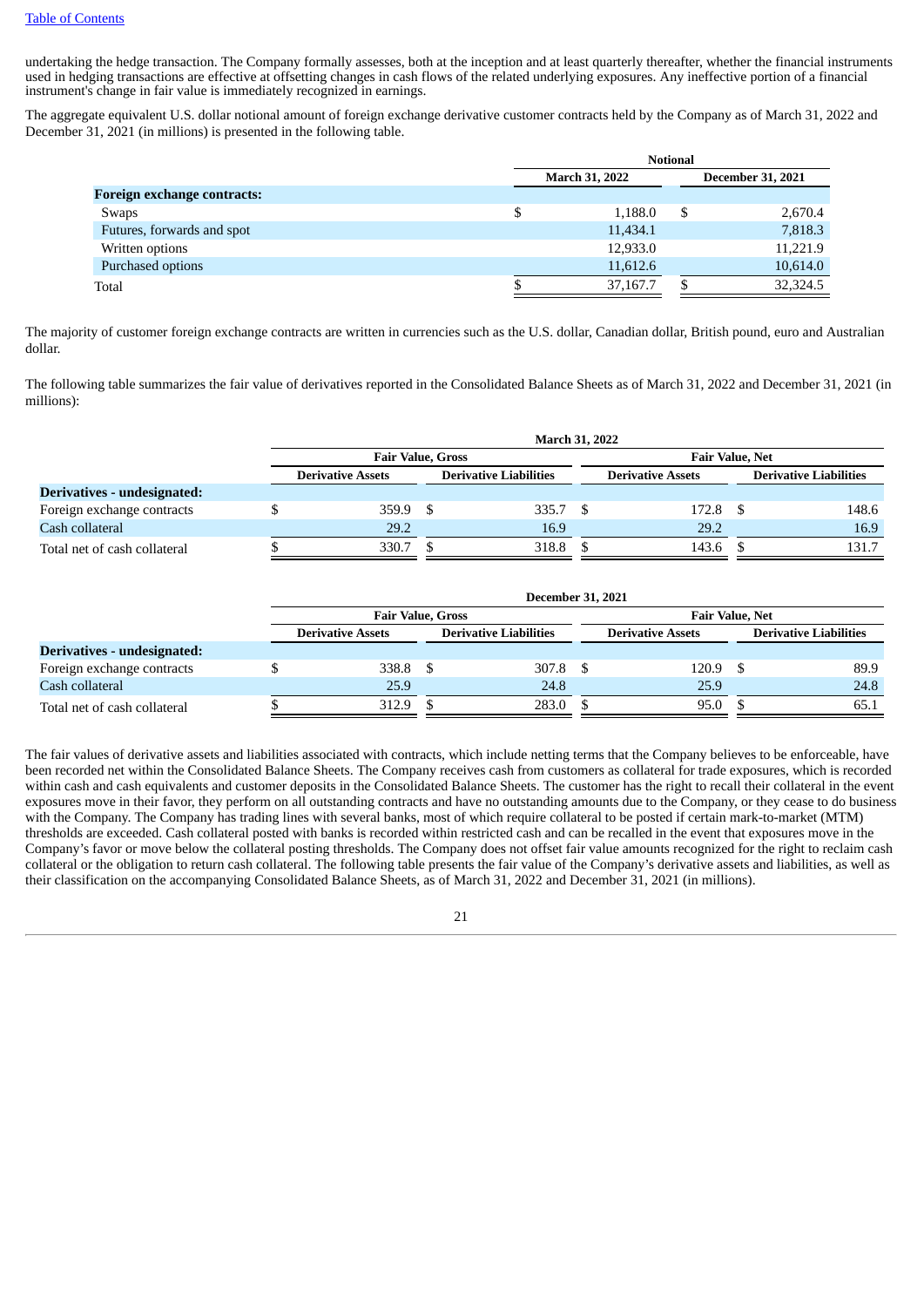undertaking the hedge transaction. The Company formally assesses, both at the inception and at least quarterly thereafter, whether the financial instruments used in hedging transactions are effective at offsetting changes in cash flows of the related underlying exposures. Any ineffective portion of a financial instrument's change in fair value is immediately recognized in earnings.

The aggregate equivalent U.S. dollar notional amount of foreign exchange derivative customer contracts held by the Company as of March 31, 2022 and December 31, 2021 (in millions) is presented in the following table.

| | Notional | |
|---|---|---|
| | **March 31, 2022** | **December 31, 2021** |
| **Foreign exchange contracts:** | | |
| Swaps | $ 1,188.0 | $ 2,670.4 |
| Futures, forwards and spot | 11,434.1 | 7,818.3 |
| Written options | 12,933.0 | 11,221.9 |
| Purchased options | 11,612.6 | 10,614.0 |
| Total | $ 37,167.7 | $ 32,324.5 |

The majority of customer foreign exchange contracts are written in currencies such as the U.S. dollar, Canadian dollar, British pound, euro and Australian dollar.

The following table summarizes the fair value of derivatives reported in the Consolidated Balance Sheets as of March 31, 2022 and December 31, 2021 (in millions):

| | March 31, 2022 | | | |
|---|---|---|---|---|
| | **Fair Value, Gross** | | **Fair Value, Net** | |
| | **Derivative Assets** | **Derivative Liabilities** | **Derivative Assets** | **Derivative Liabilities** |
| **Derivatives - undesignated:** | | | | |
| Foreign exchange contracts | $ 359.9 | $ 335.7 | $ 172.8 | $ 148.6 |
| Cash collateral | 29.2 | 16.9 | 29.2 | 16.9 |
| Total net of cash collateral | $ 330.7 | $ 318.8 | $ 143.6 | $ 131.7 |

| | December 31, 2021 | | | |
|---|---|---|---|---|
| | **Fair Value, Gross** | | **Fair Value, Net** | |
| | **Derivative Assets** | **Derivative Liabilities** | **Derivative Assets** | **Derivative Liabilities** |
| **Derivatives - undesignated:** | | | | |
| Foreign exchange contracts | $ 338.8 | $ 307.8 | $ 120.9 | $ 89.9 |
| Cash collateral | 25.9 | 24.8 | 25.9 | 24.8 |
| Total net of cash collateral | $ 312.9 | $ 283.0 | $ 95.0 | $ 65.1 |

The fair values of derivative assets and liabilities associated with contracts, which include netting terms that the Company believes to be enforceable, have been recorded net within the Consolidated Balance Sheets. The Company receives cash from customers as collateral for trade exposures, which is recorded within cash and cash equivalents and customer deposits in the Consolidated Balance Sheets. The customer has the right to recall their collateral in the event exposures move in their favor, they perform on all outstanding contracts and have no outstanding amounts due to the Company, or they cease to do business with the Company. The Company has trading lines with several banks, most of which require collateral to be posted if certain mark-to-market (MTM) thresholds are exceeded. Cash collateral posted with banks is recorded within restricted cash and can be recalled in the event that exposures move in the Company's favor or move below the collateral posting thresholds. The Company does not offset fair value amounts recognized for the right to reclaim cash collateral or the obligation to return cash collateral. The following table presents the fair value of the Company's derivative assets and liabilities, as well as their classification on the accompanying Consolidated Balance Sheets, as of March 31, 2022 and December 31, 2021 (in millions).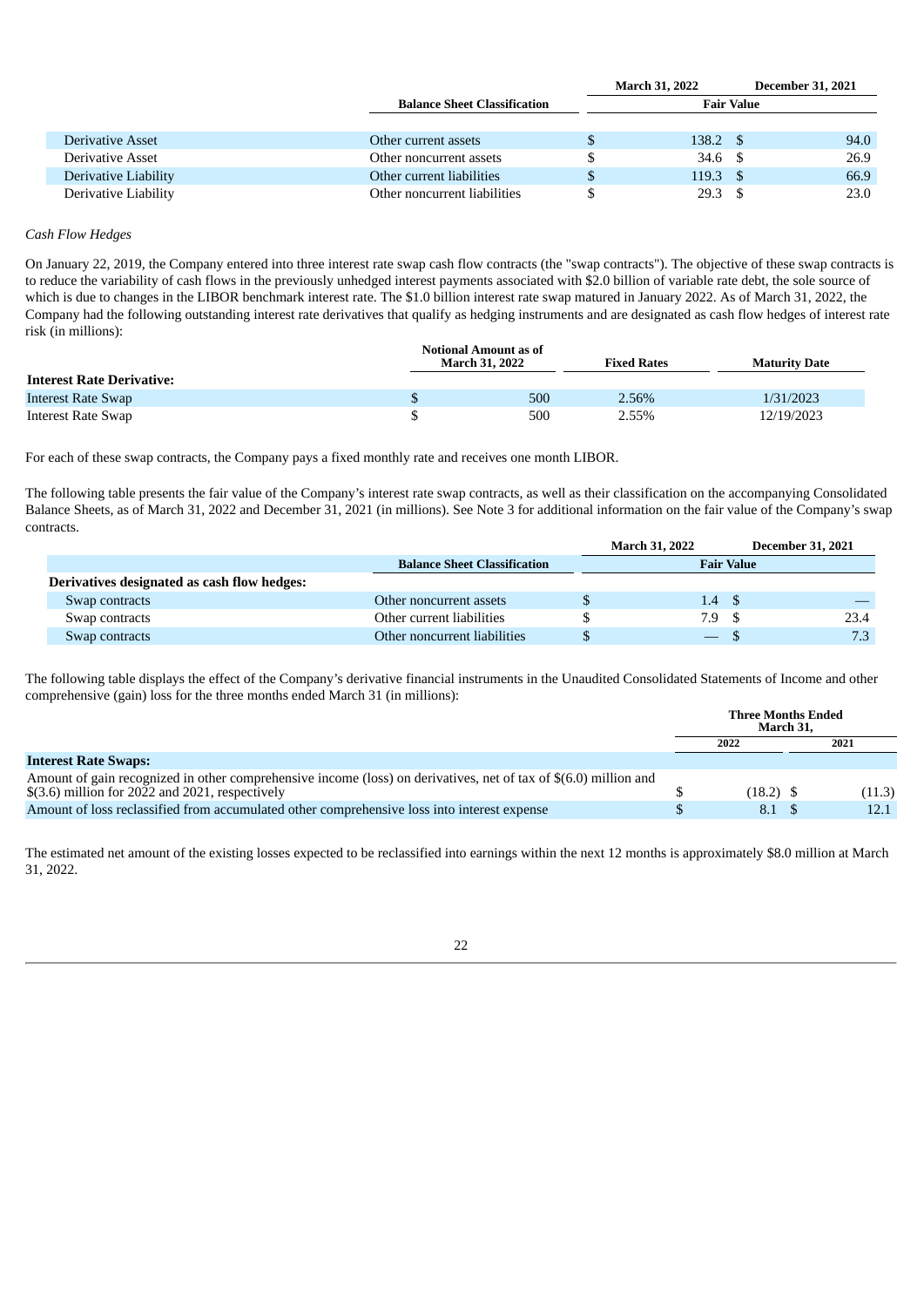| | Balance Sheet Classification | March 31, 2022 | December 31, 2021 |
|---|---|---|---|
| | | Fair Value | |
| Derivative Asset | Other current assets | $ 138.2 | $ 94.0 |
| Derivative Asset | Other noncurrent assets | $ 34.6 | $ 26.9 |
| Derivative Liability | Other current liabilities | $ 119.3 | $ 66.9 |
| Derivative Liability | Other noncurrent liabilities | $ 29.3 | $ 23.0 |

*Cash Flow Hedges*

On January 22, 2019, the Company entered into three interest rate swap cash flow contracts (the "swap contracts"). The objective of these swap contracts is to reduce the variability of cash flows in the previously unhedged interest payments associated with $2.0 billion of variable rate debt, the sole source of which is due to changes in the LIBOR benchmark interest rate. The $1.0 billion interest rate swap matured in January 2022. As of March 31, 2022, the Company had the following outstanding interest rate derivatives that qualify as hedging instruments and are designated as cash flow hedges of interest rate risk (in millions):

| | Notional Amount as of March 31, 2022 | Fixed Rates | Maturity Date |
|---|---|---|---|
| **Interest Rate Derivative:** | | | |
| Interest Rate Swap | $ 500 | 2.56% | 1/31/2023 |
| Interest Rate Swap | $ 500 | 2.55% | 12/19/2023 |

For each of these swap contracts, the Company pays a fixed monthly rate and receives one month LIBOR.

The following table presents the fair value of the Company's interest rate swap contracts, as well as their classification on the accompanying Consolidated Balance Sheets, as of March 31, 2022 and December 31, 2021 (in millions). See Note 3 for additional information on the fair value of the Company's swap contracts.

| | Balance Sheet Classification | March 31, 2022 | December 31, 2021 |
|---|---|---|---|
| | | Fair Value | |
| **Derivatives designated as cash flow hedges:** | | | |
| Swap contracts | Other noncurrent assets | $ 1.4 | $ — |
| Swap contracts | Other current liabilities | $ 7.9 | $ 23.4 |
| Swap contracts | Other noncurrent liabilities | $ — | $ 7.3 |

The following table displays the effect of the Company's derivative financial instruments in the Unaudited Consolidated Statements of Income and other comprehensive (gain) loss for the three months ended March 31 (in millions):

| | Three Months Ended March 31, 2022 | Three Months Ended March 31, 2021 |
|---|---|---|
| **Interest Rate Swaps:** | | |
| Amount of gain recognized in other comprehensive income (loss) on derivatives, net of tax of $(6.0) million and $(3.6) million for 2022 and 2021, respectively | $ (18.2) | $ (11.3) |
| Amount of loss reclassified from accumulated other comprehensive loss into interest expense | $ 8.1 | $ 12.1 |

The estimated net amount of the existing losses expected to be reclassified into earnings within the next 12 months is approximately $8.0 million at March 31, 2022.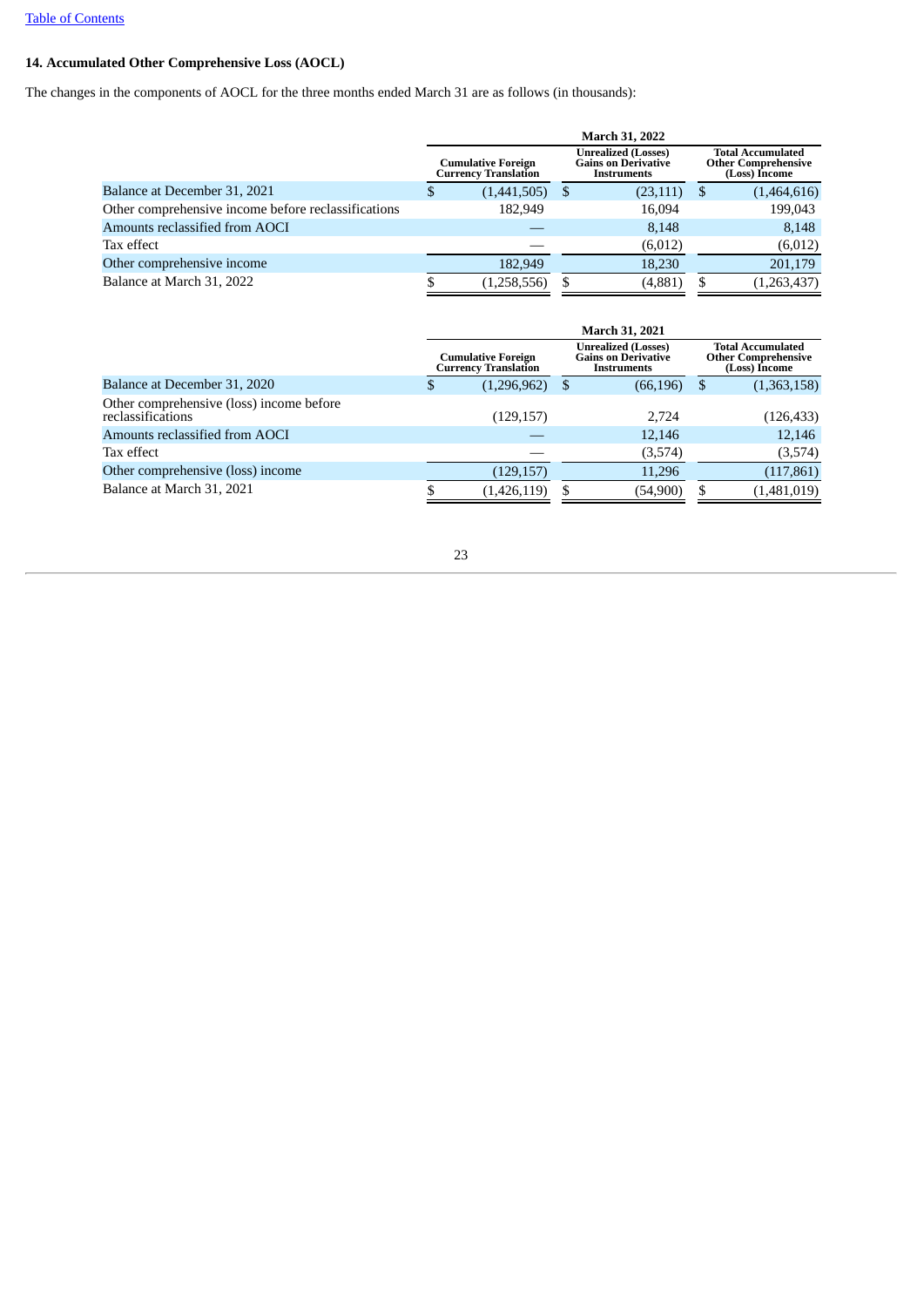### 14. Accumulated Other Comprehensive Loss (AOCL)

The changes in the components of AOCL for the three months ended March 31 are as follows (in thousands):

| | March 31, 2022 | | |
|---|---|---|---|
| | Cumulative Foreign Currency Translation | Unrealized (Losses) Gains on Derivative Instruments | Total Accumulated Other Comprehensive (Loss) Income |
| Balance at December 31, 2021 | $ (1,441,505) | $ (23,111) | $ (1,464,616) |
| Other comprehensive income before reclassifications | 182,949 | 16,094 | 199,043 |
| Amounts reclassified from AOCI | — | 8,148 | 8,148 |
| Tax effect | — | (6,012) | (6,012) |
| Other comprehensive income | 182,949 | 18,230 | 201,179 |
| Balance at March 31, 2022 | $ (1,258,556) | $ (4,881) | $ (1,263,437) |

| | March 31, 2021 | | |
|---|---|---|---|
| | Cumulative Foreign Currency Translation | Unrealized (Losses) Gains on Derivative Instruments | Total Accumulated Other Comprehensive (Loss) Income |
| Balance at December 31, 2020 | $ (1,296,962) | $ (66,196) | $ (1,363,158) |
| Other comprehensive (loss) income before reclassifications | (129,157) | 2,724 | (126,433) |
| Amounts reclassified from AOCI | — | 12,146 | 12,146 |
| Tax effect | — | (3,574) | (3,574) |
| Other comprehensive (loss) income | (129,157) | 11,296 | (117,861) |
| Balance at March 31, 2021 | $ (1,426,119) | $ (54,900) | $ (1,481,019) |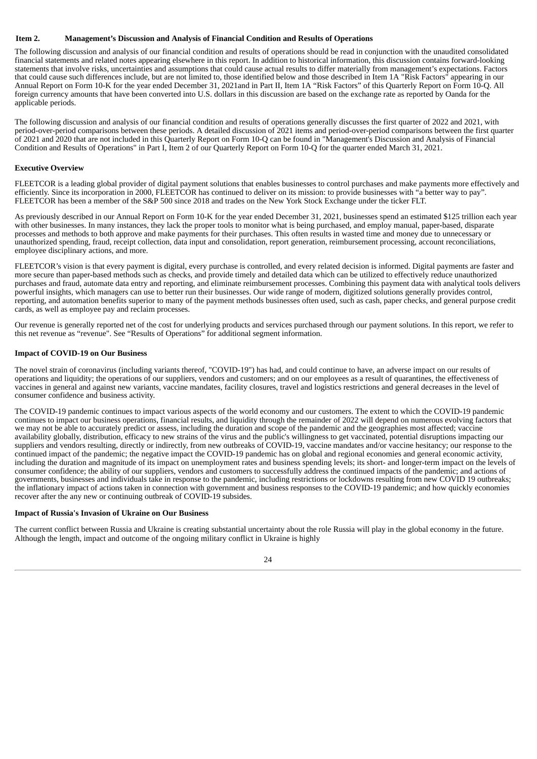## Item 2. Management's Discussion and Analysis of Financial Condition and Results of Operations

The following discussion and analysis of our financial condition and results of operations should be read in conjunction with the unaudited consolidated financial statements and related notes appearing elsewhere in this report. In addition to historical information, this discussion contains forward-looking statements that involve risks, uncertainties and assumptions that could cause actual results to differ materially from management's expectations. Factors that could cause such differences include, but are not limited to, those identified below and those described in Item 1A "Risk Factors" appearing in our Annual Report on Form 10-K for the year ended December 31, 2021and in Part II, Item 1A "Risk Factors" of this Quarterly Report on Form 10-Q. All foreign currency amounts that have been converted into U.S. dollars in this discussion are based on the exchange rate as reported by Oanda for the applicable periods.

The following discussion and analysis of our financial condition and results of operations generally discusses the first quarter of 2022 and 2021, with period-over-period comparisons between these periods. A detailed discussion of 2021 items and period-over-period comparisons between the first quarter of 2021 and 2020 that are not included in this Quarterly Report on Form 10-Q can be found in "Management's Discussion and Analysis of Financial Condition and Results of Operations" in Part I, Item 2 of our Quarterly Report on Form 10-Q for the quarter ended March 31, 2021.

### Executive Overview

FLEETCOR is a leading global provider of digital payment solutions that enables businesses to control purchases and make payments more effectively and efficiently. Since its incorporation in 2000, FLEETCOR has continued to deliver on its mission: to provide businesses with "a better way to pay". FLEETCOR has been a member of the S&P 500 since 2018 and trades on the New York Stock Exchange under the ticker FLT.

As previously described in our Annual Report on Form 10-K for the year ended December 31, 2021, businesses spend an estimated $125 trillion each year with other businesses. In many instances, they lack the proper tools to monitor what is being purchased, and employ manual, paper-based, disparate processes and methods to both approve and make payments for their purchases. This often results in wasted time and money due to unnecessary or unauthorized spending, fraud, receipt collection, data input and consolidation, report generation, reimbursement processing, account reconciliations, employee disciplinary actions, and more.

FLEETCOR's vision is that every payment is digital, every purchase is controlled, and every related decision is informed. Digital payments are faster and more secure than paper-based methods such as checks, and provide timely and detailed data which can be utilized to effectively reduce unauthorized purchases and fraud, automate data entry and reporting, and eliminate reimbursement processes. Combining this payment data with analytical tools delivers powerful insights, which managers can use to better run their businesses. Our wide range of modern, digitized solutions generally provides control, reporting, and automation benefits superior to many of the payment methods businesses often used, such as cash, paper checks, and general purpose credit cards, as well as employee pay and reclaim processes.

Our revenue is generally reported net of the cost for underlying products and services purchased through our payment solutions. In this report, we refer to this net revenue as "revenue". See "Results of Operations" for additional segment information.

### Impact of COVID-19 on Our Business

The novel strain of coronavirus (including variants thereof, "COVID-19") has had, and could continue to have, an adverse impact on our results of operations and liquidity; the operations of our suppliers, vendors and customers; and on our employees as a result of quarantines, the effectiveness of vaccines in general and against new variants, vaccine mandates, facility closures, travel and logistics restrictions and general decreases in the level of consumer confidence and business activity.

The COVID-19 pandemic continues to impact various aspects of the world economy and our customers. The extent to which the COVID-19 pandemic continues to impact our business operations, financial results, and liquidity through the remainder of 2022 will depend on numerous evolving factors that we may not be able to accurately predict or assess, including the duration and scope of the pandemic and the geographies most affected; vaccine availability globally, distribution, efficacy to new strains of the virus and the public's willingness to get vaccinated, potential disruptions impacting our suppliers and vendors resulting, directly or indirectly, from new outbreaks of COVID-19, vaccine mandates and/or vaccine hesitancy; our response to the continued impact of the pandemic; the negative impact the COVID-19 pandemic has on global and regional economies and general economic activity, including the duration and magnitude of its impact on unemployment rates and business spending levels; its short- and longer-term impact on the levels of consumer confidence; the ability of our suppliers, vendors and customers to successfully address the continued impacts of the pandemic; and actions of governments, businesses and individuals take in response to the pandemic, including restrictions or lockdowns resulting from new COVID 19 outbreaks; the inflationary impact of actions taken in connection with government and business responses to the COVID-19 pandemic; and how quickly economies recover after the any new or continuing outbreak of COVID-19 subsides.

### Impact of Russia's Invasion of Ukraine on Our Business

The current conflict between Russia and Ukraine is creating substantial uncertainty about the role Russia will play in the global economy in the future. Although the length, impact and outcome of the ongoing military conflict in Ukraine is highly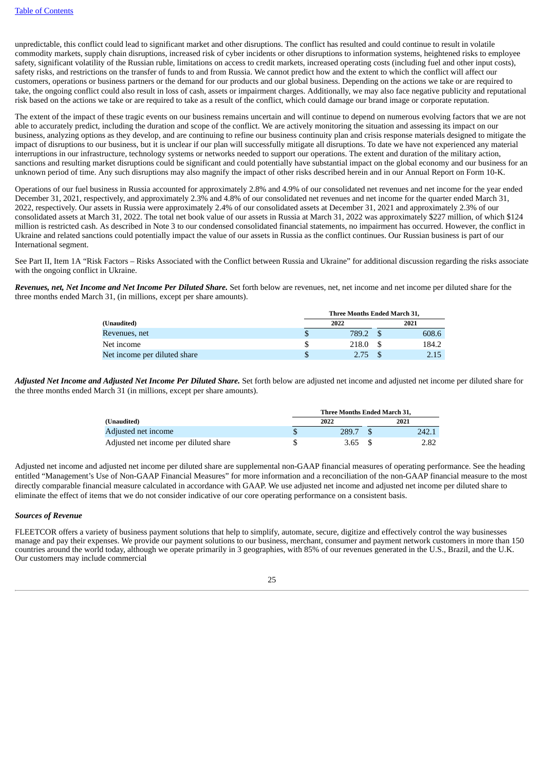unpredictable, this conflict could lead to significant market and other disruptions. The conflict has resulted and could continue to result in volatile commodity markets, supply chain disruptions, increased risk of cyber incidents or other disruptions to information systems, heightened risks to employee safety, significant volatility of the Russian ruble, limitations on access to credit markets, increased operating costs (including fuel and other input costs), safety risks, and restrictions on the transfer of funds to and from Russia. We cannot predict how and the extent to which the conflict will affect our customers, operations or business partners or the demand for our products and our global business. Depending on the actions we take or are required to take, the ongoing conflict could also result in loss of cash, assets or impairment charges. Additionally, we may also face negative publicity and reputational risk based on the actions we take or are required to take as a result of the conflict, which could damage our brand image or corporate reputation.

The extent of the impact of these tragic events on our business remains uncertain and will continue to depend on numerous evolving factors that we are not able to accurately predict, including the duration and scope of the conflict. We are actively monitoring the situation and assessing its impact on our business, analyzing options as they develop, and are continuing to refine our business continuity plan and crisis response materials designed to mitigate the impact of disruptions to our business, but it is unclear if our plan will successfully mitigate all disruptions. To date we have not experienced any material interruptions in our infrastructure, technology systems or networks needed to support our operations. The extent and duration of the military action, sanctions and resulting market disruptions could be significant and could potentially have substantial impact on the global economy and our business for an unknown period of time. Any such disruptions may also magnify the impact of other risks described herein and in our Annual Report on Form 10-K.

Operations of our fuel business in Russia accounted for approximately 2.8% and 4.9% of our consolidated net revenues and net income for the year ended December 31, 2021, respectively, and approximately 2.3% and 4.8% of our consolidated net revenues and net income for the quarter ended March 31, 2022, respectively. Our assets in Russia were approximately 2.4% of our consolidated assets at December 31, 2021 and approximately 2.3% of our consolidated assets at March 31, 2022. The total net book value of our assets in Russia at March 31, 2022 was approximately $227 million, of which $124 million is restricted cash. As described in Note 3 to our condensed consolidated financial statements, no impairment has occurred. However, the conflict in Ukraine and related sanctions could potentially impact the value of our assets in Russia as the conflict continues. Our Russian business is part of our International segment.

See Part II, Item 1A "Risk Factors – Risks Associated with the Conflict between Russia and Ukraine" for additional discussion regarding the risks associate with the ongoing conflict in Ukraine.

***Revenues, net, Net Income and Net Income Per Diluted Share.*** Set forth below are revenues, net, net income and net income per diluted share for the three months ended March 31, (in millions, except per share amounts).

| | Three Months Ended March 31, | |
|---|---|---|
| **(Unaudited)** | **2022** | **2021** |
| Revenues, net | $ 789.2 | $ 608.6 |
| Net income | $ 218.0 | $ 184.2 |
| Net income per diluted share | $ 2.75 | $ 2.15 |

***Adjusted Net Income and Adjusted Net Income Per Diluted Share.*** Set forth below are adjusted net income and adjusted net income per diluted share for the three months ended March 31 (in millions, except per share amounts).

| | Three Months Ended March 31, | |
|---|---|---|
| **(Unaudited)** | **2022** | **2021** |
| Adjusted net income | $ 289.7 | $ 242.1 |
| Adjusted net income per diluted share | $ 3.65 | $ 2.82 |

Adjusted net income and adjusted net income per diluted share are supplemental non-GAAP financial measures of operating performance. See the heading entitled "Management's Use of Non-GAAP Financial Measures" for more information and a reconciliation of the non-GAAP financial measure to the most directly comparable financial measure calculated in accordance with GAAP. We use adjusted net income and adjusted net income per diluted share to eliminate the effect of items that we do not consider indicative of our core operating performance on a consistent basis.

***Sources of Revenue***

FLEETCOR offers a variety of business payment solutions that help to simplify, automate, secure, digitize and effectively control the way businesses manage and pay their expenses. We provide our payment solutions to our business, merchant, consumer and payment network customers in more than 150 countries around the world today, although we operate primarily in 3 geographies, with 85% of our revenues generated in the U.S., Brazil, and the U.K. Our customers may include commercial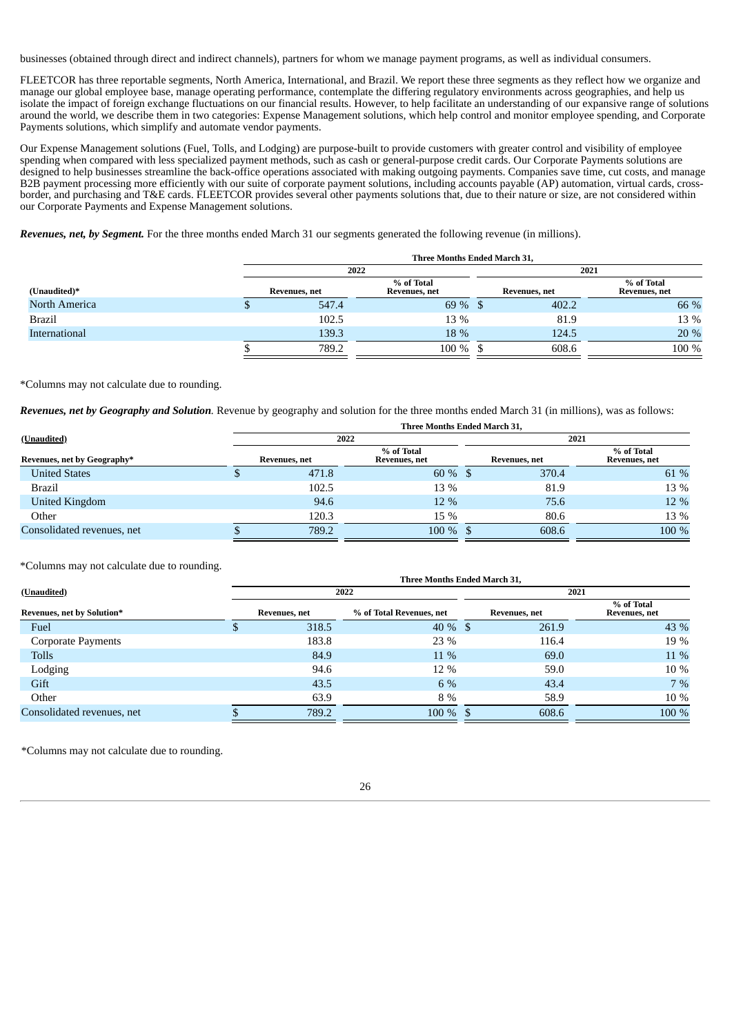businesses (obtained through direct and indirect channels), partners for whom we manage payment programs, as well as individual consumers.

FLEETCOR has three reportable segments, North America, International, and Brazil. We report these three segments as they reflect how we organize and manage our global employee base, manage operating performance, contemplate the differing regulatory environments across geographies, and help us isolate the impact of foreign exchange fluctuations on our financial results. However, to help facilitate an understanding of our expansive range of solutions around the world, we describe them in two categories: Expense Management solutions, which help control and monitor employee spending, and Corporate Payments solutions, which simplify and automate vendor payments.

Our Expense Management solutions (Fuel, Tolls, and Lodging) are purpose-built to provide customers with greater control and visibility of employee spending when compared with less specialized payment methods, such as cash or general-purpose credit cards. Our Corporate Payments solutions are designed to help businesses streamline the back-office operations associated with making outgoing payments. Companies save time, cut costs, and manage B2B payment processing more efficiently with our suite of corporate payment solutions, including accounts payable (AP) automation, virtual cards, cross-border, and purchasing and T&E cards. FLEETCOR provides several other payments solutions that, due to their nature or size, are not considered within our Corporate Payments and Expense Management solutions.

***Revenues, net, by Segment.*** For the three months ended March 31 our segments generated the following revenue (in millions).

| | Three Months Ended March 31, | | | |
|---|---|---|---|---|
| | 2022 | | 2021 | |
| (Unaudited)* | Revenues, net | % of Total Revenues, net | Revenues, net | % of Total Revenues, net |
| North America | $ 547.4 | 69 % | $ 402.2 | 66 % |
| Brazil | 102.5 | 13 % | 81.9 | 13 % |
| International | 139.3 | 18 % | 124.5 | 20 % |
| | $ 789.2 | 100 % | $ 608.6 | 100 % |

*Columns may not calculate due to rounding.

***Revenues, net by Geography and Solution**.* Revenue by geography and solution for the three months ended March 31 (in millions), was as follows:

| | Three Months Ended March 31, | | | |
|---|---|---|---|---|
| (Unaudited) | 2022 | | 2021 | |
| Revenues, net by Geography* | Revenues, net | % of Total Revenues, net | Revenues, net | % of Total Revenues, net |
| United States | $ 471.8 | 60 % | $ 370.4 | 61 % |
| Brazil | 102.5 | 13 % | 81.9 | 13 % |
| United Kingdom | 94.6 | 12 % | 75.6 | 12 % |
| Other | 120.3 | 15 % | 80.6 | 13 % |
| Consolidated revenues, net | $ 789.2 | 100 % | $ 608.6 | 100 % |

*Columns may not calculate due to rounding.

| | Three Months Ended March 31, | | | |
|---|---|---|---|---|
| (Unaudited) | 2022 | | 2021 | |
| Revenues, net by Solution* | Revenues, net | % of Total Revenues, net | Revenues, net | % of Total Revenues, net |
| Fuel | $ 318.5 | 40 % | $ 261.9 | 43 % |
| Corporate Payments | 183.8 | 23 % | 116.4 | 19 % |
| Tolls | 84.9 | 11 % | 69.0 | 11 % |
| Lodging | 94.6 | 12 % | 59.0 | 10 % |
| Gift | 43.5 | 6 % | 43.4 | 7 % |
| Other | 63.9 | 8 % | 58.9 | 10 % |
| Consolidated revenues, net | $ 789.2 | 100 % | $ 608.6 | 100 % |

*Columns may not calculate due to rounding.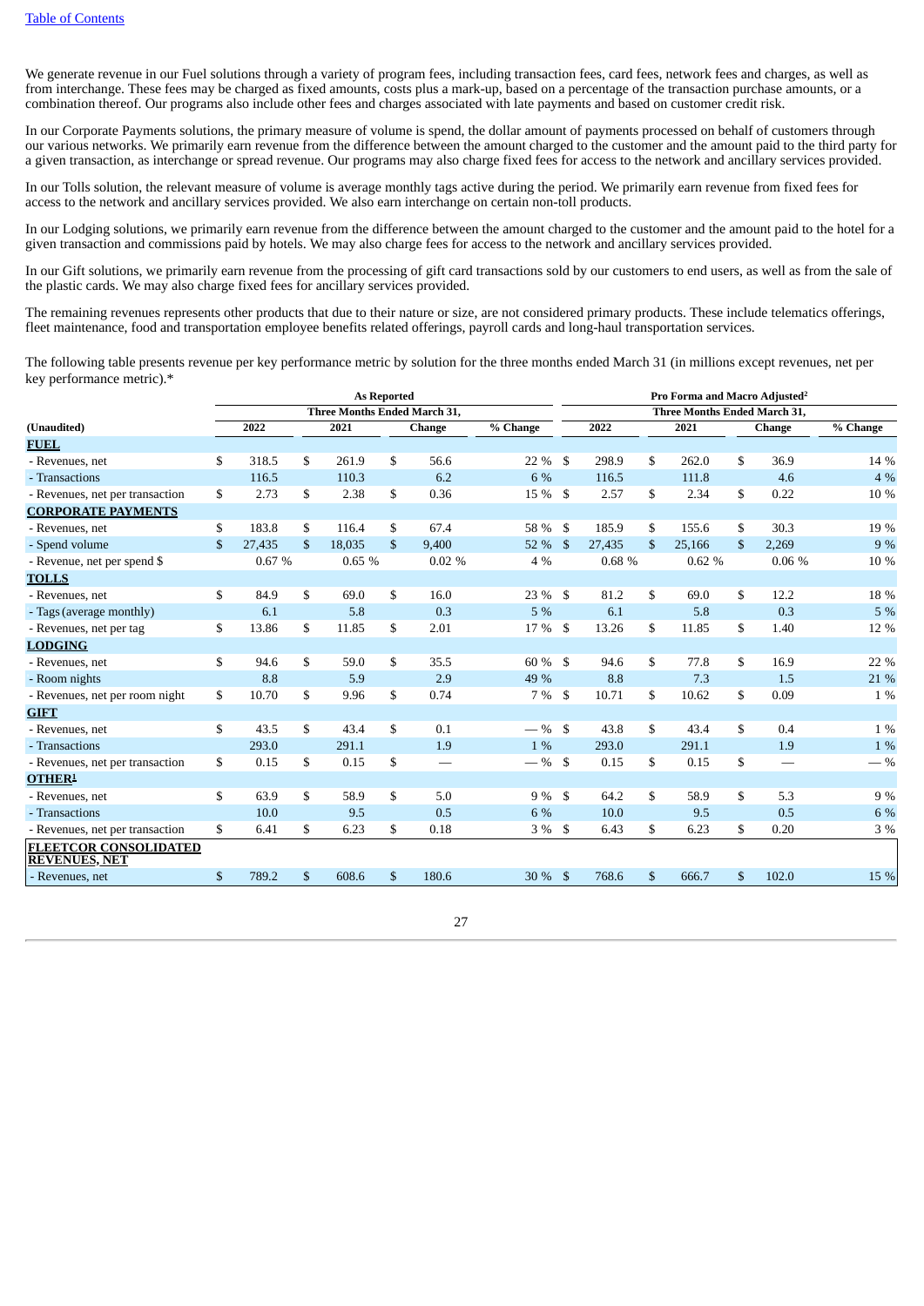We generate revenue in our Fuel solutions through a variety of program fees, including transaction fees, card fees, network fees and charges, as well as from interchange. These fees may be charged as fixed amounts, costs plus a mark-up, based on a percentage of the transaction purchase amounts, or a combination thereof. Our programs also include other fees and charges associated with late payments and based on customer credit risk.

In our Corporate Payments solutions, the primary measure of volume is spend, the dollar amount of payments processed on behalf of customers through our various networks. We primarily earn revenue from the difference between the amount charged to the customer and the amount paid to the third party for a given transaction, as interchange or spread revenue. Our programs may also charge fixed fees for access to the network and ancillary services provided.

In our Tolls solution, the relevant measure of volume is average monthly tags active during the period. We primarily earn revenue from fixed fees for access to the network and ancillary services provided. We also earn interchange on certain non-toll products.

In our Lodging solutions, we primarily earn revenue from the difference between the amount charged to the customer and the amount paid to the hotel for a given transaction and commissions paid by hotels. We may also charge fees for access to the network and ancillary services provided.

In our Gift solutions, we primarily earn revenue from the processing of gift card transactions sold by our customers to end users, as well as from the sale of the plastic cards. We may also charge fixed fees for ancillary services provided.

The remaining revenues represents other products that due to their nature or size, are not considered primary products. These include telematics offerings, fleet maintenance, food and transportation employee benefits related offerings, payroll cards and long-haul transportation services.

The following table presents revenue per key performance metric by solution for the three months ended March 31 (in millions except revenues, net per key performance metric).*

| | As Reported | | | | Pro Forma and Macro Adjusted[2] | | | |
|---|---|---|---|---|---|---|---|---|
| | Three Months Ended March 31, | | | | Three Months Ended March 31, | | | |
| (Unaudited) | 2022 | 2021 | Change | % Change | 2022 | 2021 | Change | % Change |
| **FUEL** | | | | | | | | |
| - Revenues, net | $ 318.5 | $ 261.9 | $ 56.6 | 22 % | $ 298.9 | $ 262.0 | $ 36.9 | 14 % |
| - Transactions | 116.5 | 110.3 | 6.2 | 6 % | 116.5 | 111.8 | 4.6 | 4 % |
| - Revenues, net per transaction | $ 2.73 | $ 2.38 | $ 0.36 | 15 % | $ 2.57 | $ 2.34 | $ 0.22 | 10 % |
| **CORPORATE PAYMENTS** | | | | | | | | |
| - Revenues, net | $ 183.8 | $ 116.4 | $ 67.4 | 58 % | $ 185.9 | $ 155.6 | $ 30.3 | 19 % |
| - Spend volume | $ 27,435 | $ 18,035 | $ 9,400 | 52 % | $ 27,435 | $ 25,166 | $ 2,269 | 9 % |
| - Revenue, net per spend $ | 0.67 % | 0.65 % | 0.02 % | 4 % | 0.68 % | 0.62 % | 0.06 % | 10 % |
| **TOLLS** | | | | | | | | |
| - Revenues, net | $ 84.9 | $ 69.0 | $ 16.0 | 23 % | $ 81.2 | $ 69.0 | $ 12.2 | 18 % |
| - Tags (average monthly) | 6.1 | 5.8 | 0.3 | 5 % | 6.1 | 5.8 | 0.3 | 5 % |
| - Revenues, net per tag | $ 13.86 | $ 11.85 | $ 2.01 | 17 % | $ 13.26 | $ 11.85 | $ 1.40 | 12 % |
| **LODGING** | | | | | | | | |
| - Revenues, net | $ 94.6 | $ 59.0 | $ 35.5 | 60 % | $ 94.6 | $ 77.8 | $ 16.9 | 22 % |
| - Room nights | 8.8 | 5.9 | 2.9 | 49 % | 8.8 | 7.3 | 1.5 | 21 % |
| - Revenues, net per room night | $ 10.70 | $ 9.96 | $ 0.74 | 7 % | $ 10.71 | $ 10.62 | $ 0.09 | 1 % |
| **GIFT** | | | | | | | | |
| - Revenues, net | $ 43.5 | $ 43.4 | $ 0.1 | — % | $ 43.8 | $ 43.4 | $ 0.4 | 1 % |
| - Transactions | 293.0 | 291.1 | 1.9 | 1 % | 293.0 | 291.1 | 1.9 | 1 % |
| - Revenues, net per transaction | $ 0.15 | $ 0.15 | $ — | — % | $ 0.15 | $ 0.15 | $ — | — % |
| **OTHER[1]** | | | | | | | | |
| - Revenues, net | $ 63.9 | $ 58.9 | $ 5.0 | 9 % | $ 64.2 | $ 58.9 | $ 5.3 | 9 % |
| - Transactions | 10.0 | 9.5 | 0.5 | 6 % | 10.0 | 9.5 | 0.5 | 6 % |
| - Revenues, net per transaction | $ 6.41 | $ 6.23 | $ 0.18 | 3 % | $ 6.43 | $ 6.23 | $ 0.20 | 3 % |
| **FLEETCOR CONSOLIDATED REVENUES, NET** | | | | | | | | |
| - Revenues, net | $ 789.2 | $ 608.6 | $ 180.6 | 30 % | $ 768.6 | $ 666.7 | $ 102.0 | 15 % |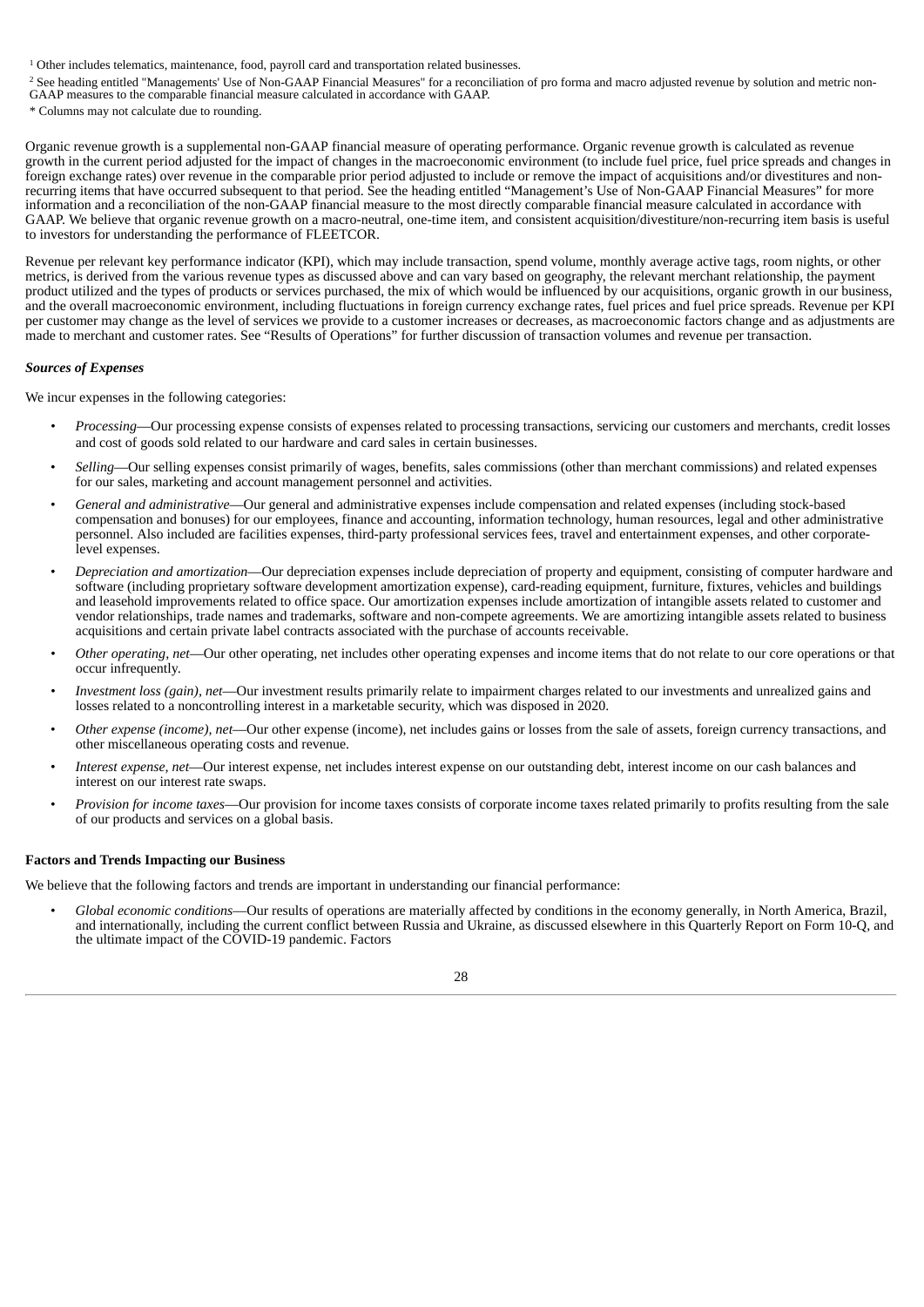[1] Other includes telematics, maintenance, food, payroll card and transportation related businesses.

[2] See heading entitled "Managements' Use of Non-GAAP Financial Measures" for a reconciliation of pro forma and macro adjusted revenue by solution and metric non-GAAP measures to the comparable financial measure calculated in accordance with GAAP.

* Columns may not calculate due to rounding.

Organic revenue growth is a supplemental non-GAAP financial measure of operating performance. Organic revenue growth is calculated as revenue growth in the current period adjusted for the impact of changes in the macroeconomic environment (to include fuel price, fuel price spreads and changes in foreign exchange rates) over revenue in the comparable prior period adjusted to include or remove the impact of acquisitions and/or divestitures and non-recurring items that have occurred subsequent to that period. See the heading entitled "Management's Use of Non-GAAP Financial Measures" for more information and a reconciliation of the non-GAAP financial measure to the most directly comparable financial measure calculated in accordance with GAAP. We believe that organic revenue growth on a macro-neutral, one-time item, and consistent acquisition/divestiture/non-recurring item basis is useful to investors for understanding the performance of FLEETCOR.

Revenue per relevant key performance indicator (KPI), which may include transaction, spend volume, monthly average active tags, room nights, or other metrics, is derived from the various revenue types as discussed above and can vary based on geography, the relevant merchant relationship, the payment product utilized and the types of products or services purchased, the mix of which would be influenced by our acquisitions, organic growth in our business, and the overall macroeconomic environment, including fluctuations in foreign currency exchange rates, fuel prices and fuel price spreads. Revenue per KPI per customer may change as the level of services we provide to a customer increases or decreases, as macroeconomic factors change and as adjustments are made to merchant and customer rates. See "Results of Operations" for further discussion of transaction volumes and revenue per transaction.

***Sources of Expenses***

We incur expenses in the following categories:

- *Processing*—Our processing expense consists of expenses related to processing transactions, servicing our customers and merchants, credit losses and cost of goods sold related to our hardware and card sales in certain businesses.
- *Selling*—Our selling expenses consist primarily of wages, benefits, sales commissions (other than merchant commissions) and related expenses for our sales, marketing and account management personnel and activities.
- *General and administrative*—Our general and administrative expenses include compensation and related expenses (including stock-based compensation and bonuses) for our employees, finance and accounting, information technology, human resources, legal and other administrative personnel. Also included are facilities expenses, third-party professional services fees, travel and entertainment expenses, and other corporate-level expenses.
- *Depreciation and amortization*—Our depreciation expenses include depreciation of property and equipment, consisting of computer hardware and software (including proprietary software development amortization expense), card-reading equipment, furniture, fixtures, vehicles and buildings and leasehold improvements related to office space. Our amortization expenses include amortization of intangible assets related to customer and vendor relationships, trade names and trademarks, software and non-compete agreements. We are amortizing intangible assets related to business acquisitions and certain private label contracts associated with the purchase of accounts receivable.
- *Other operating, net*—Our other operating, net includes other operating expenses and income items that do not relate to our core operations or that occur infrequently.
- *Investment loss (gain), net*—Our investment results primarily relate to impairment charges related to our investments and unrealized gains and losses related to a noncontrolling interest in a marketable security, which was disposed in 2020.
- *Other expense (income), net*—Our other expense (income), net includes gains or losses from the sale of assets, foreign currency transactions, and other miscellaneous operating costs and revenue.
- *Interest expense, net*—Our interest expense, net includes interest expense on our outstanding debt, interest income on our cash balances and interest on our interest rate swaps.
- *Provision for income taxes*—Our provision for income taxes consists of corporate income taxes related primarily to profits resulting from the sale of our products and services on a global basis.

**Factors and Trends Impacting our Business**

We believe that the following factors and trends are important in understanding our financial performance:

- *Global economic conditions*—Our results of operations are materially affected by conditions in the economy generally, in North America, Brazil, and internationally, including the current conflict between Russia and Ukraine, as discussed elsewhere in this Quarterly Report on Form 10-Q, and the ultimate impact of the COVID-19 pandemic. Factors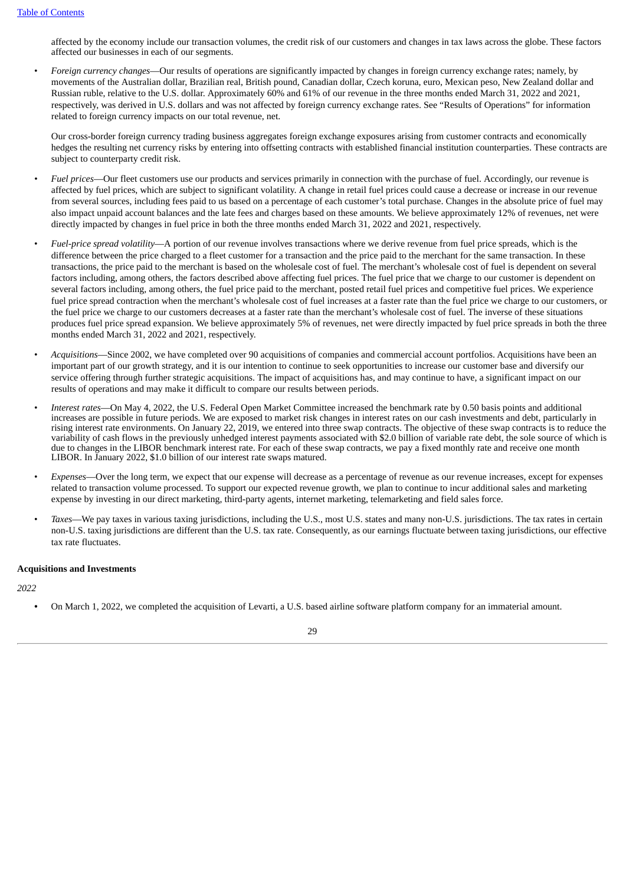affected by the economy include our transaction volumes, the credit risk of our customers and changes in tax laws across the globe. These factors affected our businesses in each of our segments.

- *Foreign currency changes*—Our results of operations are significantly impacted by changes in foreign currency exchange rates; namely, by movements of the Australian dollar, Brazilian real, British pound, Canadian dollar, Czech koruna, euro, Mexican peso, New Zealand dollar and Russian ruble, relative to the U.S. dollar. Approximately 60% and 61% of our revenue in the three months ended March 31, 2022 and 2021, respectively, was derived in U.S. dollars and was not affected by foreign currency exchange rates. See "Results of Operations" for information related to foreign currency impacts on our total revenue, net.

  Our cross-border foreign currency trading business aggregates foreign exchange exposures arising from customer contracts and economically hedges the resulting net currency risks by entering into offsetting contracts with established financial institution counterparties. These contracts are subject to counterparty credit risk.

- *Fuel prices*—Our fleet customers use our products and services primarily in connection with the purchase of fuel. Accordingly, our revenue is affected by fuel prices, which are subject to significant volatility. A change in retail fuel prices could cause a decrease or increase in our revenue from several sources, including fees paid to us based on a percentage of each customer's total purchase. Changes in the absolute price of fuel may also impact unpaid account balances and the late fees and charges based on these amounts. We believe approximately 12% of revenues, net were directly impacted by changes in fuel price in both the three months ended March 31, 2022 and 2021, respectively.

- *Fuel-price spread volatility*—A portion of our revenue involves transactions where we derive revenue from fuel price spreads, which is the difference between the price charged to a fleet customer for a transaction and the price paid to the merchant for the same transaction. In these transactions, the price paid to the merchant is based on the wholesale cost of fuel. The merchant's wholesale cost of fuel is dependent on several factors including, among others, the factors described above affecting fuel prices. The fuel price that we charge to our customer is dependent on several factors including, among others, the fuel price paid to the merchant, posted retail fuel prices and competitive fuel prices. We experience fuel price spread contraction when the merchant's wholesale cost of fuel increases at a faster rate than the fuel price we charge to our customers, or the fuel price we charge to our customers decreases at a faster rate than the merchant's wholesale cost of fuel. The inverse of these situations produces fuel price spread expansion. We believe approximately 5% of revenues, net were directly impacted by fuel price spreads in both the three months ended March 31, 2022 and 2021, respectively.

- *Acquisitions*—Since 2002, we have completed over 90 acquisitions of companies and commercial account portfolios. Acquisitions have been an important part of our growth strategy, and it is our intention to continue to seek opportunities to increase our customer base and diversify our service offering through further strategic acquisitions. The impact of acquisitions has, and may continue to have, a significant impact on our results of operations and may make it difficult to compare our results between periods.

- *Interest rates*—On May 4, 2022, the U.S. Federal Open Market Committee increased the benchmark rate by 0.50 basis points and additional increases are possible in future periods. We are exposed to market risk changes in interest rates on our cash investments and debt, particularly in rising interest rate environments. On January 22, 2019, we entered into three swap contracts. The objective of these swap contracts is to reduce the variability of cash flows in the previously unhedged interest payments associated with $2.0 billion of variable rate debt, the sole source of which is due to changes in the LIBOR benchmark interest rate. For each of these swap contracts, we pay a fixed monthly rate and receive one month LIBOR. In January 2022, $1.0 billion of our interest rate swaps matured.

- *Expenses*—Over the long term, we expect that our expense will decrease as a percentage of revenue as our revenue increases, except for expenses related to transaction volume processed. To support our expected revenue growth, we plan to continue to incur additional sales and marketing expense by investing in our direct marketing, third-party agents, internet marketing, telemarketing and field sales force.

- *Taxes*—We pay taxes in various taxing jurisdictions, including the U.S., most U.S. states and many non-U.S. jurisdictions. The tax rates in certain non-U.S. taxing jurisdictions are different than the U.S. tax rate. Consequently, as our earnings fluctuate between taxing jurisdictions, our effective tax rate fluctuates.

**Acquisitions and Investments**

*2022*

- On March 1, 2022, we completed the acquisition of Levarti, a U.S. based airline software platform company for an immaterial amount.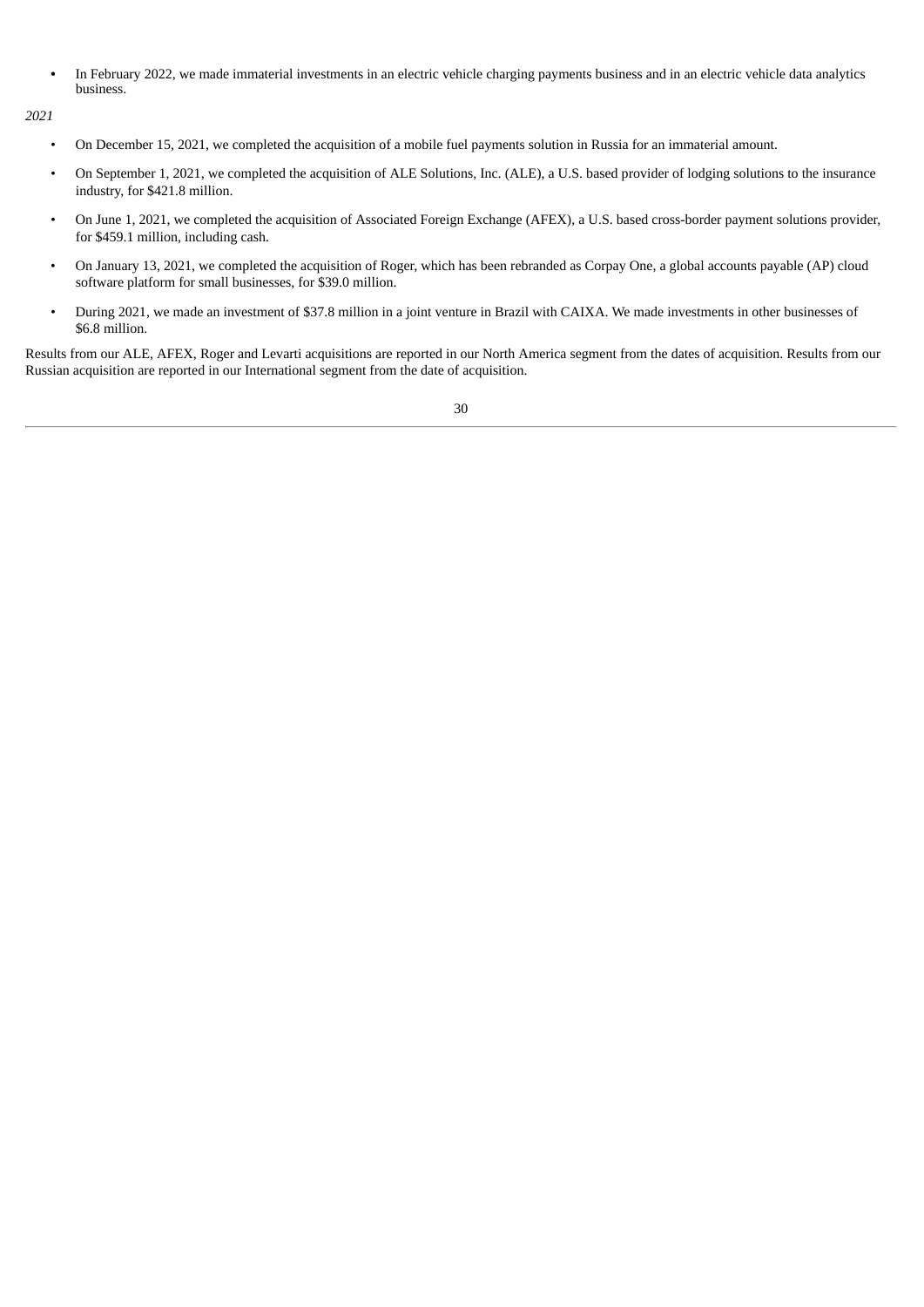- In February 2022, we made immaterial investments in an electric vehicle charging payments business and in an electric vehicle data analytics business.

*2021*

- On December 15, 2021, we completed the acquisition of a mobile fuel payments solution in Russia for an immaterial amount.
- On September 1, 2021, we completed the acquisition of ALE Solutions, Inc. (ALE), a U.S. based provider of lodging solutions to the insurance industry, for $421.8 million.
- On June 1, 2021, we completed the acquisition of Associated Foreign Exchange (AFEX), a U.S. based cross-border payment solutions provider, for $459.1 million, including cash.
- On January 13, 2021, we completed the acquisition of Roger, which has been rebranded as Corpay One, a global accounts payable (AP) cloud software platform for small businesses, for $39.0 million.
- During 2021, we made an investment of $37.8 million in a joint venture in Brazil with CAIXA. We made investments in other businesses of $6.8 million.

Results from our ALE, AFEX, Roger and Levarti acquisitions are reported in our North America segment from the dates of acquisition. Results from our Russian acquisition are reported in our International segment from the date of acquisition.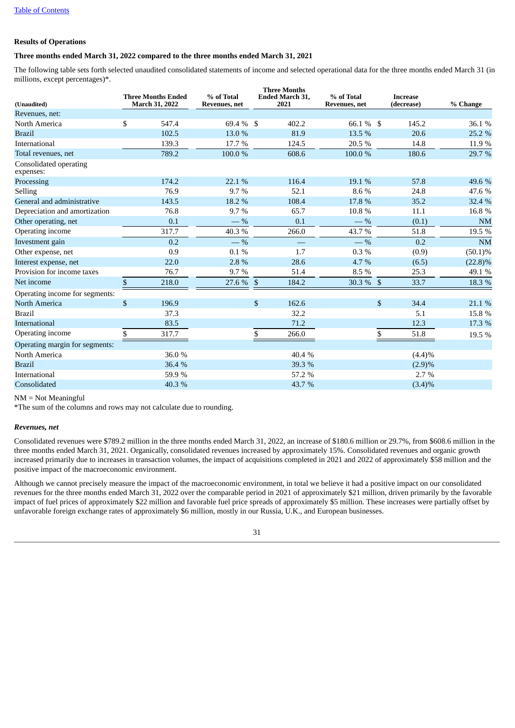[Table of Contents](#)

**Results of Operations**

**Three months ended March 31, 2022 compared to the three months ended March 31, 2021**

The following table sets forth selected unaudited consolidated statements of income and selected operational data for the three months ended March 31 (in millions, except percentages)*.

| (Unaudited) | Three Months Ended March 31, 2022 | % of Total Revenues, net | Three Months Ended March 31, 2021 | % of Total Revenues, net | Increase (decrease) | % Change |
|---|---|---|---|---|---|---|
| Revenues, net: | | | | | | |
| North America | $ 547.4 | 69.4 % | $ 402.2 | 66.1 % | $ 145.2 | 36.1 % |
| Brazil | 102.5 | 13.0 % | 81.9 | 13.5 % | 20.6 | 25.2 % |
| International | 139.3 | 17.7 % | 124.5 | 20.5 % | 14.8 | 11.9 % |
| Total revenues, net | 789.2 | 100.0 % | 608.6 | 100.0 % | 180.6 | 29.7 % |
| Consolidated operating expenses: | | | | | | |
| Processing | 174.2 | 22.1 % | 116.4 | 19.1 % | 57.8 | 49.6 % |
| Selling | 76.9 | 9.7 % | 52.1 | 8.6 % | 24.8 | 47.6 % |
| General and administrative | 143.5 | 18.2 % | 108.4 | 17.8 % | 35.2 | 32.4 % |
| Depreciation and amortization | 76.8 | 9.7 % | 65.7 | 10.8 % | 11.1 | 16.8 % |
| Other operating, net | 0.1 | — % | 0.1 | — % | (0.1) | NM |
| Operating income | 317.7 | 40.3 % | 266.0 | 43.7 % | 51.8 | 19.5 % |
| Investment gain | 0.2 | — % | — | — % | 0.2 | NM |
| Other expense, net | 0.9 | 0.1 % | 1.7 | 0.3 % | (0.9) | (50.1)% |
| Interest expense, net | 22.0 | 2.8 % | 28.6 | 4.7 % | (6.5) | (22.8)% |
| Provision for income taxes | 76.7 | 9.7 % | 51.4 | 8.5 % | 25.3 | 49.1 % |
| Net income | $ 218.0 | 27.6 % | $ 184.2 | 30.3 % | $ 33.7 | 18.3 % |
| Operating income for segments: | | | | | | |
| North America | $ 196.9 | | $ 162.6 | | $ 34.4 | 21.1 % |
| Brazil | 37.3 | | 32.2 | | 5.1 | 15.8 % |
| International | 83.5 | | 71.2 | | 12.3 | 17.3 % |
| Operating income | $ 317.7 | | $ 266.0 | | $ 51.8 | 19.5 % |
| Operating margin for segments: | | | | | | |
| North America | 36.0 % | | 40.4 % | | (4.4)% | |
| Brazil | 36.4 % | | 39.3 % | | (2.9)% | |
| International | 59.9 % | | 57.2 % | | 2.7 % | |
| Consolidated | 40.3 % | | 43.7 % | | (3.4)% | |

NM = Not Meaningful

*The sum of the columns and rows may not calculate due to rounding.

***Revenues, net***

Consolidated revenues were $789.2 million in the three months ended March 31, 2022, an increase of $180.6 million or 29.7%, from $608.6 million in the three months ended March 31, 2021. Organically, consolidated revenues increased by approximately 15%. Consolidated revenues and organic growth increased primarily due to increases in transaction volumes, the impact of acquisitions completed in 2021 and 2022 of approximately $58 million and the positive impact of the macroeconomic environment.

Although we cannot precisely measure the impact of the macroeconomic environment, in total we believe it had a positive impact on our consolidated revenues for the three months ended March 31, 2022 over the comparable period in 2021 of approximately $21 million, driven primarily by the favorable impact of fuel prices of approximately $22 million and favorable fuel price spreads of approximately $5 million. These increases were partially offset by unfavorable foreign exchange rates of approximately $6 million, mostly in our Russia, U.K., and European businesses.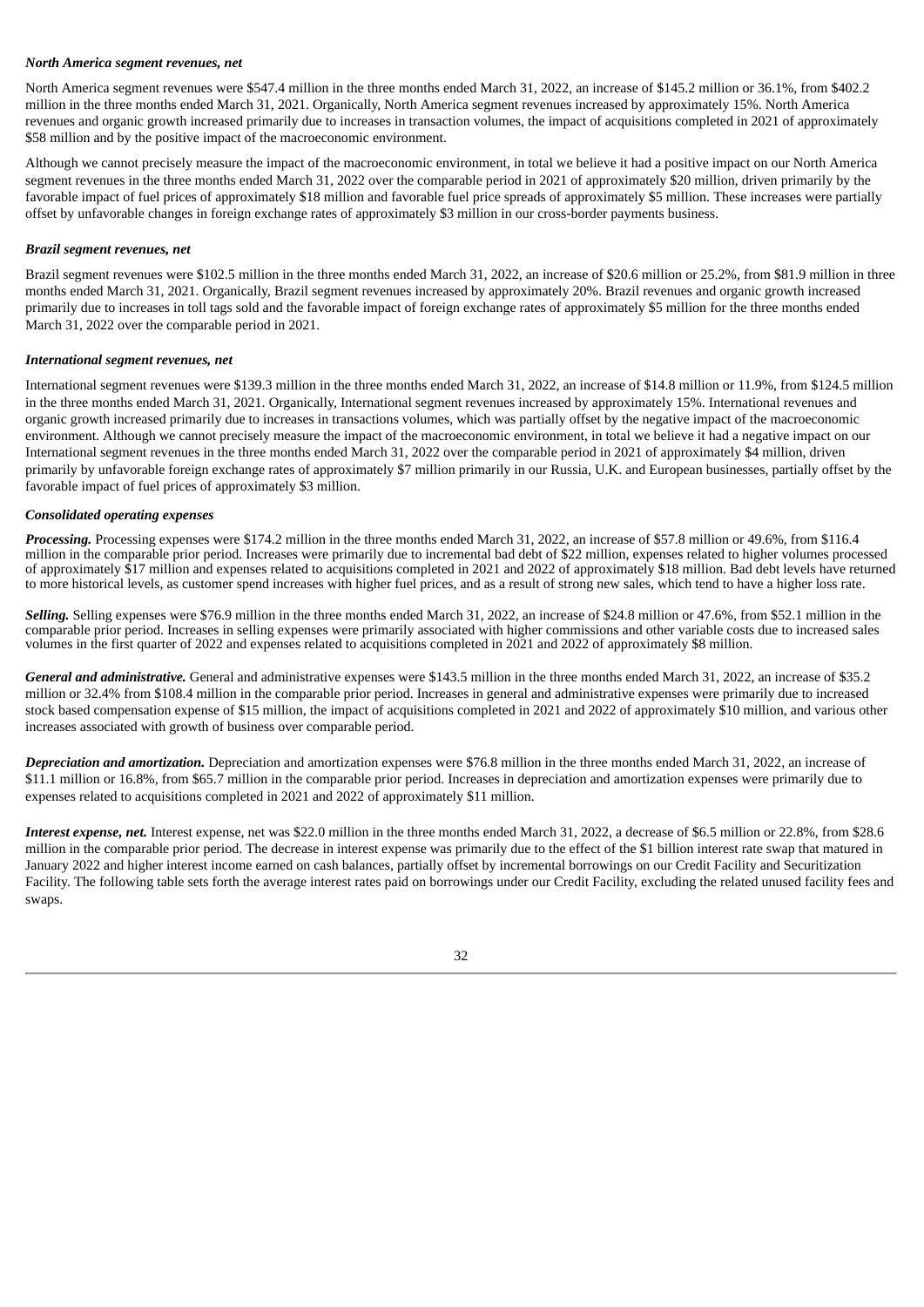***North America segment revenues, net***

North America segment revenues were $547.4 million in the three months ended March 31, 2022, an increase of $145.2 million or 36.1%, from $402.2 million in the three months ended March 31, 2021. Organically, North America segment revenues increased by approximately 15%. North America revenues and organic growth increased primarily due to increases in transaction volumes, the impact of acquisitions completed in 2021 of approximately $58 million and by the positive impact of the macroeconomic environment.

Although we cannot precisely measure the impact of the macroeconomic environment, in total we believe it had a positive impact on our North America segment revenues in the three months ended March 31, 2022 over the comparable period in 2021 of approximately $20 million, driven primarily by the favorable impact of fuel prices of approximately $18 million and favorable fuel price spreads of approximately $5 million. These increases were partially offset by unfavorable changes in foreign exchange rates of approximately $3 million in our cross-border payments business.

***Brazil segment revenues, net***

Brazil segment revenues were $102.5 million in the three months ended March 31, 2022, an increase of $20.6 million or 25.2%, from $81.9 million in three months ended March 31, 2021. Organically, Brazil segment revenues increased by approximately 20%. Brazil revenues and organic growth increased primarily due to increases in toll tags sold and the favorable impact of foreign exchange rates of approximately $5 million for the three months ended March 31, 2022 over the comparable period in 2021.

***International segment revenues, net***

International segment revenues were $139.3 million in the three months ended March 31, 2022, an increase of $14.8 million or 11.9%, from $124.5 million in the three months ended March 31, 2021. Organically, International segment revenues increased by approximately 15%. International revenues and organic growth increased primarily due to increases in transactions volumes, which was partially offset by the negative impact of the macroeconomic environment. Although we cannot precisely measure the impact of the macroeconomic environment, in total we believe it had a negative impact on our International segment revenues in the three months ended March 31, 2022 over the comparable period in 2021 of approximately $4 million, driven primarily by unfavorable foreign exchange rates of approximately $7 million primarily in our Russia, U.K. and European businesses, partially offset by the favorable impact of fuel prices of approximately $3 million.

***Consolidated operating expenses***

***Processing.*** Processing expenses were $174.2 million in the three months ended March 31, 2022, an increase of $57.8 million or 49.6%, from $116.4 million in the comparable prior period. Increases were primarily due to incremental bad debt of $22 million, expenses related to higher volumes processed of approximately $17 million and expenses related to acquisitions completed in 2021 and 2022 of approximately $18 million. Bad debt levels have returned to more historical levels, as customer spend increases with higher fuel prices, and as a result of strong new sales, which tend to have a higher loss rate.

***Selling.*** Selling expenses were $76.9 million in the three months ended March 31, 2022, an increase of $24.8 million or 47.6%, from $52.1 million in the comparable prior period. Increases in selling expenses were primarily associated with higher commissions and other variable costs due to increased sales volumes in the first quarter of 2022 and expenses related to acquisitions completed in 2021 and 2022 of approximately $8 million.

***General and administrative.*** General and administrative expenses were $143.5 million in the three months ended March 31, 2022, an increase of $35.2 million or 32.4% from $108.4 million in the comparable prior period. Increases in general and administrative expenses were primarily due to increased stock based compensation expense of $15 million, the impact of acquisitions completed in 2021 and 2022 of approximately $10 million, and various other increases associated with growth of business over comparable period.

***Depreciation and amortization.*** Depreciation and amortization expenses were $76.8 million in the three months ended March 31, 2022, an increase of $11.1 million or 16.8%, from $65.7 million in the comparable prior period. Increases in depreciation and amortization expenses were primarily due to expenses related to acquisitions completed in 2021 and 2022 of approximately $11 million.

***Interest expense, net.*** Interest expense, net was $22.0 million in the three months ended March 31, 2022, a decrease of $6.5 million or 22.8%, from $28.6 million in the comparable prior period. The decrease in interest expense was primarily due to the effect of the $1 billion interest rate swap that matured in January 2022 and higher interest income earned on cash balances, partially offset by incremental borrowings on our Credit Facility and Securitization Facility. The following table sets forth the average interest rates paid on borrowings under our Credit Facility, excluding the related unused facility fees and swaps.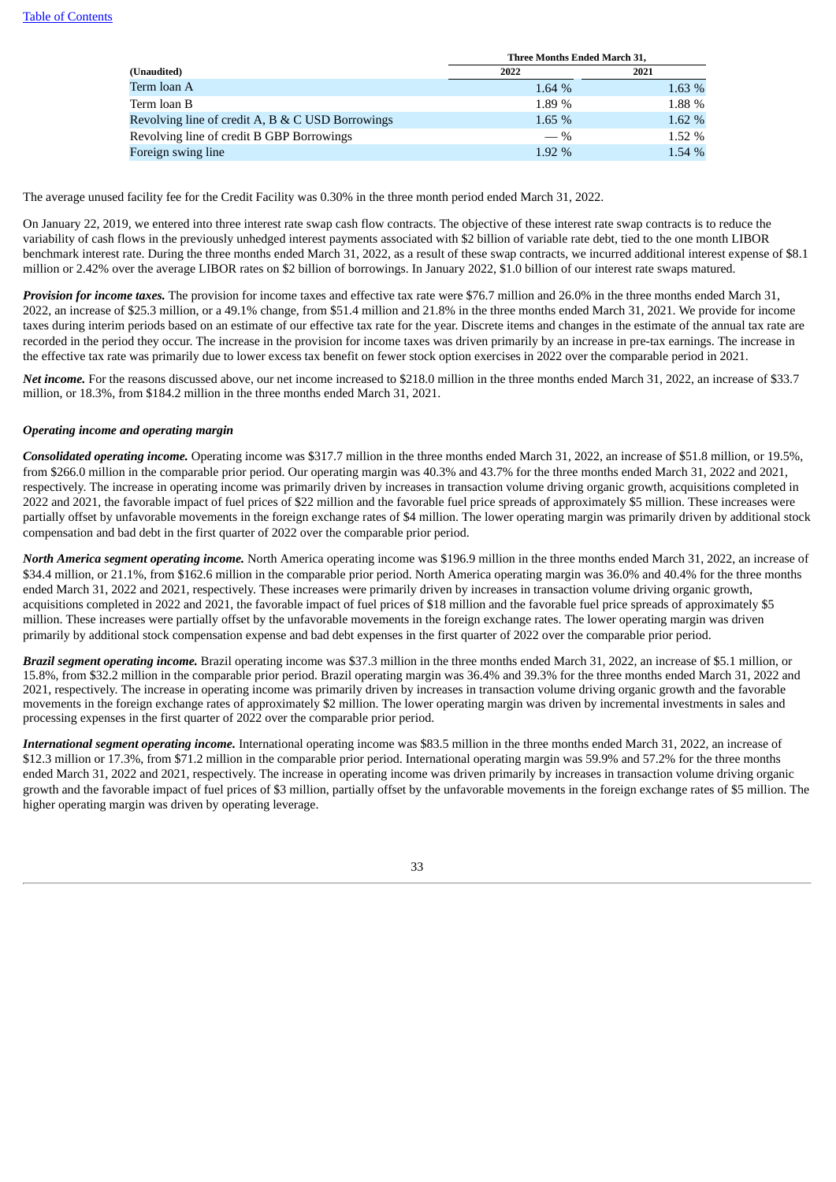| (Unaudited) | Three Months Ended March 31, | |
|---|---|---|
| | 2022 | 2021 |
| Term loan A | 1.64 % | 1.63 % |
| Term loan B | 1.89 % | 1.88 % |
| Revolving line of credit A, B & C USD Borrowings | 1.65 % | 1.62 % |
| Revolving line of credit B GBP Borrowings | — % | 1.52 % |
| Foreign swing line | 1.92 % | 1.54 % |

The average unused facility fee for the Credit Facility was 0.30% in the three month period ended March 31, 2022.

On January 22, 2019, we entered into three interest rate swap cash flow contracts. The objective of these interest rate swap contracts is to reduce the variability of cash flows in the previously unhedged interest payments associated with $2 billion of variable rate debt, tied to the one month LIBOR benchmark interest rate. During the three months ended March 31, 2022, as a result of these swap contracts, we incurred additional interest expense of $8.1 million or 2.42% over the average LIBOR rates on $2 billion of borrowings. In January 2022, $1.0 billion of our interest rate swaps matured.

***Provision for income taxes.*** The provision for income taxes and effective tax rate were $76.7 million and 26.0% in the three months ended March 31, 2022, an increase of $25.3 million, or a 49.1% change, from $51.4 million and 21.8% in the three months ended March 31, 2021. We provide for income taxes during interim periods based on an estimate of our effective tax rate for the year. Discrete items and changes in the estimate of the annual tax rate are recorded in the period they occur. The increase in the provision for income taxes was driven primarily by an increase in pre-tax earnings. The increase in the effective tax rate was primarily due to lower excess tax benefit on fewer stock option exercises in 2022 over the comparable period in 2021.

***Net income.*** For the reasons discussed above, our net income increased to $218.0 million in the three months ended March 31, 2022, an increase of $33.7 million, or 18.3%, from $184.2 million in the three months ended March 31, 2021.

***Operating income and operating margin***

***Consolidated operating income.*** Operating income was $317.7 million in the three months ended March 31, 2022, an increase of $51.8 million, or 19.5%, from $266.0 million in the comparable prior period. Our operating margin was 40.3% and 43.7% for the three months ended March 31, 2022 and 2021, respectively. The increase in operating income was primarily driven by increases in transaction volume driving organic growth, acquisitions completed in 2022 and 2021, the favorable impact of fuel prices of $22 million and the favorable fuel price spreads of approximately $5 million. These increases were partially offset by unfavorable movements in the foreign exchange rates of $4 million. The lower operating margin was primarily driven by additional stock compensation and bad debt in the first quarter of 2022 over the comparable prior period.

***North America segment operating income.*** North America operating income was $196.9 million in the three months ended March 31, 2022, an increase of $34.4 million, or 21.1%, from $162.6 million in the comparable prior period. North America operating margin was 36.0% and 40.4% for the three months ended March 31, 2022 and 2021, respectively. These increases were primarily driven by increases in transaction volume driving organic growth, acquisitions completed in 2022 and 2021, the favorable impact of fuel prices of $18 million and the favorable fuel price spreads of approximately $5 million. These increases were partially offset by the unfavorable movements in the foreign exchange rates. The lower operating margin was driven primarily by additional stock compensation expense and bad debt expenses in the first quarter of 2022 over the comparable prior period.

***Brazil segment operating income.*** Brazil operating income was $37.3 million in the three months ended March 31, 2022, an increase of $5.1 million, or 15.8%, from $32.2 million in the comparable prior period. Brazil operating margin was 36.4% and 39.3% for the three months ended March 31, 2022 and 2021, respectively. The increase in operating income was primarily driven by increases in transaction volume driving organic growth and the favorable movements in the foreign exchange rates of approximately $2 million. The lower operating margin was driven by incremental investments in sales and processing expenses in the first quarter of 2022 over the comparable prior period.

***International segment operating income.*** International operating income was $83.5 million in the three months ended March 31, 2022, an increase of $12.3 million or 17.3%, from $71.2 million in the comparable prior period. International operating margin was 59.9% and 57.2% for the three months ended March 31, 2022 and 2021, respectively. The increase in operating income was driven primarily by increases in transaction volume driving organic growth and the favorable impact of fuel prices of $3 million, partially offset by the unfavorable movements in the foreign exchange rates of $5 million. The higher operating margin was driven by operating leverage.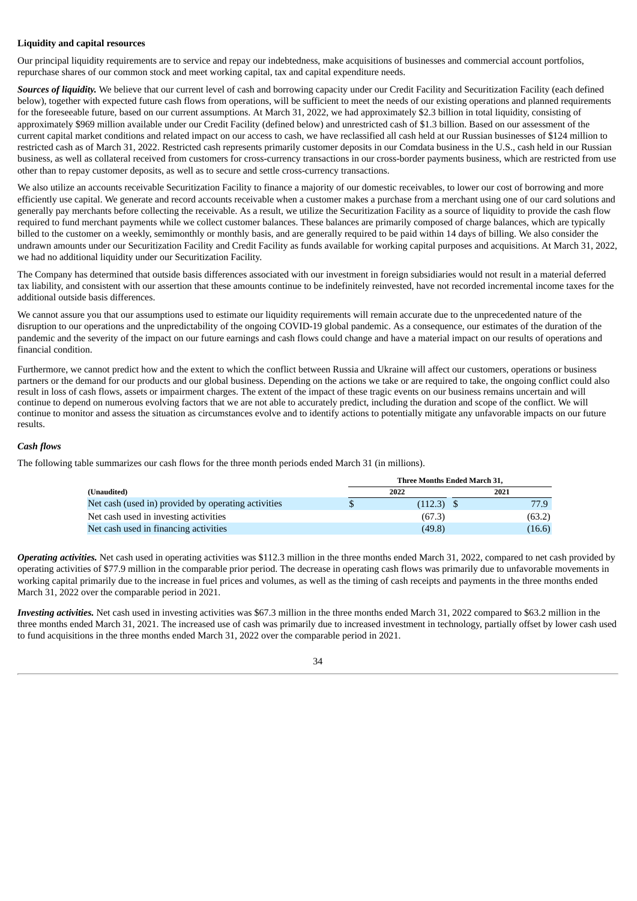**Liquidity and capital resources**

Our principal liquidity requirements are to service and repay our indebtedness, make acquisitions of businesses and commercial account portfolios, repurchase shares of our common stock and meet working capital, tax and capital expenditure needs.

***Sources of liquidity.*** We believe that our current level of cash and borrowing capacity under our Credit Facility and Securitization Facility (each defined below), together with expected future cash flows from operations, will be sufficient to meet the needs of our existing operations and planned requirements for the foreseeable future, based on our current assumptions. At March 31, 2022, we had approximately $2.3 billion in total liquidity, consisting of approximately $969 million available under our Credit Facility (defined below) and unrestricted cash of $1.3 billion. Based on our assessment of the current capital market conditions and related impact on our access to cash, we have reclassified all cash held at our Russian businesses of $124 million to restricted cash as of March 31, 2022. Restricted cash represents primarily customer deposits in our Comdata business in the U.S., cash held in our Russian business, as well as collateral received from customers for cross-currency transactions in our cross-border payments business, which are restricted from use other than to repay customer deposits, as well as to secure and settle cross-currency transactions.

We also utilize an accounts receivable Securitization Facility to finance a majority of our domestic receivables, to lower our cost of borrowing and more efficiently use capital. We generate and record accounts receivable when a customer makes a purchase from a merchant using one of our card solutions and generally pay merchants before collecting the receivable. As a result, we utilize the Securitization Facility as a source of liquidity to provide the cash flow required to fund merchant payments while we collect customer balances. These balances are primarily composed of charge balances, which are typically billed to the customer on a weekly, semimonthly or monthly basis, and are generally required to be paid within 14 days of billing. We also consider the undrawn amounts under our Securitization Facility and Credit Facility as funds available for working capital purposes and acquisitions. At March 31, 2022, we had no additional liquidity under our Securitization Facility.

The Company has determined that outside basis differences associated with our investment in foreign subsidiaries would not result in a material deferred tax liability, and consistent with our assertion that these amounts continue to be indefinitely reinvested, have not recorded incremental income taxes for the additional outside basis differences.

We cannot assure you that our assumptions used to estimate our liquidity requirements will remain accurate due to the unprecedented nature of the disruption to our operations and the unpredictability of the ongoing COVID-19 global pandemic. As a consequence, our estimates of the duration of the pandemic and the severity of the impact on our future earnings and cash flows could change and have a material impact on our results of operations and financial condition.

Furthermore, we cannot predict how and the extent to which the conflict between Russia and Ukraine will affect our customers, operations or business partners or the demand for our products and our global business. Depending on the actions we take or are required to take, the ongoing conflict could also result in loss of cash flows, assets or impairment charges. The extent of the impact of these tragic events on our business remains uncertain and will continue to depend on numerous evolving factors that we are not able to accurately predict, including the duration and scope of the conflict. We will continue to monitor and assess the situation as circumstances evolve and to identify actions to potentially mitigate any unfavorable impacts on our future results.

***Cash flows***

The following table summarizes our cash flows for the three month periods ended March 31 (in millions).

| | Three Months Ended March 31, | |
|---|---|---|
| **(Unaudited)** | **2022** | **2021** |
| Net cash (used in) provided by operating activities | $ (112.3) | $ 77.9 |
| Net cash used in investing activities | (67.3) | (63.2) |
| Net cash used in financing activities | (49.8) | (16.6) |

***Operating activities.*** Net cash used in operating activities was $112.3 million in the three months ended March 31, 2022, compared to net cash provided by operating activities of $77.9 million in the comparable prior period. The decrease in operating cash flows was primarily due to unfavorable movements in working capital primarily due to the increase in fuel prices and volumes, as well as the timing of cash receipts and payments in the three months ended March 31, 2022 over the comparable period in 2021.

***Investing activities.*** Net cash used in investing activities was $67.3 million in the three months ended March 31, 2022 compared to $63.2 million in the three months ended March 31, 2021. The increased use of cash was primarily due to increased investment in technology, partially offset by lower cash used to fund acquisitions in the three months ended March 31, 2022 over the comparable period in 2021.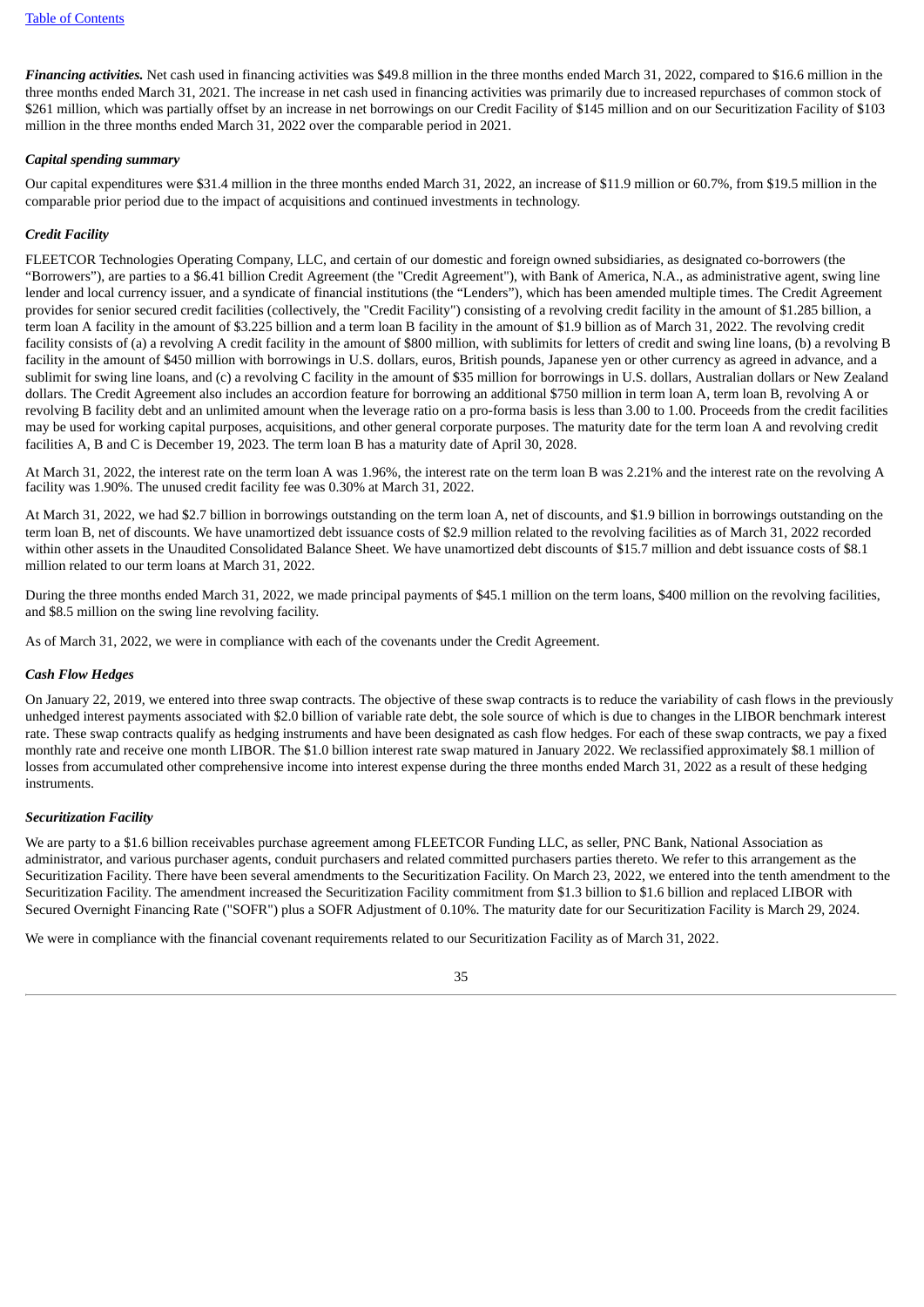***Financing activities.*** Net cash used in financing activities was $49.8 million in the three months ended March 31, 2022, compared to $16.6 million in the three months ended March 31, 2021. The increase in net cash used in financing activities was primarily due to increased repurchases of common stock of $261 million, which was partially offset by an increase in net borrowings on our Credit Facility of $145 million and on our Securitization Facility of $103 million in the three months ended March 31, 2022 over the comparable period in 2021.

***Capital spending summary***

Our capital expenditures were $31.4 million in the three months ended March 31, 2022, an increase of $11.9 million or 60.7%, from $19.5 million in the comparable prior period due to the impact of acquisitions and continued investments in technology.

***Credit Facility***

FLEETCOR Technologies Operating Company, LLC, and certain of our domestic and foreign owned subsidiaries, as designated co-borrowers (the "Borrowers"), are parties to a $6.41 billion Credit Agreement (the "Credit Agreement"), with Bank of America, N.A., as administrative agent, swing line lender and local currency issuer, and a syndicate of financial institutions (the "Lenders"), which has been amended multiple times. The Credit Agreement provides for senior secured credit facilities (collectively, the "Credit Facility") consisting of a revolving credit facility in the amount of $1.285 billion, a term loan A facility in the amount of $3.225 billion and a term loan B facility in the amount of $1.9 billion as of March 31, 2022. The revolving credit facility consists of (a) a revolving A credit facility in the amount of $800 million, with sublimits for letters of credit and swing line loans, (b) a revolving B facility in the amount of $450 million with borrowings in U.S. dollars, euros, British pounds, Japanese yen or other currency as agreed in advance, and a sublimit for swing line loans, and (c) a revolving C facility in the amount of $35 million for borrowings in U.S. dollars, Australian dollars or New Zealand dollars. The Credit Agreement also includes an accordion feature for borrowing an additional $750 million in term loan A, term loan B, revolving A or revolving B facility debt and an unlimited amount when the leverage ratio on a pro-forma basis is less than 3.00 to 1.00. Proceeds from the credit facilities may be used for working capital purposes, acquisitions, and other general corporate purposes. The maturity date for the term loan A and revolving credit facilities A, B and C is December 19, 2023. The term loan B has a maturity date of April 30, 2028.

At March 31, 2022, the interest rate on the term loan A was 1.96%, the interest rate on the term loan B was 2.21% and the interest rate on the revolving A facility was 1.90%. The unused credit facility fee was 0.30% at March 31, 2022.

At March 31, 2022, we had $2.7 billion in borrowings outstanding on the term loan A, net of discounts, and $1.9 billion in borrowings outstanding on the term loan B, net of discounts. We have unamortized debt issuance costs of $2.9 million related to the revolving facilities as of March 31, 2022 recorded within other assets in the Unaudited Consolidated Balance Sheet. We have unamortized debt discounts of $15.7 million and debt issuance costs of $8.1 million related to our term loans at March 31, 2022.

During the three months ended March 31, 2022, we made principal payments of $45.1 million on the term loans, $400 million on the revolving facilities, and $8.5 million on the swing line revolving facility.

As of March 31, 2022, we were in compliance with each of the covenants under the Credit Agreement.

***Cash Flow Hedges***

On January 22, 2019, we entered into three swap contracts. The objective of these swap contracts is to reduce the variability of cash flows in the previously unhedged interest payments associated with $2.0 billion of variable rate debt, the sole source of which is due to changes in the LIBOR benchmark interest rate. These swap contracts qualify as hedging instruments and have been designated as cash flow hedges. For each of these swap contracts, we pay a fixed monthly rate and receive one month LIBOR. The $1.0 billion interest rate swap matured in January 2022. We reclassified approximately $8.1 million of losses from accumulated other comprehensive income into interest expense during the three months ended March 31, 2022 as a result of these hedging instruments.

***Securitization Facility***

We are party to a $1.6 billion receivables purchase agreement among FLEETCOR Funding LLC, as seller, PNC Bank, National Association as administrator, and various purchaser agents, conduit purchasers and related committed purchasers parties thereto. We refer to this arrangement as the Securitization Facility. There have been several amendments to the Securitization Facility. On March 23, 2022, we entered into the tenth amendment to the Securitization Facility. The amendment increased the Securitization Facility commitment from $1.3 billion to $1.6 billion and replaced LIBOR with Secured Overnight Financing Rate ("SOFR") plus a SOFR Adjustment of 0.10%. The maturity date for our Securitization Facility is March 29, 2024.

We were in compliance with the financial covenant requirements related to our Securitization Facility as of March 31, 2022.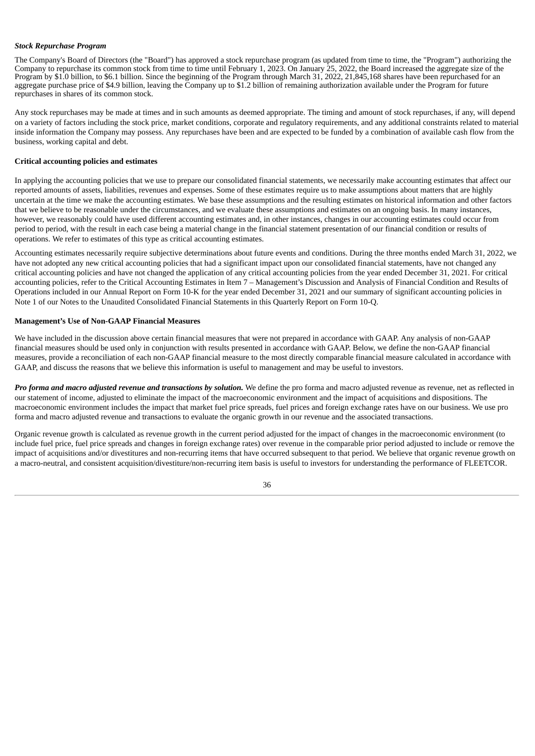***Stock Repurchase Program***

The Company's Board of Directors (the "Board") has approved a stock repurchase program (as updated from time to time, the "Program") authorizing the Company to repurchase its common stock from time to time until February 1, 2023. On January 25, 2022, the Board increased the aggregate size of the Program by $1.0 billion, to $6.1 billion. Since the beginning of the Program through March 31, 2022, 21,845,168 shares have been repurchased for an aggregate purchase price of $4.9 billion, leaving the Company up to $1.2 billion of remaining authorization available under the Program for future repurchases in shares of its common stock.

Any stock repurchases may be made at times and in such amounts as deemed appropriate. The timing and amount of stock repurchases, if any, will depend on a variety of factors including the stock price, market conditions, corporate and regulatory requirements, and any additional constraints related to material inside information the Company may possess. Any repurchases have been and are expected to be funded by a combination of available cash flow from the business, working capital and debt.

**Critical accounting policies and estimates**

In applying the accounting policies that we use to prepare our consolidated financial statements, we necessarily make accounting estimates that affect our reported amounts of assets, liabilities, revenues and expenses. Some of these estimates require us to make assumptions about matters that are highly uncertain at the time we make the accounting estimates. We base these assumptions and the resulting estimates on historical information and other factors that we believe to be reasonable under the circumstances, and we evaluate these assumptions and estimates on an ongoing basis. In many instances, however, we reasonably could have used different accounting estimates and, in other instances, changes in our accounting estimates could occur from period to period, with the result in each case being a material change in the financial statement presentation of our financial condition or results of operations. We refer to estimates of this type as critical accounting estimates.

Accounting estimates necessarily require subjective determinations about future events and conditions. During the three months ended March 31, 2022, we have not adopted any new critical accounting policies that had a significant impact upon our consolidated financial statements, have not changed any critical accounting policies and have not changed the application of any critical accounting policies from the year ended December 31, 2021. For critical accounting policies, refer to the Critical Accounting Estimates in Item 7 – Management's Discussion and Analysis of Financial Condition and Results of Operations included in our Annual Report on Form 10-K for the year ended December 31, 2021 and our summary of significant accounting policies in Note 1 of our Notes to the Unaudited Consolidated Financial Statements in this Quarterly Report on Form 10-Q.

**Management's Use of Non-GAAP Financial Measures**

We have included in the discussion above certain financial measures that were not prepared in accordance with GAAP. Any analysis of non-GAAP financial measures should be used only in conjunction with results presented in accordance with GAAP. Below, we define the non-GAAP financial measures, provide a reconciliation of each non-GAAP financial measure to the most directly comparable financial measure calculated in accordance with GAAP, and discuss the reasons that we believe this information is useful to management and may be useful to investors.

***Pro forma and macro adjusted revenue and transactions by solution.*** We define the pro forma and macro adjusted revenue as revenue, net as reflected in our statement of income, adjusted to eliminate the impact of the macroeconomic environment and the impact of acquisitions and dispositions. The macroeconomic environment includes the impact that market fuel price spreads, fuel prices and foreign exchange rates have on our business. We use pro forma and macro adjusted revenue and transactions to evaluate the organic growth in our revenue and the associated transactions.

Organic revenue growth is calculated as revenue growth in the current period adjusted for the impact of changes in the macroeconomic environment (to include fuel price, fuel price spreads and changes in foreign exchange rates) over revenue in the comparable prior period adjusted to include or remove the impact of acquisitions and/or divestitures and non-recurring items that have occurred subsequent to that period. We believe that organic revenue growth on a macro-neutral, and consistent acquisition/divestiture/non-recurring item basis is useful to investors for understanding the performance of FLEETCOR.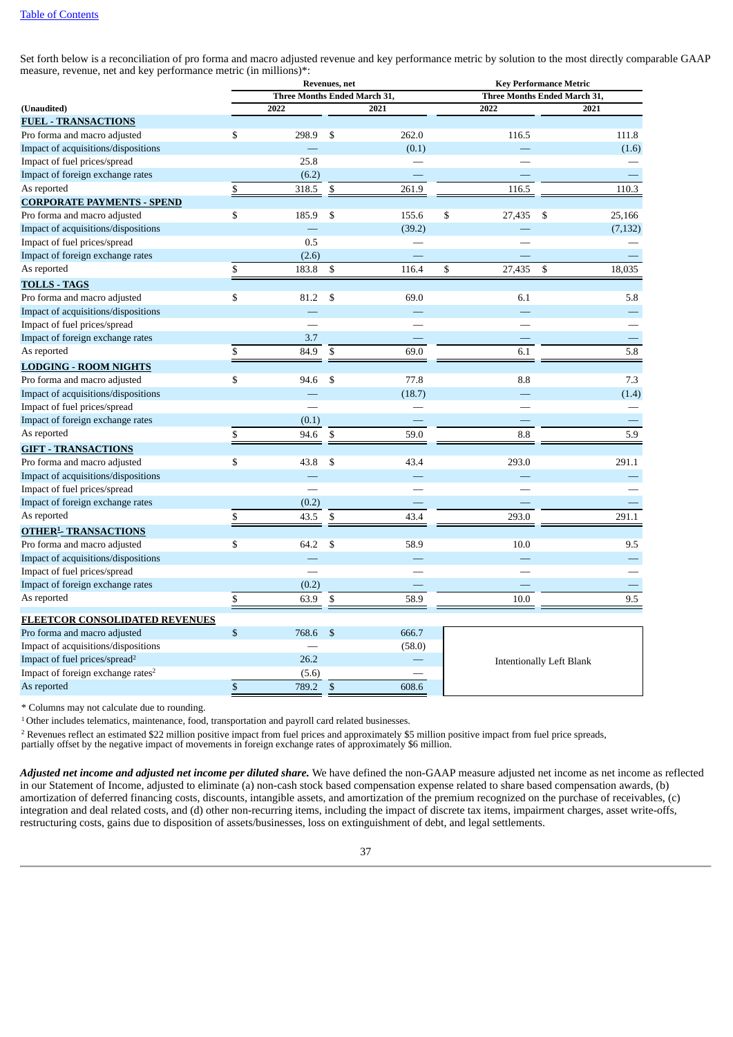Set forth below is a reconciliation of pro forma and macro adjusted revenue and key performance metric by solution to the most directly comparable GAAP measure, revenue, net and key performance metric (in millions)*:

| | Revenues, net | | Key Performance Metric | |
|---|---|---|---|---|
| | Three Months Ended March 31, | | Three Months Ended March 31, | |
| (Unaudited) | 2022 | 2021 | 2022 | 2021 |
| **FUEL - TRANSACTIONS** | | | | |
| Pro forma and macro adjusted | $ 298.9 | $ 262.0 | 116.5 | 111.8 |
| Impact of acquisitions/dispositions | — | (0.1) | — | (1.6) |
| Impact of fuel prices/spread | 25.8 | — | — | — |
| Impact of foreign exchange rates | (6.2) | — | — | — |
| As reported | $ 318.5 | $ 261.9 | 116.5 | 110.3 |
| **CORPORATE PAYMENTS - SPEND** | | | | |
| Pro forma and macro adjusted | $ 185.9 | $ 155.6 | $ 27,435 | $ 25,166 |
| Impact of acquisitions/dispositions | — | (39.2) | — | (7,132) |
| Impact of fuel prices/spread | 0.5 | — | — | — |
| Impact of foreign exchange rates | (2.6) | — | — | — |
| As reported | $ 183.8 | $ 116.4 | $ 27,435 | $ 18,035 |
| **TOLLS - TAGS** | | | | |
| Pro forma and macro adjusted | $ 81.2 | $ 69.0 | 6.1 | 5.8 |
| Impact of acquisitions/dispositions | — | — | — | — |
| Impact of fuel prices/spread | — | — | — | — |
| Impact of foreign exchange rates | 3.7 | — | — | — |
| As reported | $ 84.9 | $ 69.0 | 6.1 | 5.8 |
| **LODGING - ROOM NIGHTS** | | | | |
| Pro forma and macro adjusted | $ 94.6 | $ 77.8 | 8.8 | 7.3 |
| Impact of acquisitions/dispositions | — | (18.7) | — | (1.4) |
| Impact of fuel prices/spread | — | — | — | — |
| Impact of foreign exchange rates | (0.1) | — | — | — |
| As reported | $ 94.6 | $ 59.0 | 8.8 | 5.9 |
| **GIFT - TRANSACTIONS** | | | | |
| Pro forma and macro adjusted | $ 43.8 | $ 43.4 | 293.0 | 291.1 |
| Impact of acquisitions/dispositions | — | — | — | — |
| Impact of fuel prices/spread | — | — | — | — |
| Impact of foreign exchange rates | (0.2) | — | — | — |
| As reported | $ 43.5 | $ 43.4 | 293.0 | 291.1 |
| **OTHER[1] - TRANSACTIONS** | | | | |
| Pro forma and macro adjusted | $ 64.2 | $ 58.9 | 10.0 | 9.5 |
| Impact of acquisitions/dispositions | — | — | — | — |
| Impact of fuel prices/spread | — | — | — | — |
| Impact of foreign exchange rates | (0.2) | — | — | — |
| As reported | $ 63.9 | $ 58.9 | 10.0 | 9.5 |
| **FLEETCOR CONSOLIDATED REVENUES** | | | | |
| Pro forma and macro adjusted | $ 768.6 | $ 666.7 | Intentionally Left Blank | |
| Impact of acquisitions/dispositions | — | (58.0) | | |
| Impact of fuel prices/spread[2] | 26.2 | — | | |
| Impact of foreign exchange rates[2] | (5.6) | — | | |
| As reported | $ 789.2 | $ 608.6 | | |

\* Columns may not calculate due to rounding.

[1] Other includes telematics, maintenance, food, transportation and payroll card related businesses.

[2] Revenues reflect an estimated $22 million positive impact from fuel prices and approximately $5 million positive impact from fuel price spreads, partially offset by the negative impact of movements in foreign exchange rates of approximately $6 million.

***Adjusted net income and adjusted net income per diluted share.*** We have defined the non-GAAP measure adjusted net income as net income as reflected in our Statement of Income, adjusted to eliminate (a) non-cash stock based compensation expense related to share based compensation awards, (b) amortization of deferred financing costs, discounts, intangible assets, and amortization of the premium recognized on the purchase of receivables, (c) integration and deal related costs, and (d) other non-recurring items, including the impact of discrete tax items, impairment charges, asset write-offs, restructuring costs, gains due to disposition of assets/businesses, loss on extinguishment of debt, and legal settlements.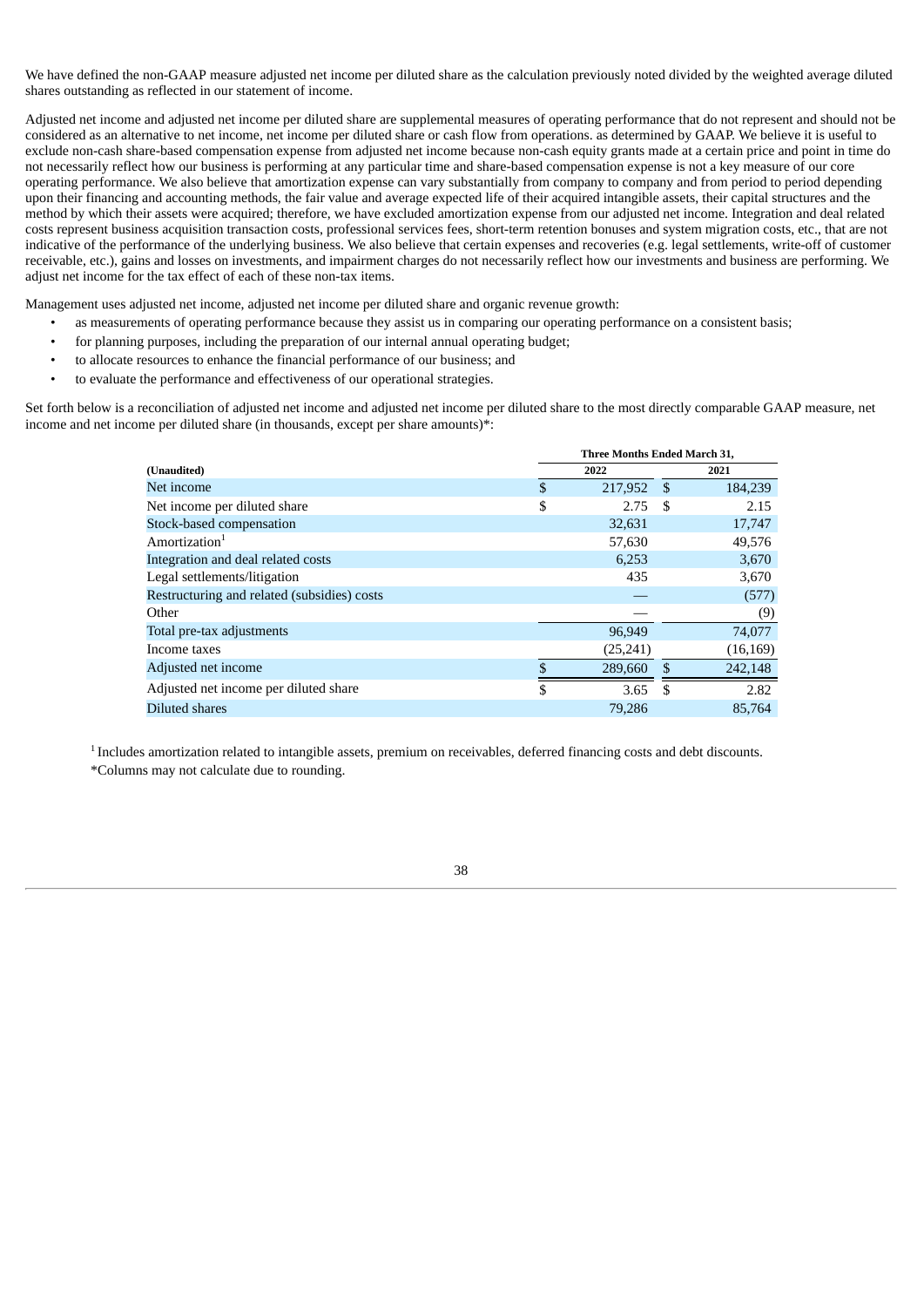We have defined the non-GAAP measure adjusted net income per diluted share as the calculation previously noted divided by the weighted average diluted shares outstanding as reflected in our statement of income.

Adjusted net income and adjusted net income per diluted share are supplemental measures of operating performance that do not represent and should not be considered as an alternative to net income, net income per diluted share or cash flow from operations. as determined by GAAP. We believe it is useful to exclude non-cash share-based compensation expense from adjusted net income because non-cash equity grants made at a certain price and point in time do not necessarily reflect how our business is performing at any particular time and share-based compensation expense is not a key measure of our core operating performance. We also believe that amortization expense can vary substantially from company to company and from period to period depending upon their financing and accounting methods, the fair value and average expected life of their acquired intangible assets, their capital structures and the method by which their assets were acquired; therefore, we have excluded amortization expense from our adjusted net income. Integration and deal related costs represent business acquisition transaction costs, professional services fees, short-term retention bonuses and system migration costs, etc., that are not indicative of the performance of the underlying business. We also believe that certain expenses and recoveries (e.g. legal settlements, write-off of customer receivable, etc.), gains and losses on investments, and impairment charges do not necessarily reflect how our investments and business are performing. We adjust net income for the tax effect of each of these non-tax items.

Management uses adjusted net income, adjusted net income per diluted share and organic revenue growth:

- as measurements of operating performance because they assist us in comparing our operating performance on a consistent basis;
- for planning purposes, including the preparation of our internal annual operating budget;
- to allocate resources to enhance the financial performance of our business; and
- to evaluate the performance and effectiveness of our operational strategies.

Set forth below is a reconciliation of adjusted net income and adjusted net income per diluted share to the most directly comparable GAAP measure, net income and net income per diluted share (in thousands, except per share amounts)*:

| | Three Months Ended March 31, | |
|---|---|---|
| **(Unaudited)** | **2022** | **2021** |
| Net income | $ 217,952 | $ 184,239 |
| Net income per diluted share | $ 2.75 | $ 2.15 |
| Stock-based compensation | 32,631 | 17,747 |
| Amortization[1] | 57,630 | 49,576 |
| Integration and deal related costs | 6,253 | 3,670 |
| Legal settlements/litigation | 435 | 3,670 |
| Restructuring and related (subsidies) costs | — | (577) |
| Other | — | (9) |
| Total pre-tax adjustments | 96,949 | 74,077 |
| Income taxes | (25,241) | (16,169) |
| Adjusted net income | $ 289,660 | $ 242,148 |
| Adjusted net income per diluted share | $ 3.65 | $ 2.82 |
| Diluted shares | 79,286 | 85,764 |

[1] Includes amortization related to intangible assets, premium on receivables, deferred financing costs and debt discounts.

*Columns may not calculate due to rounding.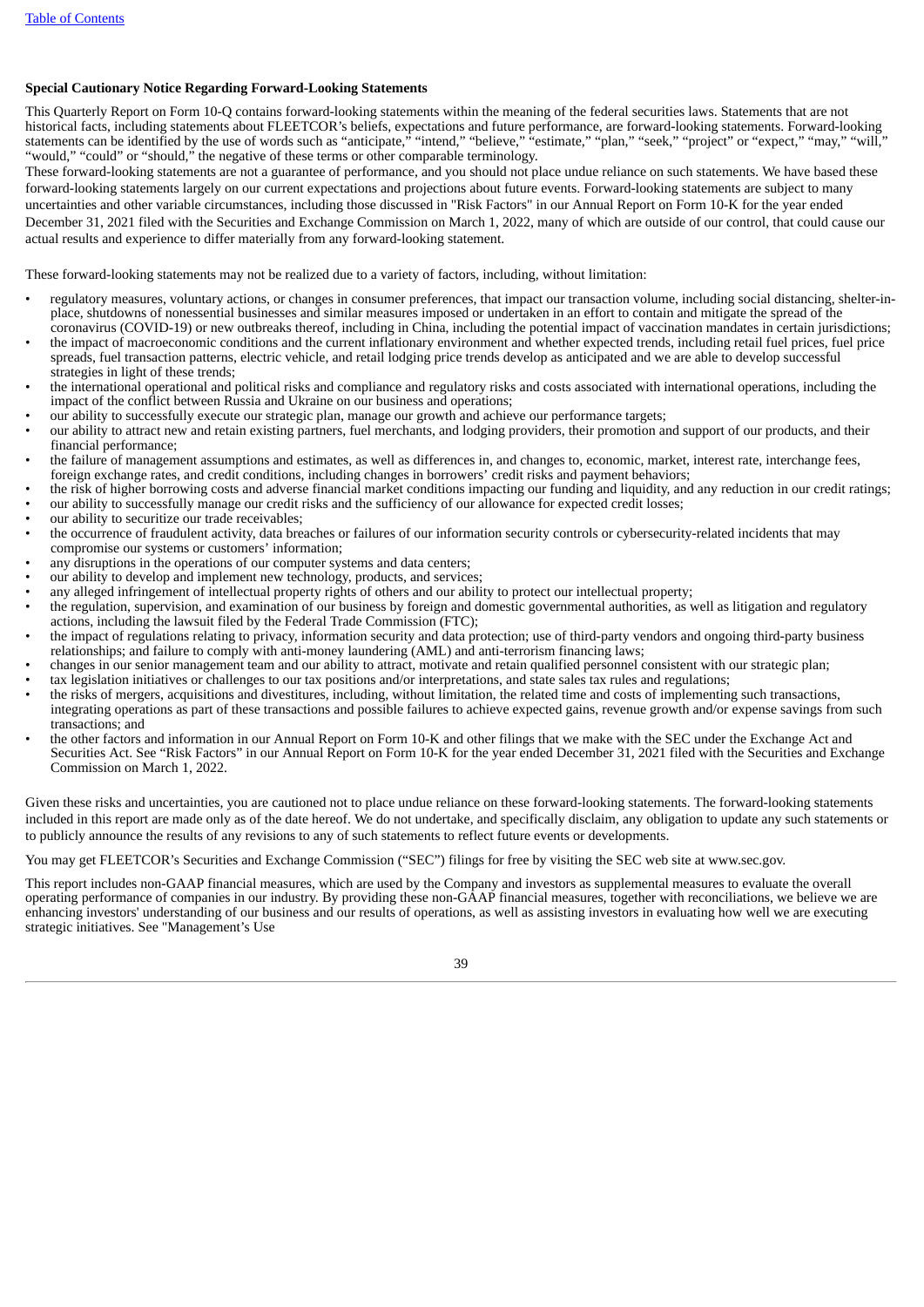**Special Cautionary Notice Regarding Forward-Looking Statements**

This Quarterly Report on Form 10-Q contains forward-looking statements within the meaning of the federal securities laws. Statements that are not historical facts, including statements about FLEETCOR's beliefs, expectations and future performance, are forward-looking statements. Forward-looking statements can be identified by the use of words such as "anticipate," "intend," "believe," "estimate," "plan," "seek," "project" or "expect," "may," "will," "would," "could" or "should," the negative of these terms or other comparable terminology.

These forward-looking statements are not a guarantee of performance, and you should not place undue reliance on such statements. We have based these forward-looking statements largely on our current expectations and projections about future events. Forward-looking statements are subject to many uncertainties and other variable circumstances, including those discussed in "Risk Factors" in our Annual Report on Form 10-K for the year ended December 31, 2021 filed with the Securities and Exchange Commission on March 1, 2022, many of which are outside of our control, that could cause our actual results and experience to differ materially from any forward-looking statement.

These forward-looking statements may not be realized due to a variety of factors, including, without limitation:

- regulatory measures, voluntary actions, or changes in consumer preferences, that impact our transaction volume, including social distancing, shelter-in-place, shutdowns of nonessential businesses and similar measures imposed or undertaken in an effort to contain and mitigate the spread of the coronavirus (COVID-19) or new outbreaks thereof, including in China, including the potential impact of vaccination mandates in certain jurisdictions;
- the impact of macroeconomic conditions and the current inflationary environment and whether expected trends, including retail fuel prices, fuel price spreads, fuel transaction patterns, electric vehicle, and retail lodging price trends develop as anticipated and we are able to develop successful strategies in light of these trends;
- the international operational and political risks and compliance and regulatory risks and costs associated with international operations, including the impact of the conflict between Russia and Ukraine on our business and operations;
- our ability to successfully execute our strategic plan, manage our growth and achieve our performance targets;
- our ability to attract new and retain existing partners, fuel merchants, and lodging providers, their promotion and support of our products, and their financial performance;
- the failure of management assumptions and estimates, as well as differences in, and changes to, economic, market, interest rate, interchange fees, foreign exchange rates, and credit conditions, including changes in borrowers' credit risks and payment behaviors;
- the risk of higher borrowing costs and adverse financial market conditions impacting our funding and liquidity, and any reduction in our credit ratings;
- our ability to successfully manage our credit risks and the sufficiency of our allowance for expected credit losses;
- our ability to securitize our trade receivables;
- the occurrence of fraudulent activity, data breaches or failures of our information security controls or cybersecurity-related incidents that may compromise our systems or customers' information;
- any disruptions in the operations of our computer systems and data centers;
- our ability to develop and implement new technology, products, and services;
- any alleged infringement of intellectual property rights of others and our ability to protect our intellectual property;
- the regulation, supervision, and examination of our business by foreign and domestic governmental authorities, as well as litigation and regulatory actions, including the lawsuit filed by the Federal Trade Commission (FTC);
- the impact of regulations relating to privacy, information security and data protection; use of third-party vendors and ongoing third-party business relationships; and failure to comply with anti-money laundering (AML) and anti-terrorism financing laws;
- changes in our senior management team and our ability to attract, motivate and retain qualified personnel consistent with our strategic plan;
- tax legislation initiatives or challenges to our tax positions and/or interpretations, and state sales tax rules and regulations;
- the risks of mergers, acquisitions and divestitures, including, without limitation, the related time and costs of implementing such transactions, integrating operations as part of these transactions and possible failures to achieve expected gains, revenue growth and/or expense savings from such transactions; and
- the other factors and information in our Annual Report on Form 10-K and other filings that we make with the SEC under the Exchange Act and Securities Act. See "Risk Factors" in our Annual Report on Form 10-K for the year ended December 31, 2021 filed with the Securities and Exchange Commission on March 1, 2022.

Given these risks and uncertainties, you are cautioned not to place undue reliance on these forward-looking statements. The forward-looking statements included in this report are made only as of the date hereof. We do not undertake, and specifically disclaim, any obligation to update any such statements or to publicly announce the results of any revisions to any of such statements to reflect future events or developments.

You may get FLEETCOR's Securities and Exchange Commission ("SEC") filings for free by visiting the SEC web site at www.sec.gov.

This report includes non-GAAP financial measures, which are used by the Company and investors as supplemental measures to evaluate the overall operating performance of companies in our industry. By providing these non-GAAP financial measures, together with reconciliations, we believe we are enhancing investors' understanding of our business and our results of operations, as well as assisting investors in evaluating how well we are executing strategic initiatives. See "Management's Use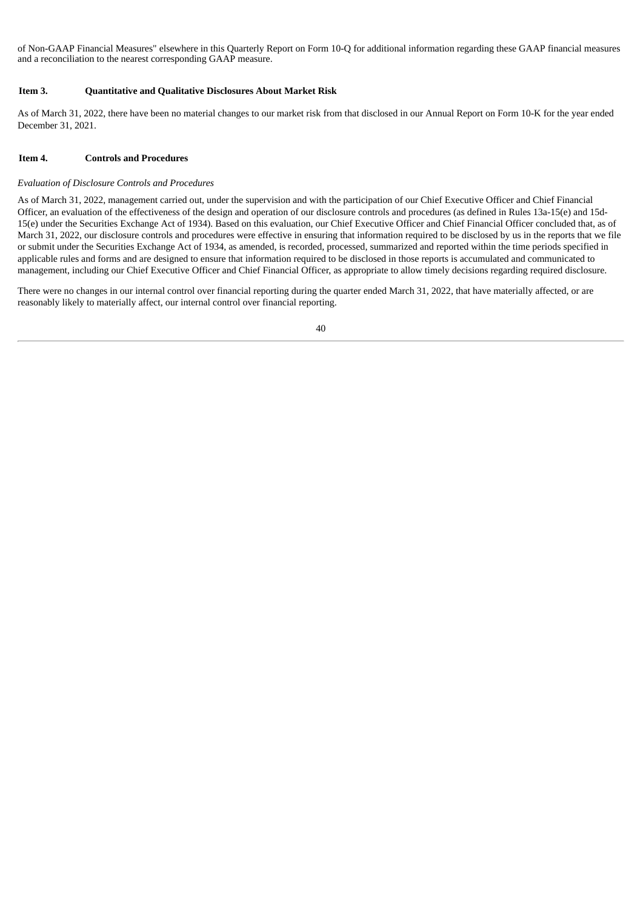of Non-GAAP Financial Measures" elsewhere in this Quarterly Report on Form 10-Q for additional information regarding these GAAP financial measures and a reconciliation to the nearest corresponding GAAP measure.

## Item 3. Quantitative and Qualitative Disclosures About Market Risk

As of March 31, 2022, there have been no material changes to our market risk from that disclosed in our Annual Report on Form 10-K for the year ended December 31, 2021.

## Item 4. Controls and Procedures

*Evaluation of Disclosure Controls and Procedures*

As of March 31, 2022, management carried out, under the supervision and with the participation of our Chief Executive Officer and Chief Financial Officer, an evaluation of the effectiveness of the design and operation of our disclosure controls and procedures (as defined in Rules 13a-15(e) and 15d-15(e) under the Securities Exchange Act of 1934). Based on this evaluation, our Chief Executive Officer and Chief Financial Officer concluded that, as of March 31, 2022, our disclosure controls and procedures were effective in ensuring that information required to be disclosed by us in the reports that we file or submit under the Securities Exchange Act of 1934, as amended, is recorded, processed, summarized and reported within the time periods specified in applicable rules and forms and are designed to ensure that information required to be disclosed in those reports is accumulated and communicated to management, including our Chief Executive Officer and Chief Financial Officer, as appropriate to allow timely decisions regarding required disclosure.

There were no changes in our internal control over financial reporting during the quarter ended March 31, 2022, that have materially affected, or are reasonably likely to materially affect, our internal control over financial reporting.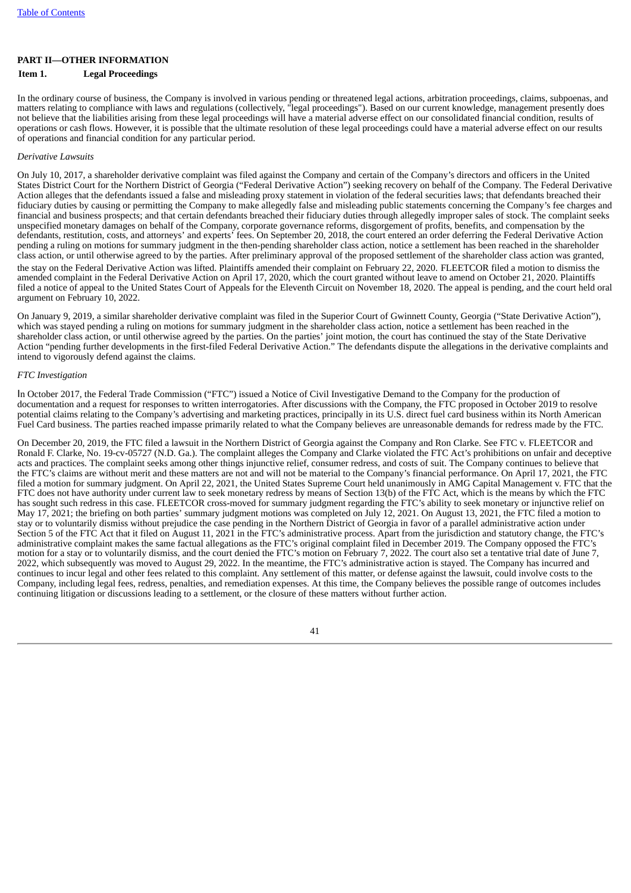Table of Contents

## PART II—OTHER INFORMATION

### Item 1. Legal Proceedings

In the ordinary course of business, the Company is involved in various pending or threatened legal actions, arbitration proceedings, claims, subpoenas, and matters relating to compliance with laws and regulations (collectively, "legal proceedings"). Based on our current knowledge, management presently does not believe that the liabilities arising from these legal proceedings will have a material adverse effect on our consolidated financial condition, results of operations or cash flows. However, it is possible that the ultimate resolution of these legal proceedings could have a material adverse effect on our results of operations and financial condition for any particular period.

*Derivative Lawsuits*

On July 10, 2017, a shareholder derivative complaint was filed against the Company and certain of the Company's directors and officers in the United States District Court for the Northern District of Georgia ("Federal Derivative Action") seeking recovery on behalf of the Company. The Federal Derivative Action alleges that the defendants issued a false and misleading proxy statement in violation of the federal securities laws; that defendants breached their fiduciary duties by causing or permitting the Company to make allegedly false and misleading public statements concerning the Company's fee charges and financial and business prospects; and that certain defendants breached their fiduciary duties through allegedly improper sales of stock. The complaint seeks unspecified monetary damages on behalf of the Company, corporate governance reforms, disgorgement of profits, benefits, and compensation by the defendants, restitution, costs, and attorneys' and experts' fees. On September 20, 2018, the court entered an order deferring the Federal Derivative Action pending a ruling on motions for summary judgment in the then-pending shareholder class action, notice a settlement has been reached in the shareholder class action, or until otherwise agreed to by the parties. After preliminary approval of the proposed settlement of the shareholder class action was granted, the stay on the Federal Derivative Action was lifted. Plaintiffs amended their complaint on February 22, 2020. FLEETCOR filed a motion to dismiss the amended complaint in the Federal Derivative Action on April 17, 2020, which the court granted without leave to amend on October 21, 2020. Plaintiffs filed a notice of appeal to the United States Court of Appeals for the Eleventh Circuit on November 18, 2020. The appeal is pending, and the court held oral argument on February 10, 2022.

On January 9, 2019, a similar shareholder derivative complaint was filed in the Superior Court of Gwinnett County, Georgia ("State Derivative Action"), which was stayed pending a ruling on motions for summary judgment in the shareholder class action, notice a settlement has been reached in the shareholder class action, or until otherwise agreed by the parties. On the parties' joint motion, the court has continued the stay of the State Derivative Action "pending further developments in the first-filed Federal Derivative Action." The defendants dispute the allegations in the derivative complaints and intend to vigorously defend against the claims.

*FTC Investigation*

In October 2017, the Federal Trade Commission ("FTC") issued a Notice of Civil Investigative Demand to the Company for the production of documentation and a request for responses to written interrogatories. After discussions with the Company, the FTC proposed in October 2019 to resolve potential claims relating to the Company's advertising and marketing practices, principally in its U.S. direct fuel card business within its North American Fuel Card business. The parties reached impasse primarily related to what the Company believes are unreasonable demands for redress made by the FTC.

On December 20, 2019, the FTC filed a lawsuit in the Northern District of Georgia against the Company and Ron Clarke. See FTC v. FLEETCOR and Ronald F. Clarke, No. 19-cv-05727 (N.D. Ga.). The complaint alleges the Company and Clarke violated the FTC Act's prohibitions on unfair and deceptive acts and practices. The complaint seeks among other things injunctive relief, consumer redress, and costs of suit. The Company continues to believe that the FTC's claims are without merit and these matters are not and will not be material to the Company's financial performance. On April 17, 2021, the FTC filed a motion for summary judgment. On April 22, 2021, the United States Supreme Court held unanimously in AMG Capital Management v. FTC that the FTC does not have authority under current law to seek monetary redress by means of Section 13(b) of the FTC Act, which is the means by which the FTC has sought such redress in this case. FLEETCOR cross-moved for summary judgment regarding the FTC's ability to seek monetary or injunctive relief on May 17, 2021; the briefing on both parties' summary judgment motions was completed on July 12, 2021. On August 13, 2021, the FTC filed a motion to stay or to voluntarily dismiss without prejudice the case pending in the Northern District of Georgia in favor of a parallel administrative action under Section 5 of the FTC Act that it filed on August 11, 2021 in the FTC's administrative process. Apart from the jurisdiction and statutory change, the FTC's administrative complaint makes the same factual allegations as the FTC's original complaint filed in December 2019. The Company opposed the FTC's motion for a stay or to voluntarily dismiss, and the court denied the FTC's motion on February 7, 2022. The court also set a tentative trial date of June 7, 2022, which subsequently was moved to August 29, 2022. In the meantime, the FTC's administrative action is stayed. The Company has incurred and continues to incur legal and other fees related to this complaint. Any settlement of this matter, or defense against the lawsuit, could involve costs to the Company, including legal fees, redress, penalties, and remediation expenses. At this time, the Company believes the possible range of outcomes includes continuing litigation or discussions leading to a settlement, or the closure of these matters without further action.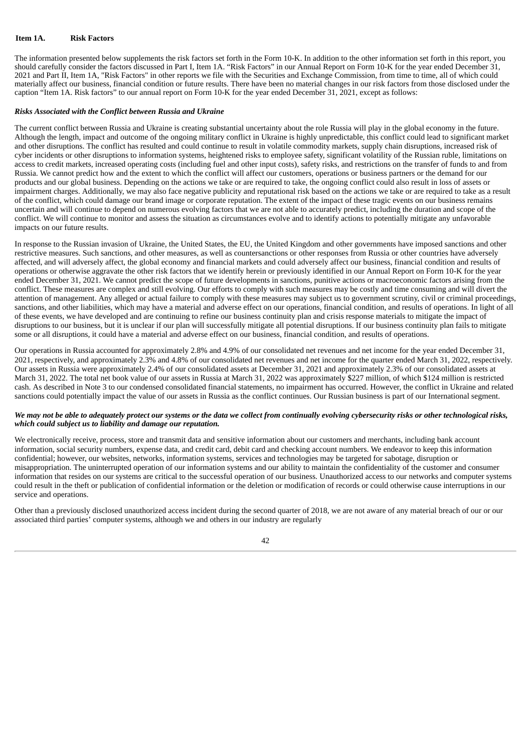## Item 1A. Risk Factors

The information presented below supplements the risk factors set forth in the Form 10-K. In addition to the other information set forth in this report, you should carefully consider the factors discussed in Part I, Item 1A. "Risk Factors" in our Annual Report on Form 10-K for the year ended December 31, 2021 and Part II, Item 1A, "Risk Factors" in other reports we file with the Securities and Exchange Commission, from time to time, all of which could materially affect our business, financial condition or future results. There have been no material changes in our risk factors from those disclosed under the caption "Item 1A. Risk factors" to our annual report on Form 10-K for the year ended December 31, 2021, except as follows:

***Risks Associated with the Conflict between Russia and Ukraine***

The current conflict between Russia and Ukraine is creating substantial uncertainty about the role Russia will play in the global economy in the future. Although the length, impact and outcome of the ongoing military conflict in Ukraine is highly unpredictable, this conflict could lead to significant market and other disruptions. The conflict has resulted and could continue to result in volatile commodity markets, supply chain disruptions, increased risk of cyber incidents or other disruptions to information systems, heightened risks to employee safety, significant volatility of the Russian ruble, limitations on access to credit markets, increased operating costs (including fuel and other input costs), safety risks, and restrictions on the transfer of funds to and from Russia. We cannot predict how and the extent to which the conflict will affect our customers, operations or business partners or the demand for our products and our global business. Depending on the actions we take or are required to take, the ongoing conflict could also result in loss of assets or impairment charges. Additionally, we may also face negative publicity and reputational risk based on the actions we take or are required to take as a result of the conflict, which could damage our brand image or corporate reputation. The extent of the impact of these tragic events on our business remains uncertain and will continue to depend on numerous evolving factors that we are not able to accurately predict, including the duration and scope of the conflict. We will continue to monitor and assess the situation as circumstances evolve and to identify actions to potentially mitigate any unfavorable impacts on our future results.

In response to the Russian invasion of Ukraine, the United States, the EU, the United Kingdom and other governments have imposed sanctions and other restrictive measures. Such sanctions, and other measures, as well as countersanctions or other responses from Russia or other countries have adversely affected, and will adversely affect, the global economy and financial markets and could adversely affect our business, financial condition and results of operations or otherwise aggravate the other risk factors that we identify herein or previously identified in our Annual Report on Form 10-K for the year ended December 31, 2021. We cannot predict the scope of future developments in sanctions, punitive actions or macroeconomic factors arising from the conflict. These measures are complex and still evolving. Our efforts to comply with such measures may be costly and time consuming and will divert the attention of management. Any alleged or actual failure to comply with these measures may subject us to government scrutiny, civil or criminal proceedings, sanctions, and other liabilities, which may have a material and adverse effect on our operations, financial condition, and results of operations. In light of all of these events, we have developed and are continuing to refine our business continuity plan and crisis response materials to mitigate the impact of disruptions to our business, but it is unclear if our plan will successfully mitigate all potential disruptions. If our business continuity plan fails to mitigate some or all disruptions, it could have a material and adverse effect on our business, financial condition, and results of operations.

Our operations in Russia accounted for approximately 2.8% and 4.9% of our consolidated net revenues and net income for the year ended December 31, 2021, respectively, and approximately 2.3% and 4.8% of our consolidated net revenues and net income for the quarter ended March 31, 2022, respectively. Our assets in Russia were approximately 2.4% of our consolidated assets at December 31, 2021 and approximately 2.3% of our consolidated assets at March 31, 2022. The total net book value of our assets in Russia at March 31, 2022 was approximately $227 million, of which $124 million is restricted cash. As described in Note 3 to our condensed consolidated financial statements, no impairment has occurred. However, the conflict in Ukraine and related sanctions could potentially impact the value of our assets in Russia as the conflict continues. Our Russian business is part of our International segment.

***We may not be able to adequately protect our systems or the data we collect from continually evolving cybersecurity risks or other technological risks, which could subject us to liability and damage our reputation.***

We electronically receive, process, store and transmit data and sensitive information about our customers and merchants, including bank account information, social security numbers, expense data, and credit card, debit card and checking account numbers. We endeavor to keep this information confidential; however, our websites, networks, information systems, services and technologies may be targeted for sabotage, disruption or misappropriation. The uninterrupted operation of our information systems and our ability to maintain the confidentiality of the customer and consumer information that resides on our systems are critical to the successful operation of our business. Unauthorized access to our networks and computer systems could result in the theft or publication of confidential information or the deletion or modification of records or could otherwise cause interruptions in our service and operations.

Other than a previously disclosed unauthorized access incident during the second quarter of 2018, we are not aware of any material breach of our or our associated third parties' computer systems, although we and others in our industry are regularly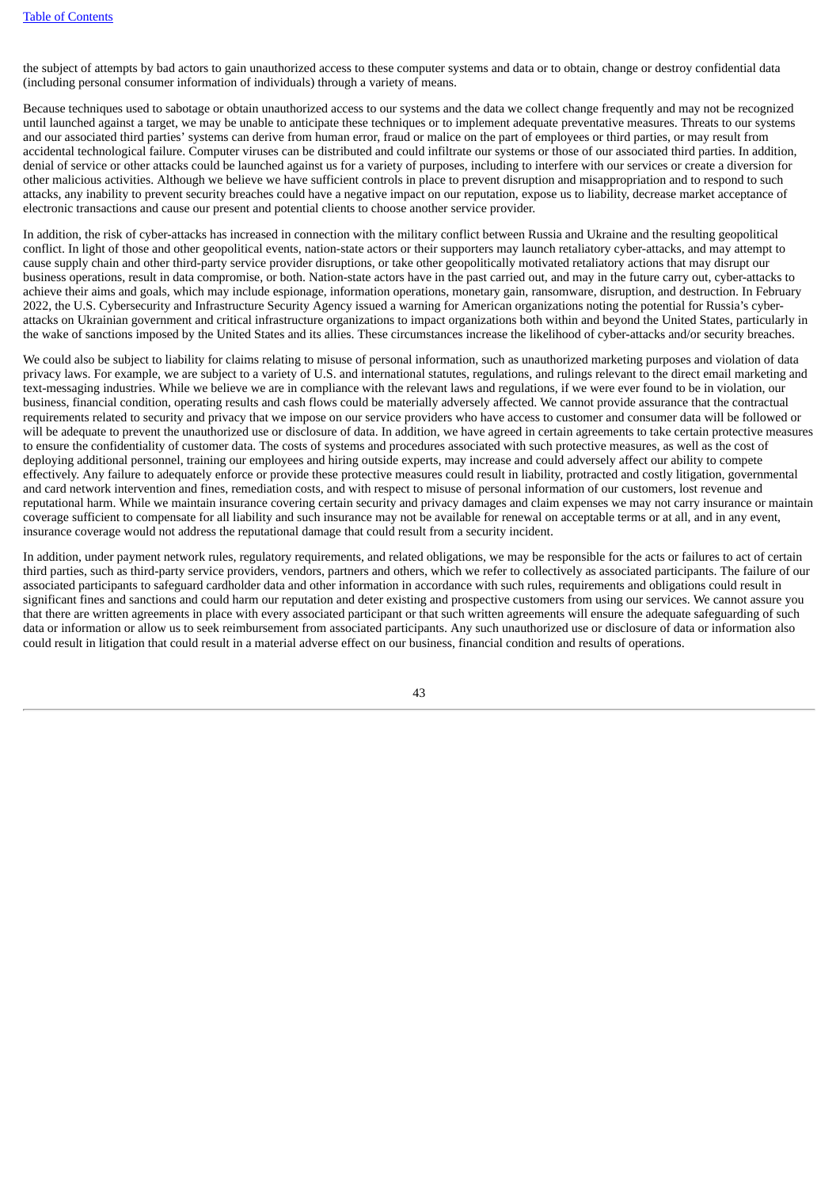the subject of attempts by bad actors to gain unauthorized access to these computer systems and data or to obtain, change or destroy confidential data (including personal consumer information of individuals) through a variety of means.

Because techniques used to sabotage or obtain unauthorized access to our systems and the data we collect change frequently and may not be recognized until launched against a target, we may be unable to anticipate these techniques or to implement adequate preventative measures. Threats to our systems and our associated third parties' systems can derive from human error, fraud or malice on the part of employees or third parties, or may result from accidental technological failure. Computer viruses can be distributed and could infiltrate our systems or those of our associated third parties. In addition, denial of service or other attacks could be launched against us for a variety of purposes, including to interfere with our services or create a diversion for other malicious activities. Although we believe we have sufficient controls in place to prevent disruption and misappropriation and to respond to such attacks, any inability to prevent security breaches could have a negative impact on our reputation, expose us to liability, decrease market acceptance of electronic transactions and cause our present and potential clients to choose another service provider.

In addition, the risk of cyber-attacks has increased in connection with the military conflict between Russia and Ukraine and the resulting geopolitical conflict. In light of those and other geopolitical events, nation-state actors or their supporters may launch retaliatory cyber-attacks, and may attempt to cause supply chain and other third-party service provider disruptions, or take other geopolitically motivated retaliatory actions that may disrupt our business operations, result in data compromise, or both. Nation-state actors have in the past carried out, and may in the future carry out, cyber-attacks to achieve their aims and goals, which may include espionage, information operations, monetary gain, ransomware, disruption, and destruction. In February 2022, the U.S. Cybersecurity and Infrastructure Security Agency issued a warning for American organizations noting the potential for Russia's cyber-attacks on Ukrainian government and critical infrastructure organizations to impact organizations both within and beyond the United States, particularly in the wake of sanctions imposed by the United States and its allies. These circumstances increase the likelihood of cyber-attacks and/or security breaches.

We could also be subject to liability for claims relating to misuse of personal information, such as unauthorized marketing purposes and violation of data privacy laws. For example, we are subject to a variety of U.S. and international statutes, regulations, and rulings relevant to the direct email marketing and text-messaging industries. While we believe we are in compliance with the relevant laws and regulations, if we were ever found to be in violation, our business, financial condition, operating results and cash flows could be materially adversely affected. We cannot provide assurance that the contractual requirements related to security and privacy that we impose on our service providers who have access to customer and consumer data will be followed or will be adequate to prevent the unauthorized use or disclosure of data. In addition, we have agreed in certain agreements to take certain protective measures to ensure the confidentiality of customer data. The costs of systems and procedures associated with such protective measures, as well as the cost of deploying additional personnel, training our employees and hiring outside experts, may increase and could adversely affect our ability to compete effectively. Any failure to adequately enforce or provide these protective measures could result in liability, protracted and costly litigation, governmental and card network intervention and fines, remediation costs, and with respect to misuse of personal information of our customers, lost revenue and reputational harm. While we maintain insurance covering certain security and privacy damages and claim expenses we may not carry insurance or maintain coverage sufficient to compensate for all liability and such insurance may not be available for renewal on acceptable terms or at all, and in any event, insurance coverage would not address the reputational damage that could result from a security incident.

In addition, under payment network rules, regulatory requirements, and related obligations, we may be responsible for the acts or failures to act of certain third parties, such as third-party service providers, vendors, partners and others, which we refer to collectively as associated participants. The failure of our associated participants to safeguard cardholder data and other information in accordance with such rules, requirements and obligations could result in significant fines and sanctions and could harm our reputation and deter existing and prospective customers from using our services. We cannot assure you that there are written agreements in place with every associated participant or that such written agreements will ensure the adequate safeguarding of such data or information or allow us to seek reimbursement from associated participants. Any such unauthorized use or disclosure of data or information also could result in litigation that could result in a material adverse effect on our business, financial condition and results of operations.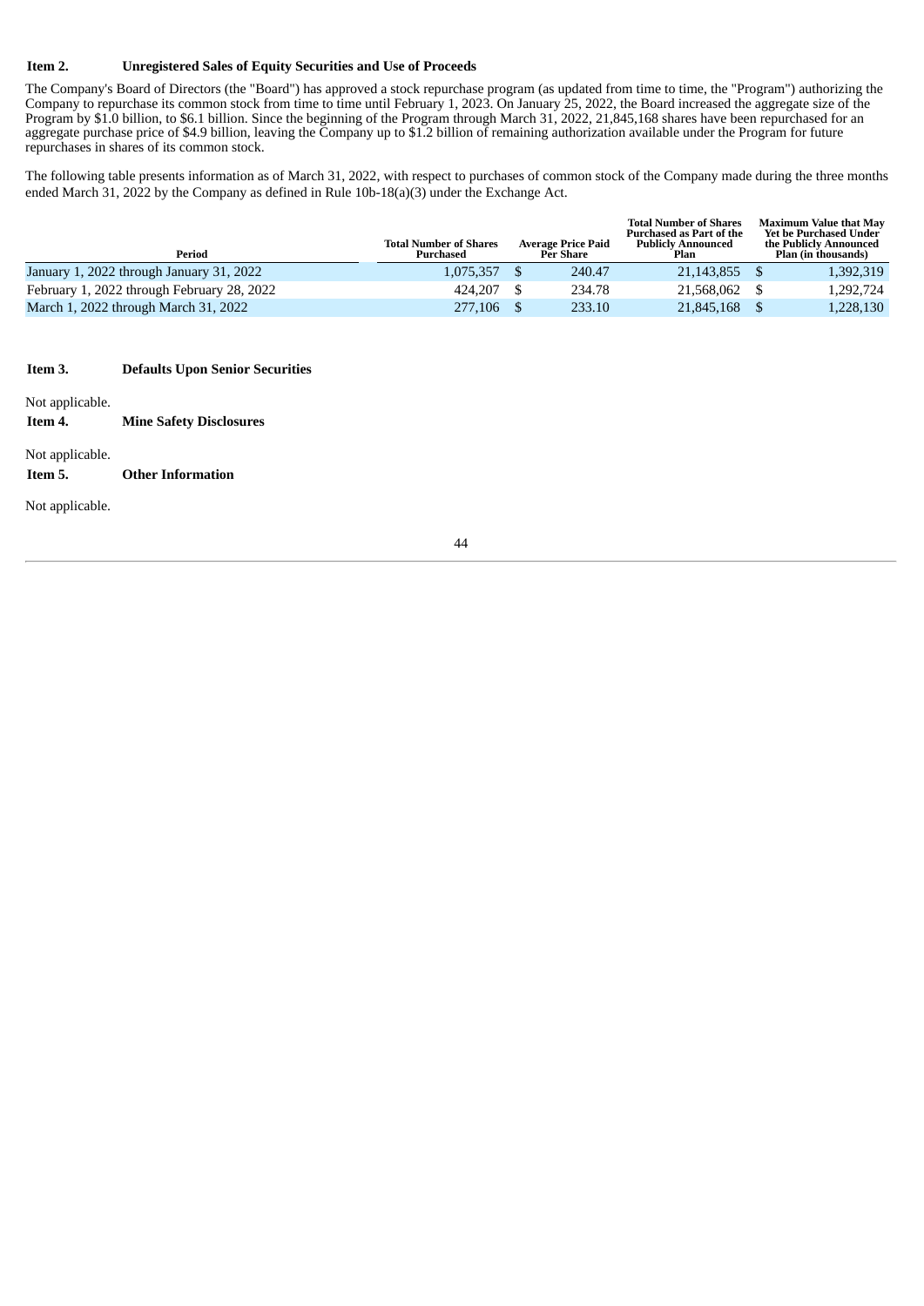**Item 2. Unregistered Sales of Equity Securities and Use of Proceeds**

The Company's Board of Directors (the "Board") has approved a stock repurchase program (as updated from time to time, the "Program") authorizing the Company to repurchase its common stock from time to time until February 1, 2023. On January 25, 2022, the Board increased the aggregate size of the Program by $1.0 billion, to $6.1 billion. Since the beginning of the Program through March 31, 2022, 21,845,168 shares have been repurchased for an aggregate purchase price of $4.9 billion, leaving the Company up to $1.2 billion of remaining authorization available under the Program for future repurchases in shares of its common stock.

The following table presents information as of March 31, 2022, with respect to purchases of common stock of the Company made during the three months ended March 31, 2022 by the Company as defined in Rule 10b-18(a)(3) under the Exchange Act.

| Period | Total Number of Shares Purchased | Average Price Paid Per Share | Total Number of Shares Purchased as Part of the Publicly Announced Plan | Maximum Value that May Yet be Purchased Under the Publicly Announced Plan (in thousands) |
|---|---|---|---|---|
| January 1, 2022 through January 31, 2022 | 1,075,357 | $ 240.47 | 21,143,855 | $ 1,392,319 |
| February 1, 2022 through February 28, 2022 | 424,207 | $ 234.78 | 21,568,062 | $ 1,292,724 |
| March 1, 2022 through March 31, 2022 | 277,106 | $ 233.10 | 21,845,168 | $ 1,228,130 |

**Item 3. Defaults Upon Senior Securities**

Not applicable.

**Item 4. Mine Safety Disclosures**

Not applicable.

**Item 5. Other Information**

Not applicable.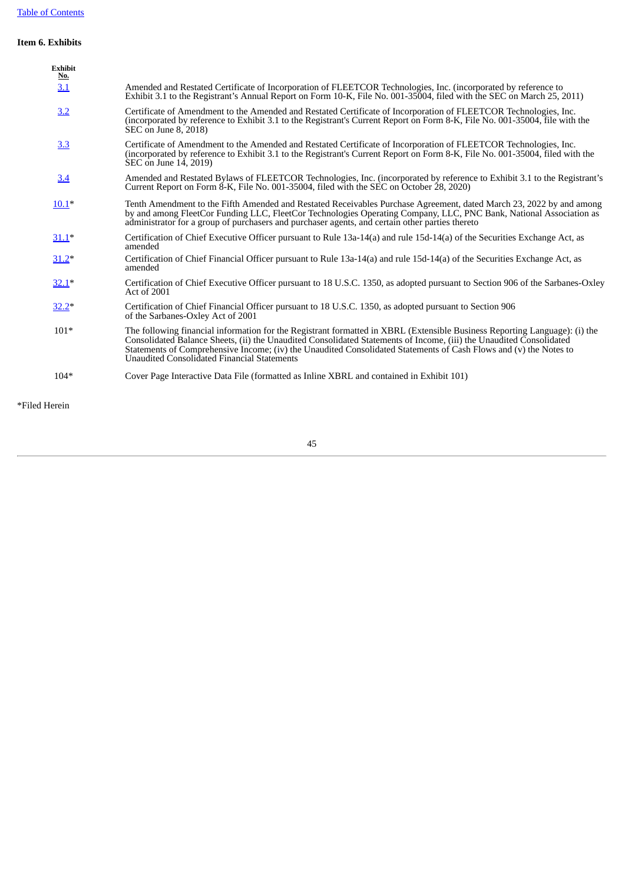## Item 6. Exhibits

| Exhibit No. | |
|---|---|
| 3.1 | Amended and Restated Certificate of Incorporation of FLEETCOR Technologies, Inc. (incorporated by reference to Exhibit 3.1 to the Registrant's Annual Report on Form 10-K, File No. 001-35004, filed with the SEC on March 25, 2011) |
| 3.2 | Certificate of Amendment to the Amended and Restated Certificate of Incorporation of FLEETCOR Technologies, Inc. (incorporated by reference to Exhibit 3.1 to the Registrant's Current Report on Form 8-K, File No. 001-35004, file with the SEC on June 8, 2018) |
| 3.3 | Certificate of Amendment to the Amended and Restated Certificate of Incorporation of FLEETCOR Technologies, Inc. (incorporated by reference to Exhibit 3.1 to the Registrant's Current Report on Form 8-K, File No. 001-35004, filed with the SEC on June 14, 2019) |
| 3.4 | Amended and Restated Bylaws of FLEETCOR Technologies, Inc. (incorporated by reference to Exhibit 3.1 to the Registrant's Current Report on Form 8-K, File No. 001-35004, filed with the SEC on October 28, 2020) |
| 10.1* | Tenth Amendment to the Fifth Amended and Restated Receivables Purchase Agreement, dated March 23, 2022 by and among by and among FleetCor Funding LLC, FleetCor Technologies Operating Company, LLC, PNC Bank, National Association as administrator for a group of purchasers and purchaser agents, and certain other parties thereto |
| 31.1* | Certification of Chief Executive Officer pursuant to Rule 13a-14(a) and rule 15d-14(a) of the Securities Exchange Act, as amended |
| 31.2* | Certification of Chief Financial Officer pursuant to Rule 13a-14(a) and rule 15d-14(a) of the Securities Exchange Act, as amended |
| 32.1* | Certification of Chief Executive Officer pursuant to 18 U.S.C. 1350, as adopted pursuant to Section 906 of the Sarbanes-Oxley Act of 2001 |
| 32.2* | Certification of Chief Financial Officer pursuant to 18 U.S.C. 1350, as adopted pursuant to Section 906 of the Sarbanes-Oxley Act of 2001 |
| 101* | The following financial information for the Registrant formatted in XBRL (Extensible Business Reporting Language): (i) the Consolidated Balance Sheets, (ii) the Unaudited Consolidated Statements of Income, (iii) the Unaudited Consolidated Statements of Comprehensive Income; (iv) the Unaudited Consolidated Statements of Cash Flows and (v) the Notes to Unaudited Consolidated Financial Statements |
| 104* | Cover Page Interactive Data File (formatted as Inline XBRL and contained in Exhibit 101) |

*Filed Herein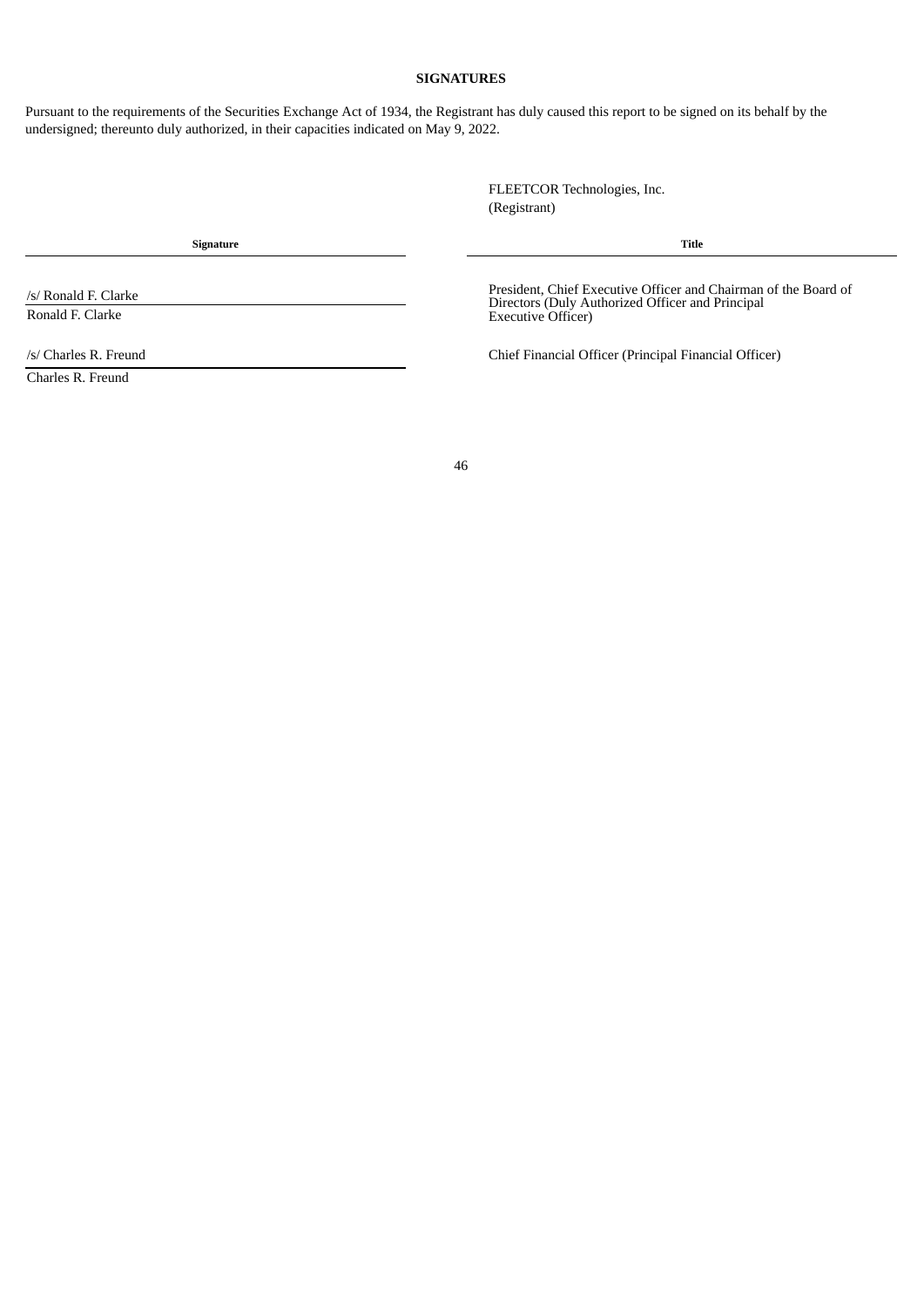## SIGNATURES

Pursuant to the requirements of the Securities Exchange Act of 1934, the Registrant has duly caused this report to be signed on its behalf by the undersigned; thereunto duly authorized, in their capacities indicated on May 9, 2022.

FLEETCOR Technologies, Inc.
(Registrant)

| Signature | Title |
| --- | --- |
| /s/ Ronald F. Clarke<br>Ronald F. Clarke | President, Chief Executive Officer and Chairman of the Board of Directors (Duly Authorized Officer and Principal Executive Officer) |
| /s/ Charles R. Freund<br>Charles R. Freund | Chief Financial Officer (Principal Financial Officer) |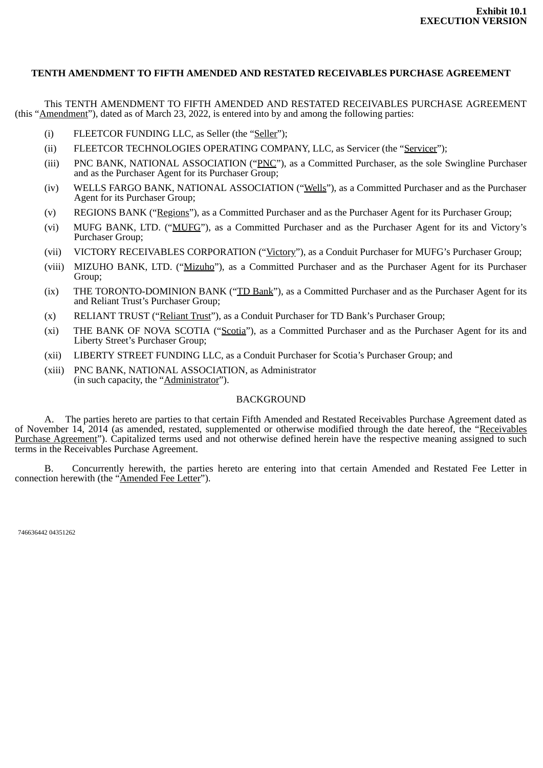**Exhibit 10.1**
**EXECUTION VERSION**

**TENTH AMENDMENT TO FIFTH AMENDED AND RESTATED RECEIVABLES PURCHASE AGREEMENT**

This TENTH AMENDMENT TO FIFTH AMENDED AND RESTATED RECEIVABLES PURCHASE AGREEMENT (this "Amendment"), dated as of March 23, 2022, is entered into by and among the following parties:

(i) FLEETCOR FUNDING LLC, as Seller (the "Seller");

(ii) FLEETCOR TECHNOLOGIES OPERATING COMPANY, LLC, as Servicer (the "Servicer");

(iii) PNC BANK, NATIONAL ASSOCIATION ("PNC"), as a Committed Purchaser, as the sole Swingline Purchaser and as the Purchaser Agent for its Purchaser Group;

(iv) WELLS FARGO BANK, NATIONAL ASSOCIATION ("Wells"), as a Committed Purchaser and as the Purchaser Agent for its Purchaser Group;

(v) REGIONS BANK ("Regions"), as a Committed Purchaser and as the Purchaser Agent for its Purchaser Group;

(vi) MUFG BANK, LTD. ("MUFG"), as a Committed Purchaser and as the Purchaser Agent for its and Victory's Purchaser Group;

(vii) VICTORY RECEIVABLES CORPORATION ("Victory"), as a Conduit Purchaser for MUFG's Purchaser Group;

(viii) MIZUHO BANK, LTD. ("Mizuho"), as a Committed Purchaser and as the Purchaser Agent for its Purchaser Group;

(ix) THE TORONTO-DOMINION BANK ("TD Bank"), as a Committed Purchaser and as the Purchaser Agent for its and Reliant Trust's Purchaser Group;

(x) RELIANT TRUST ("Reliant Trust"), as a Conduit Purchaser for TD Bank's Purchaser Group;

(xi) THE BANK OF NOVA SCOTIA ("Scotia"), as a Committed Purchaser and as the Purchaser Agent for its and Liberty Street's Purchaser Group;

(xii) LIBERTY STREET FUNDING LLC, as a Conduit Purchaser for Scotia's Purchaser Group; and

(xiii) PNC BANK, NATIONAL ASSOCIATION, as Administrator (in such capacity, the "Administrator").

BACKGROUND

A. The parties hereto are parties to that certain Fifth Amended and Restated Receivables Purchase Agreement dated as of November 14, 2014 (as amended, restated, supplemented or otherwise modified through the date hereof, the "Receivables Purchase Agreement"). Capitalized terms used and not otherwise defined herein have the respective meaning assigned to such terms in the Receivables Purchase Agreement.

B. Concurrently herewith, the parties hereto are entering into that certain Amended and Restated Fee Letter in connection herewith (the "Amended Fee Letter").

746636442 04351262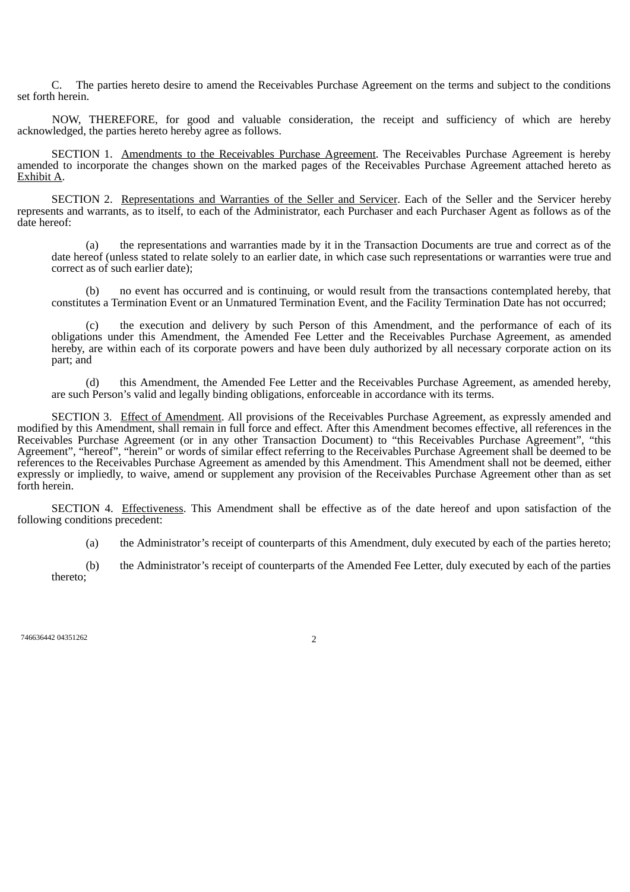C. The parties hereto desire to amend the Receivables Purchase Agreement on the terms and subject to the conditions set forth herein.

NOW, THEREFORE, for good and valuable consideration, the receipt and sufficiency of which are hereby acknowledged, the parties hereto hereby agree as follows.

SECTION 1. Amendments to the Receivables Purchase Agreement. The Receivables Purchase Agreement is hereby amended to incorporate the changes shown on the marked pages of the Receivables Purchase Agreement attached hereto as Exhibit A.

SECTION 2. Representations and Warranties of the Seller and Servicer. Each of the Seller and the Servicer hereby represents and warrants, as to itself, to each of the Administrator, each Purchaser and each Purchaser Agent as follows as of the date hereof:

(a) the representations and warranties made by it in the Transaction Documents are true and correct as of the date hereof (unless stated to relate solely to an earlier date, in which case such representations or warranties were true and correct as of such earlier date);

(b) no event has occurred and is continuing, or would result from the transactions contemplated hereby, that constitutes a Termination Event or an Unmatured Termination Event, and the Facility Termination Date has not occurred;

(c) the execution and delivery by such Person of this Amendment, and the performance of each of its obligations under this Amendment, the Amended Fee Letter and the Receivables Purchase Agreement, as amended hereby, are within each of its corporate powers and have been duly authorized by all necessary corporate action on its part; and

(d) this Amendment, the Amended Fee Letter and the Receivables Purchase Agreement, as amended hereby, are such Person's valid and legally binding obligations, enforceable in accordance with its terms.

SECTION 3. Effect of Amendment. All provisions of the Receivables Purchase Agreement, as expressly amended and modified by this Amendment, shall remain in full force and effect. After this Amendment becomes effective, all references in the Receivables Purchase Agreement (or in any other Transaction Document) to "this Receivables Purchase Agreement", "this Agreement", "hereof", "herein" or words of similar effect referring to the Receivables Purchase Agreement shall be deemed to be references to the Receivables Purchase Agreement as amended by this Amendment. This Amendment shall not be deemed, either expressly or impliedly, to waive, amend or supplement any provision of the Receivables Purchase Agreement other than as set forth herein.

SECTION 4. Effectiveness. This Amendment shall be effective as of the date hereof and upon satisfaction of the following conditions precedent:

(a) the Administrator's receipt of counterparts of this Amendment, duly executed by each of the parties hereto;

(b) the Administrator's receipt of counterparts of the Amended Fee Letter, duly executed by each of the parties thereto;

746636442 04351262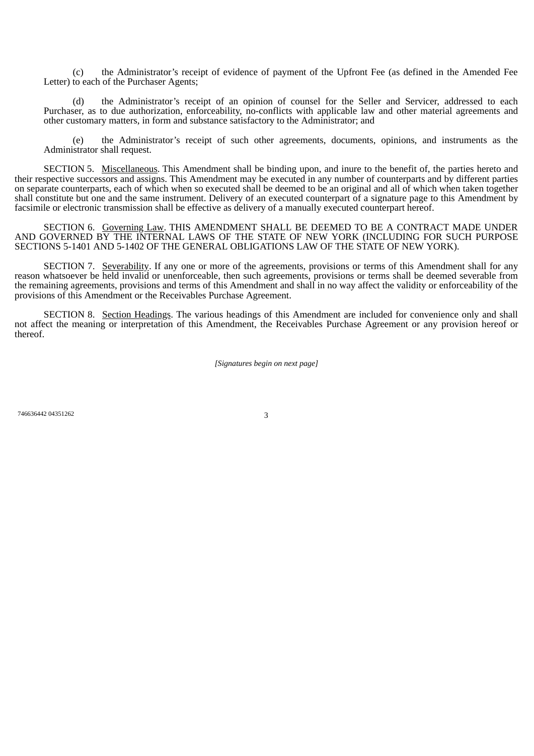(c) the Administrator’s receipt of evidence of payment of the Upfront Fee (as defined in the Amended Fee Letter) to each of the Purchaser Agents;

(d) the Administrator’s receipt of an opinion of counsel for the Seller and Servicer, addressed to each Purchaser, as to due authorization, enforceability, no-conflicts with applicable law and other material agreements and other customary matters, in form and substance satisfactory to the Administrator; and

(e) the Administrator’s receipt of such other agreements, documents, opinions, and instruments as the Administrator shall request.

SECTION 5. Miscellaneous. This Amendment shall be binding upon, and inure to the benefit of, the parties hereto and their respective successors and assigns. This Amendment may be executed in any number of counterparts and by different parties on separate counterparts, each of which when so executed shall be deemed to be an original and all of which when taken together shall constitute but one and the same instrument. Delivery of an executed counterpart of a signature page to this Amendment by facsimile or electronic transmission shall be effective as delivery of a manually executed counterpart hereof.

SECTION 6. Governing Law. THIS AMENDMENT SHALL BE DEEMED TO BE A CONTRACT MADE UNDER AND GOVERNED BY THE INTERNAL LAWS OF THE STATE OF NEW YORK (INCLUDING FOR SUCH PURPOSE SECTIONS 5-1401 AND 5-1402 OF THE GENERAL OBLIGATIONS LAW OF THE STATE OF NEW YORK).

SECTION 7. Severability. If any one or more of the agreements, provisions or terms of this Amendment shall for any reason whatsoever be held invalid or unenforceable, then such agreements, provisions or terms shall be deemed severable from the remaining agreements, provisions and terms of this Amendment and shall in no way affect the validity or enforceability of the provisions of this Amendment or the Receivables Purchase Agreement.

SECTION 8. Section Headings. The various headings of this Amendment are included for convenience only and shall not affect the meaning or interpretation of this Amendment, the Receivables Purchase Agreement or any provision hereof or thereof.

*[Signatures begin on next page]*

746636442 04351262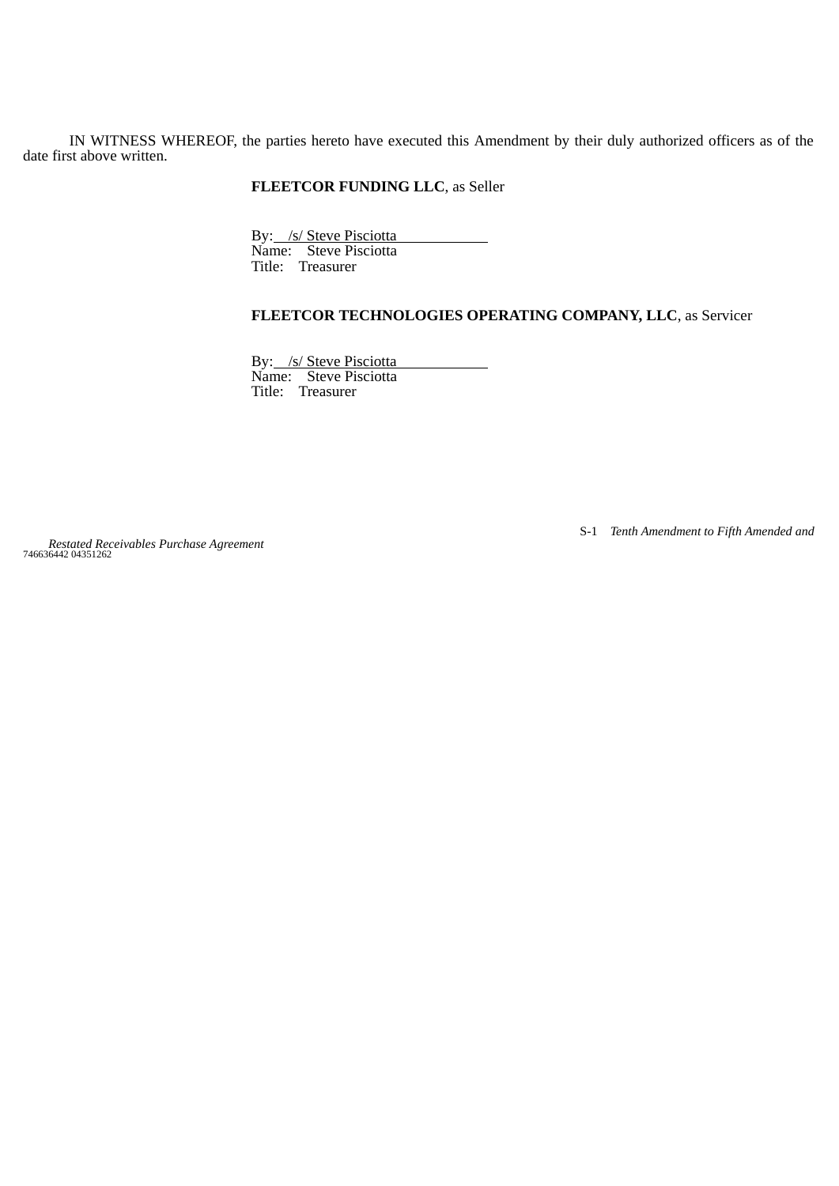IN WITNESS WHEREOF, the parties hereto have executed this Amendment by their duly authorized officers as of the date first above written.

**FLEETCOR FUNDING LLC**, as Seller

By: /s/ Steve Pisciotta
Name: Steve Pisciotta
Title: Treasurer

**FLEETCOR TECHNOLOGIES OPERATING COMPANY, LLC**, as Servicer

By: /s/ Steve Pisciotta
Name: Steve Pisciotta
Title: Treasurer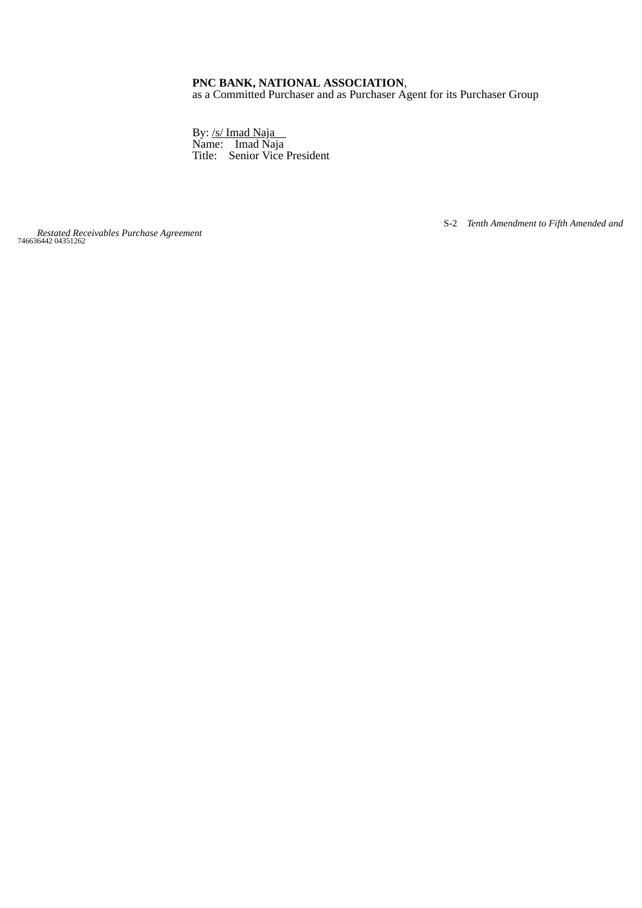**PNC BANK, NATIONAL ASSOCIATION**,
as a Committed Purchaser and as Purchaser Agent for its Purchaser Group

By: /s/ Imad Naja
Name: Imad Naja
Title: Senior Vice President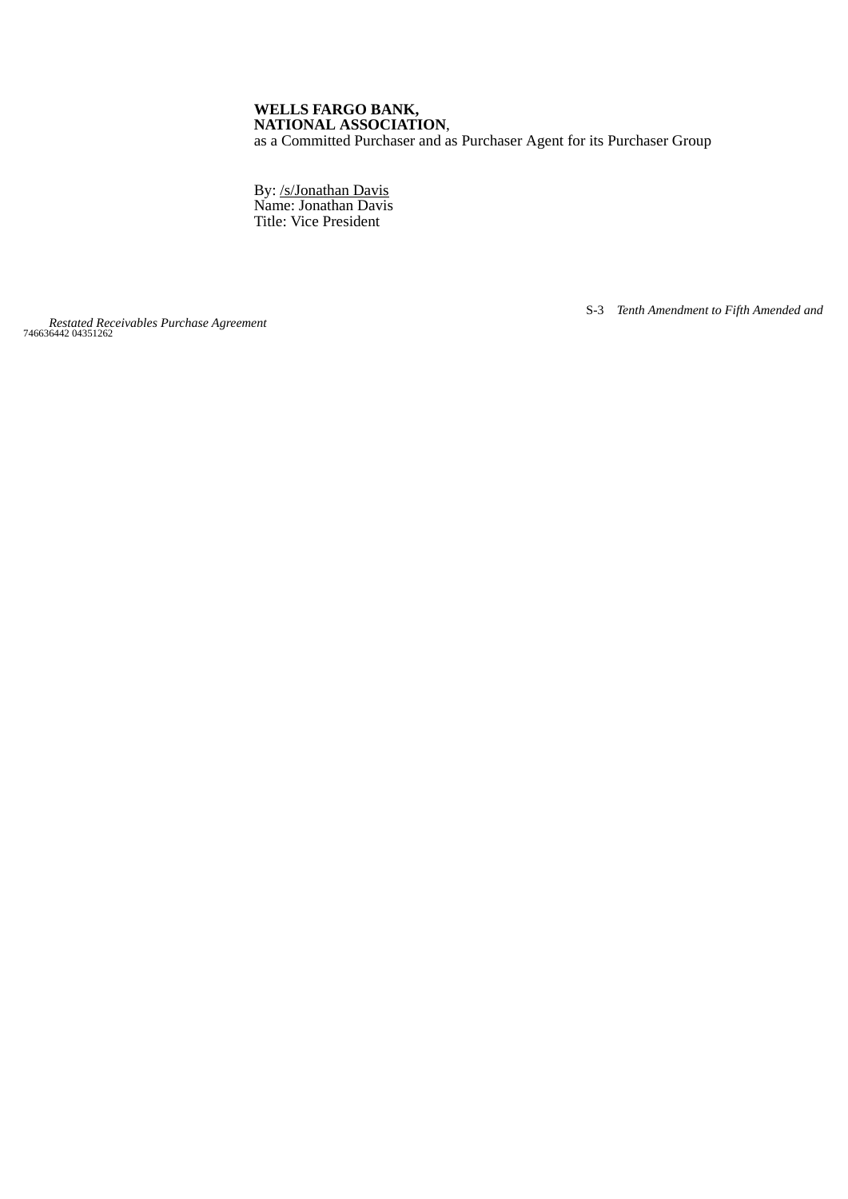**WELLS FARGO BANK,**
**NATIONAL ASSOCIATION**,
as a Committed Purchaser and as Purchaser Agent for its Purchaser Group

By: /s/Jonathan Davis
Name: Jonathan Davis
Title: Vice President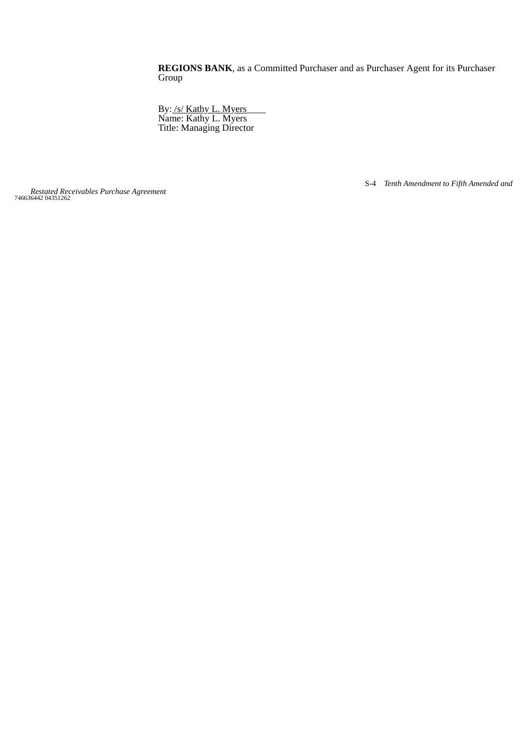**REGIONS BANK**, as a Committed Purchaser and as Purchaser Agent for its Purchaser Group

By: /s/ Kathy L. Myers
Name: Kathy L. Myers
Title: Managing Director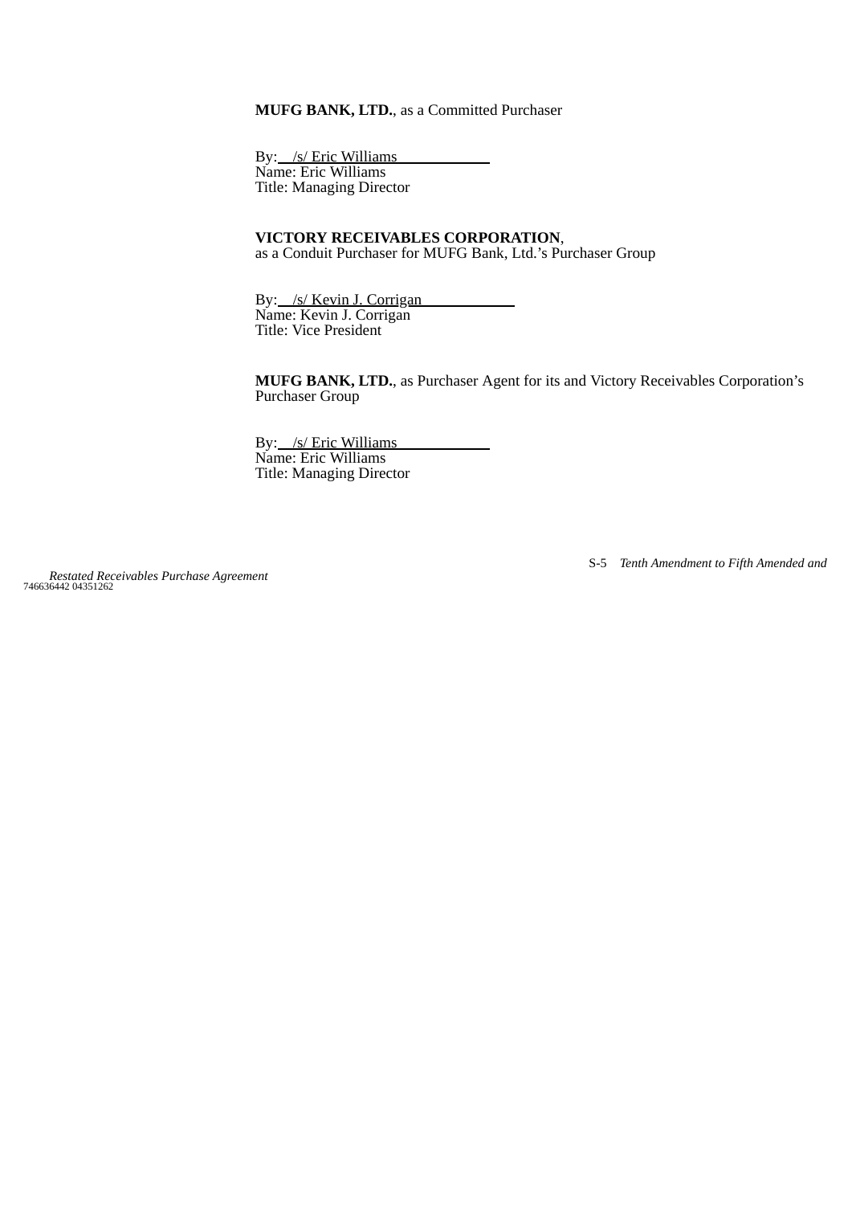**MUFG BANK, LTD.**, as a Committed Purchaser

By: /s/ Eric Williams
Name: Eric Williams
Title: Managing Director

**VICTORY RECEIVABLES CORPORATION**,
as a Conduit Purchaser for MUFG Bank, Ltd.'s Purchaser Group

By: /s/ Kevin J. Corrigan
Name: Kevin J. Corrigan
Title: Vice President

**MUFG BANK, LTD.**, as Purchaser Agent for its and Victory Receivables Corporation's Purchaser Group

By: /s/ Eric Williams
Name: Eric Williams
Title: Managing Director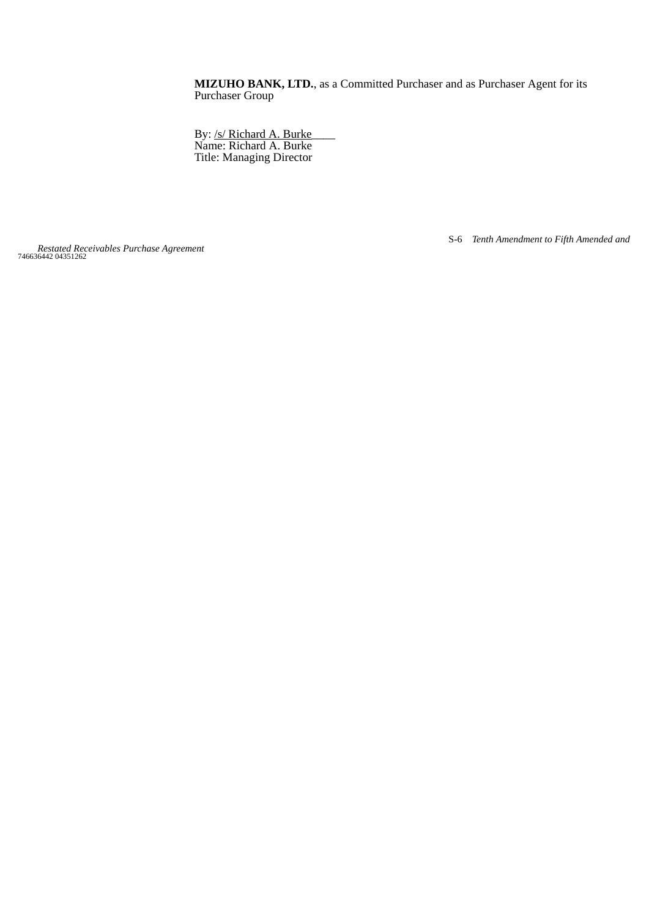**MIZUHO BANK, LTD.**, as a Committed Purchaser and as Purchaser Agent for its Purchaser Group

By: /s/ Richard A. Burke____
Name: Richard A. Burke
Title: Managing Director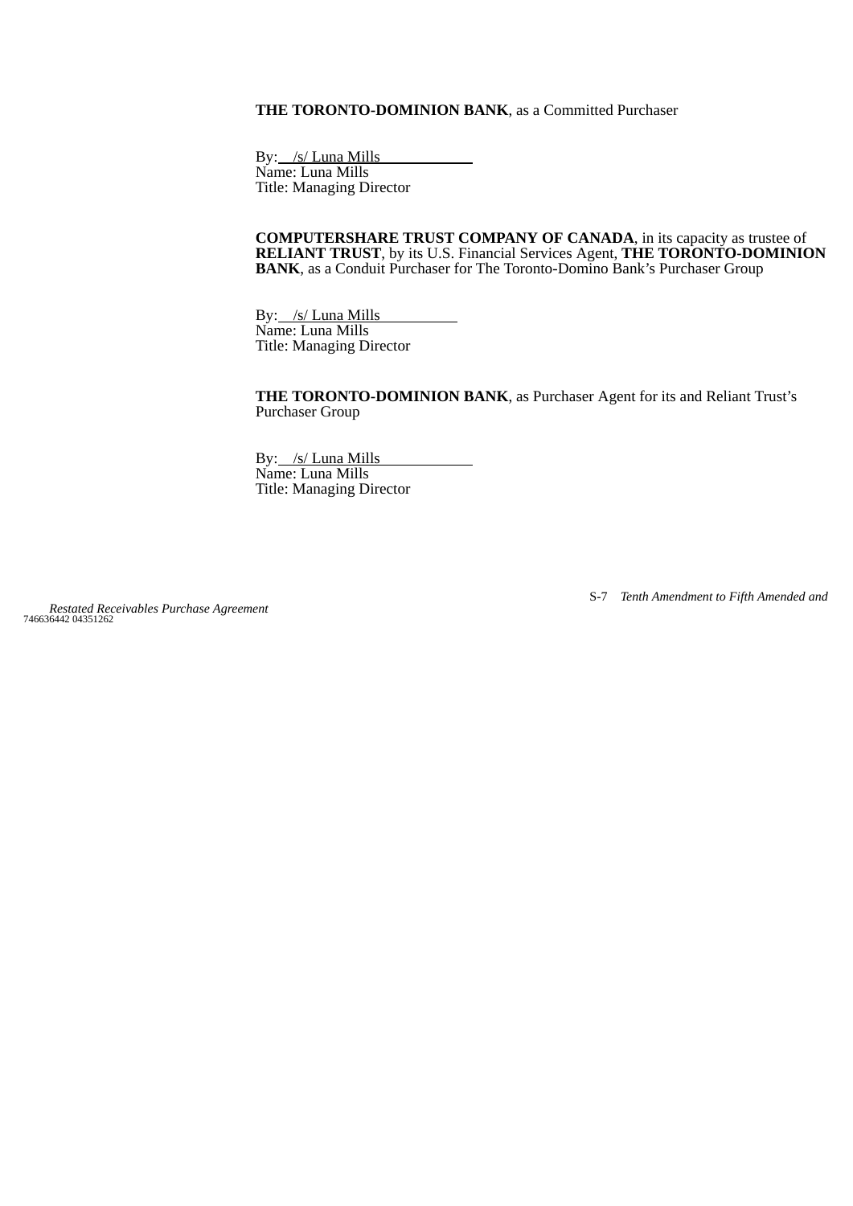**THE TORONTO-DOMINION BANK**, as a Committed Purchaser

By: /s/ Luna Mills
Name: Luna Mills
Title: Managing Director

**COMPUTERSHARE TRUST COMPANY OF CANADA**, in its capacity as trustee of **RELIANT TRUST**, by its U.S. Financial Services Agent, **THE TORONTO-DOMINION BANK**, as a Conduit Purchaser for The Toronto-Domino Bank's Purchaser Group

By: /s/ Luna Mills
Name: Luna Mills
Title: Managing Director

**THE TORONTO-DOMINION BANK**, as Purchaser Agent for its and Reliant Trust's Purchaser Group

By: /s/ Luna Mills
Name: Luna Mills
Title: Managing Director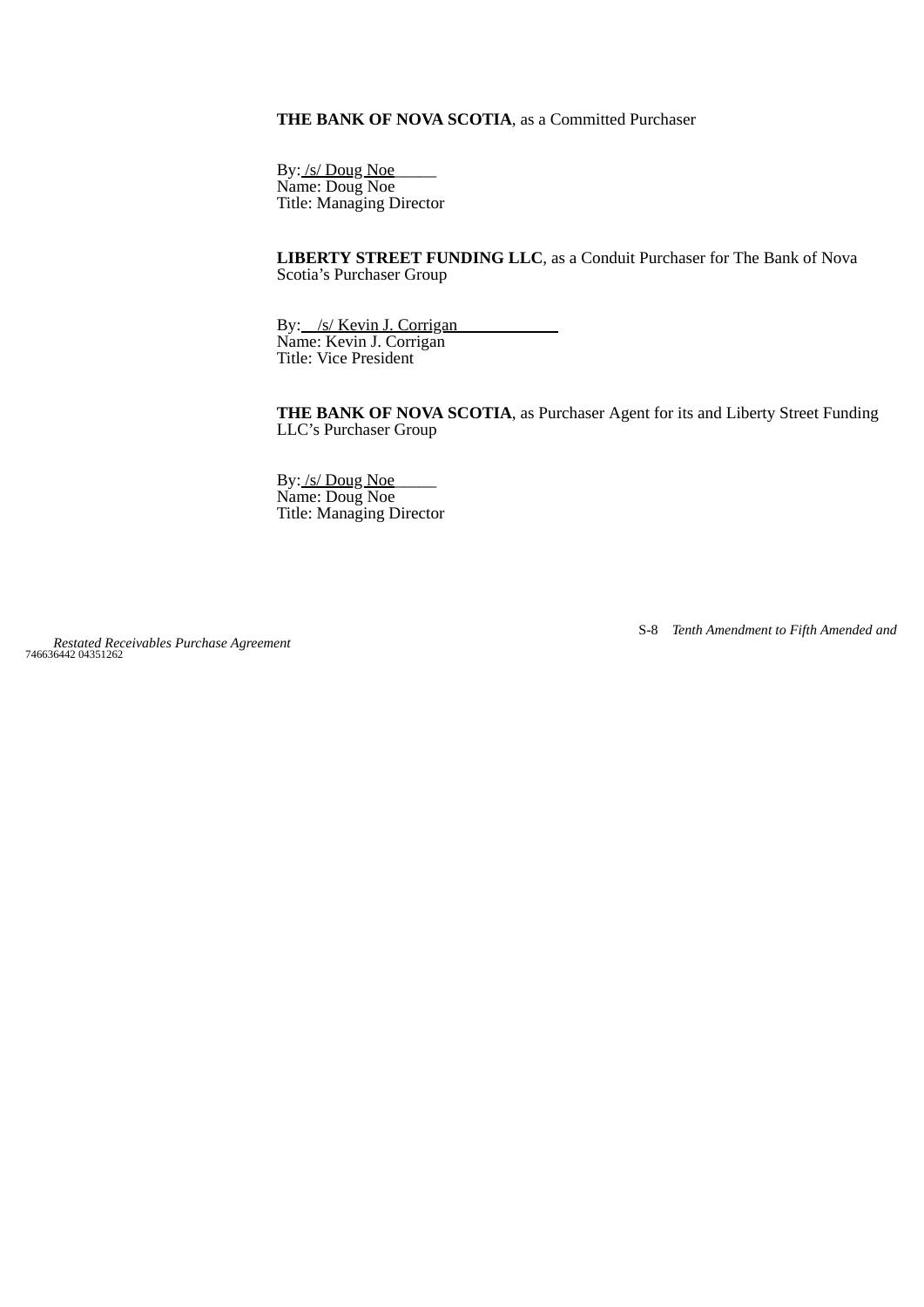**THE BANK OF NOVA SCOTIA**, as a Committed Purchaser

By: /s/ Doug Noe
Name: Doug Noe
Title: Managing Director

**LIBERTY STREET FUNDING LLC**, as a Conduit Purchaser for The Bank of Nova Scotia's Purchaser Group

By: /s/ Kevin J. Corrigan
Name: Kevin J. Corrigan
Title: Vice President

**THE BANK OF NOVA SCOTIA**, as Purchaser Agent for its and Liberty Street Funding LLC's Purchaser Group

By: /s/ Doug Noe
Name: Doug Noe
Title: Managing Director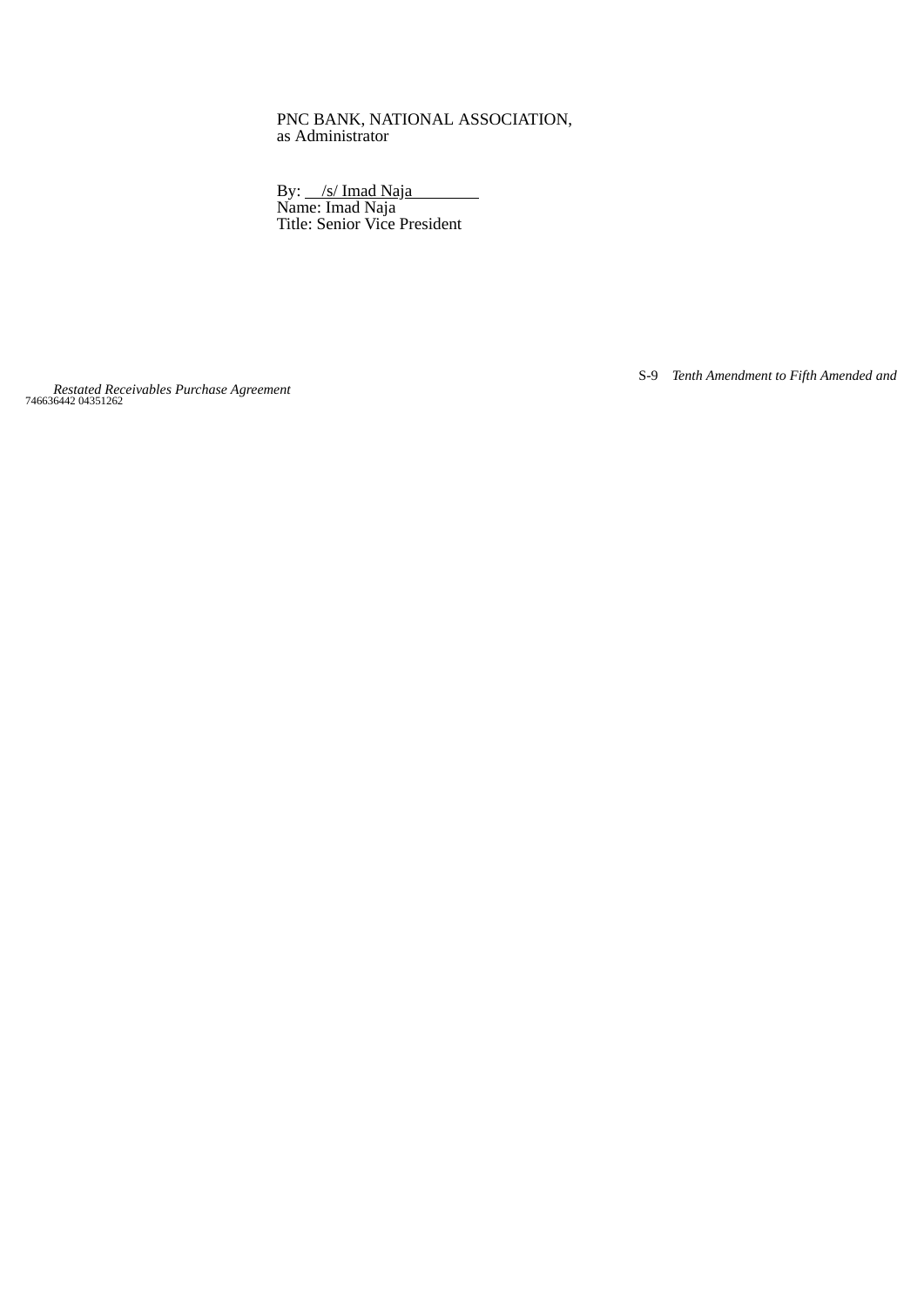PNC BANK, NATIONAL ASSOCIATION,
as Administrator

By: /s/ Imad Naja
Name: Imad Naja
Title: Senior Vice President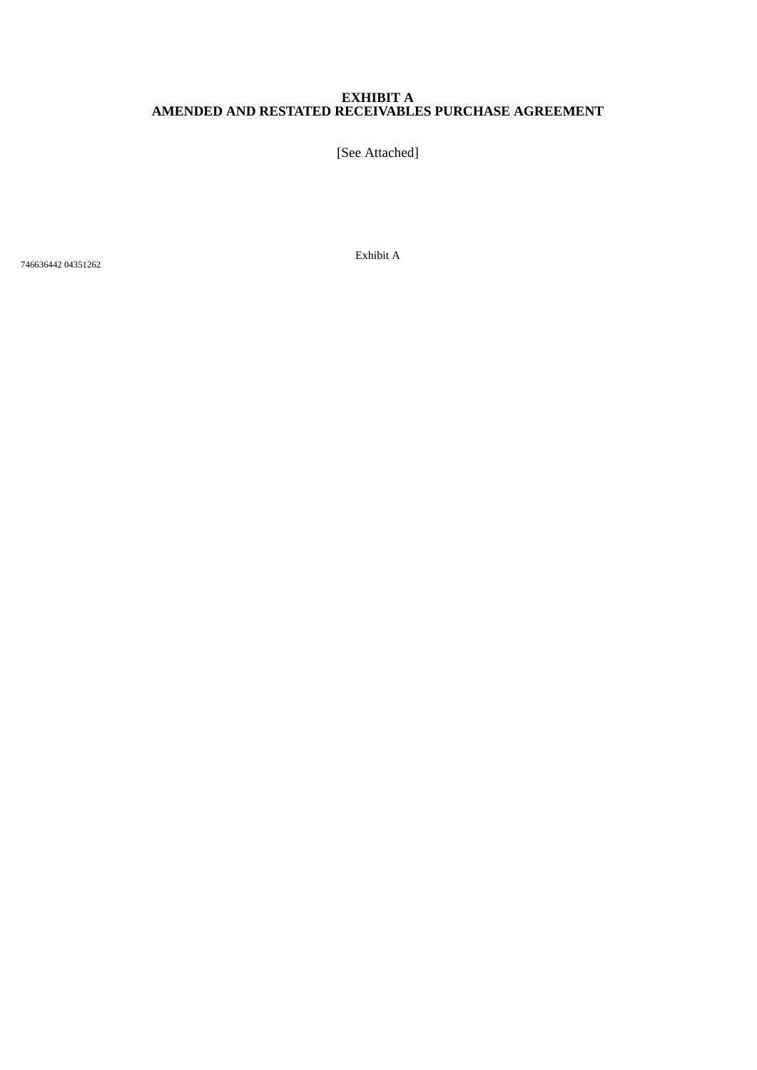# EXHIBIT A
# AMENDED AND RESTATED RECEIVABLES PURCHASE AGREEMENT

[See Attached]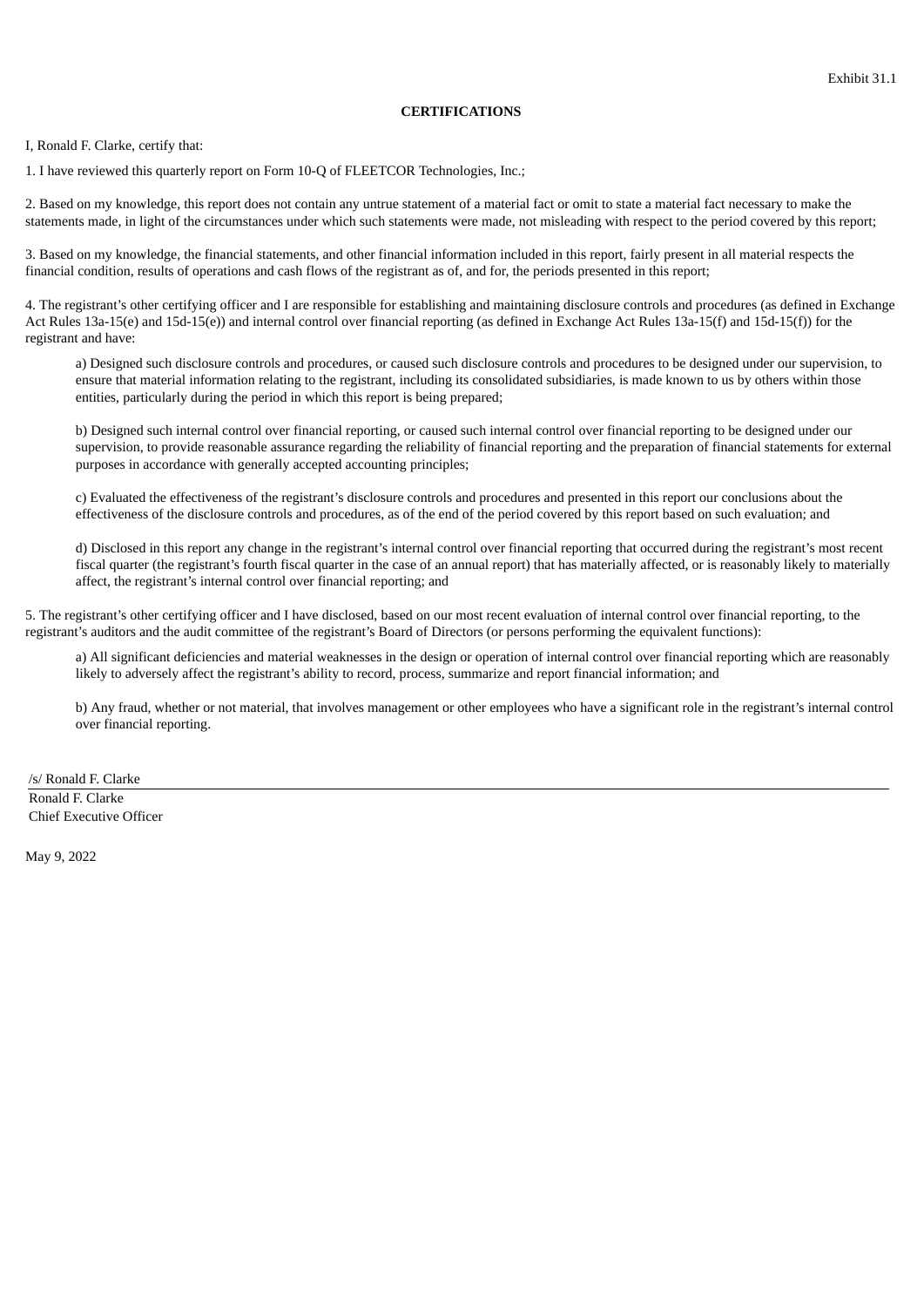Exhibit 31.1

**CERTIFICATIONS**

I, Ronald F. Clarke, certify that:

1. I have reviewed this quarterly report on Form 10-Q of FLEETCOR Technologies, Inc.;

2. Based on my knowledge, this report does not contain any untrue statement of a material fact or omit to state a material fact necessary to make the statements made, in light of the circumstances under which such statements were made, not misleading with respect to the period covered by this report;

3. Based on my knowledge, the financial statements, and other financial information included in this report, fairly present in all material respects the financial condition, results of operations and cash flows of the registrant as of, and for, the periods presented in this report;

4. The registrant's other certifying officer and I are responsible for establishing and maintaining disclosure controls and procedures (as defined in Exchange Act Rules 13a-15(e) and 15d-15(e)) and internal control over financial reporting (as defined in Exchange Act Rules 13a-15(f) and 15d-15(f)) for the registrant and have:

a) Designed such disclosure controls and procedures, or caused such disclosure controls and procedures to be designed under our supervision, to ensure that material information relating to the registrant, including its consolidated subsidiaries, is made known to us by others within those entities, particularly during the period in which this report is being prepared;

b) Designed such internal control over financial reporting, or caused such internal control over financial reporting to be designed under our supervision, to provide reasonable assurance regarding the reliability of financial reporting and the preparation of financial statements for external purposes in accordance with generally accepted accounting principles;

c) Evaluated the effectiveness of the registrant's disclosure controls and procedures and presented in this report our conclusions about the effectiveness of the disclosure controls and procedures, as of the end of the period covered by this report based on such evaluation; and

d) Disclosed in this report any change in the registrant's internal control over financial reporting that occurred during the registrant's most recent fiscal quarter (the registrant's fourth fiscal quarter in the case of an annual report) that has materially affected, or is reasonably likely to materially affect, the registrant's internal control over financial reporting; and

5. The registrant's other certifying officer and I have disclosed, based on our most recent evaluation of internal control over financial reporting, to the registrant's auditors and the audit committee of the registrant's Board of Directors (or persons performing the equivalent functions):

a) All significant deficiencies and material weaknesses in the design or operation of internal control over financial reporting which are reasonably likely to adversely affect the registrant's ability to record, process, summarize and report financial information; and

b) Any fraud, whether or not material, that involves management or other employees who have a significant role in the registrant's internal control over financial reporting.

/s/ Ronald F. Clarke

Ronald F. Clarke
Chief Executive Officer

May 9, 2022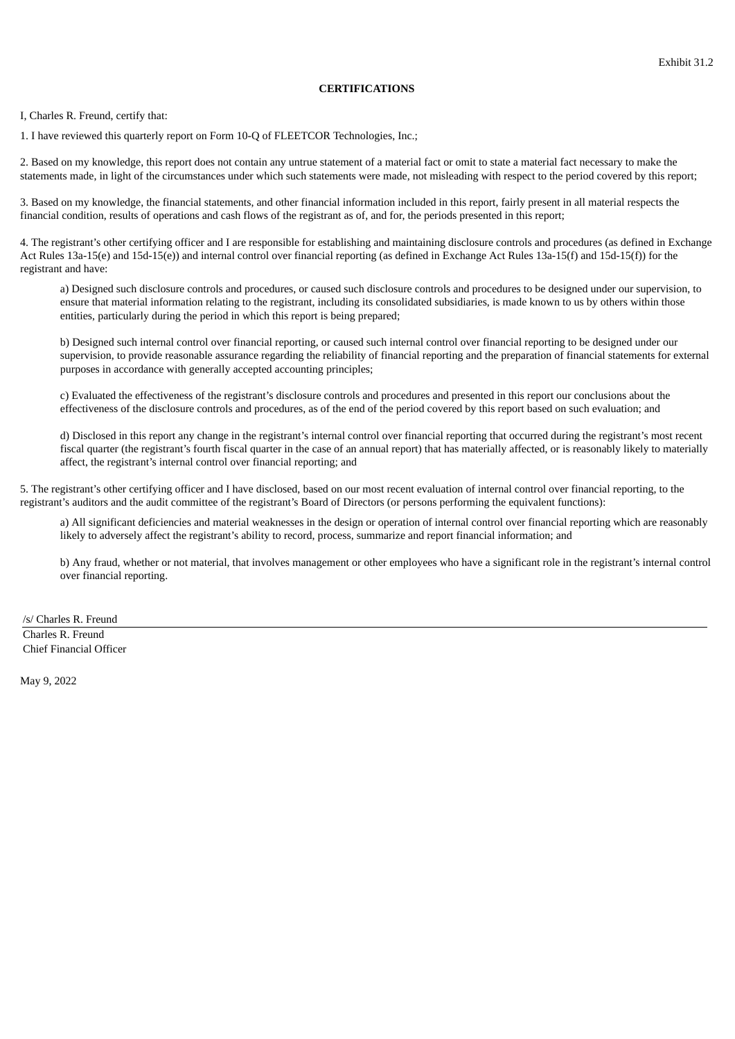Exhibit 31.2

**CERTIFICATIONS**

I, Charles R. Freund, certify that:

1. I have reviewed this quarterly report on Form 10-Q of FLEETCOR Technologies, Inc.;

2. Based on my knowledge, this report does not contain any untrue statement of a material fact or omit to state a material fact necessary to make the statements made, in light of the circumstances under which such statements were made, not misleading with respect to the period covered by this report;

3. Based on my knowledge, the financial statements, and other financial information included in this report, fairly present in all material respects the financial condition, results of operations and cash flows of the registrant as of, and for, the periods presented in this report;

4. The registrant's other certifying officer and I are responsible for establishing and maintaining disclosure controls and procedures (as defined in Exchange Act Rules 13a-15(e) and 15d-15(e)) and internal control over financial reporting (as defined in Exchange Act Rules 13a-15(f) and 15d-15(f)) for the registrant and have:

   a) Designed such disclosure controls and procedures, or caused such disclosure controls and procedures to be designed under our supervision, to ensure that material information relating to the registrant, including its consolidated subsidiaries, is made known to us by others within those entities, particularly during the period in which this report is being prepared;

   b) Designed such internal control over financial reporting, or caused such internal control over financial reporting to be designed under our supervision, to provide reasonable assurance regarding the reliability of financial reporting and the preparation of financial statements for external purposes in accordance with generally accepted accounting principles;

   c) Evaluated the effectiveness of the registrant's disclosure controls and procedures and presented in this report our conclusions about the effectiveness of the disclosure controls and procedures, as of the end of the period covered by this report based on such evaluation; and

   d) Disclosed in this report any change in the registrant's internal control over financial reporting that occurred during the registrant's most recent fiscal quarter (the registrant's fourth fiscal quarter in the case of an annual report) that has materially affected, or is reasonably likely to materially affect, the registrant's internal control over financial reporting; and

5. The registrant's other certifying officer and I have disclosed, based on our most recent evaluation of internal control over financial reporting, to the registrant's auditors and the audit committee of the registrant's Board of Directors (or persons performing the equivalent functions):

   a) All significant deficiencies and material weaknesses in the design or operation of internal control over financial reporting which are reasonably likely to adversely affect the registrant's ability to record, process, summarize and report financial information; and

   b) Any fraud, whether or not material, that involves management or other employees who have a significant role in the registrant's internal control over financial reporting.

/s/ Charles R. Freund

Charles R. Freund
Chief Financial Officer

May 9, 2022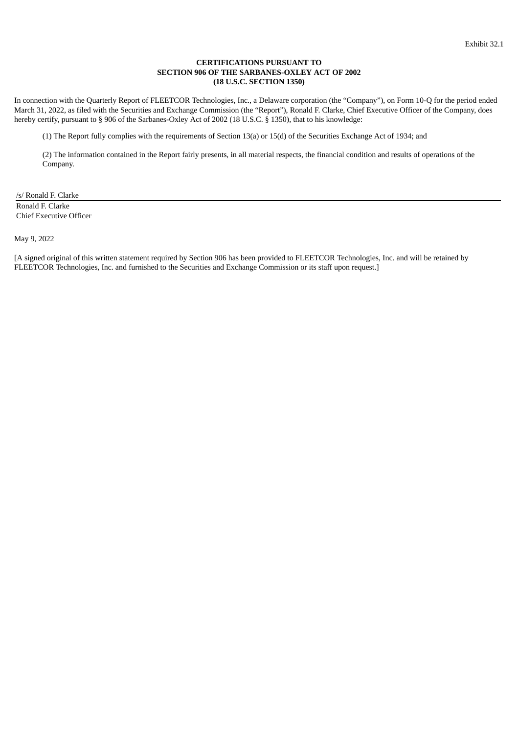Exhibit 32.1

**CERTIFICATIONS PURSUANT TO**
**SECTION 906 OF THE SARBANES-OXLEY ACT OF 2002**
**(18 U.S.C. SECTION 1350)**

In connection with the Quarterly Report of FLEETCOR Technologies, Inc., a Delaware corporation (the "Company"), on Form 10-Q for the period ended March 31, 2022, as filed with the Securities and Exchange Commission (the "Report"), Ronald F. Clarke, Chief Executive Officer of the Company, does hereby certify, pursuant to § 906 of the Sarbanes-Oxley Act of 2002 (18 U.S.C. § 1350), that to his knowledge:

(1) The Report fully complies with the requirements of Section 13(a) or 15(d) of the Securities Exchange Act of 1934; and

(2) The information contained in the Report fairly presents, in all material respects, the financial condition and results of operations of the Company.

/s/ Ronald F. Clarke

Ronald F. Clarke
Chief Executive Officer

May 9, 2022

[A signed original of this written statement required by Section 906 has been provided to FLEETCOR Technologies, Inc. and will be retained by FLEETCOR Technologies, Inc. and furnished to the Securities and Exchange Commission or its staff upon request.]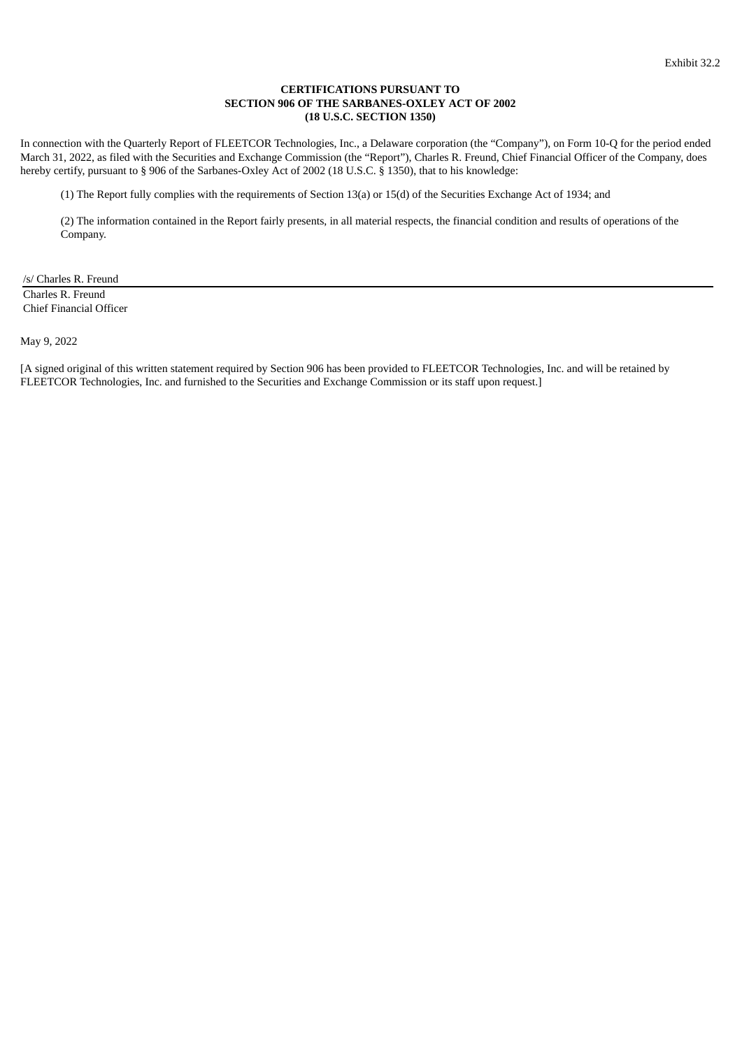Exhibit 32.2

**CERTIFICATIONS PURSUANT TO**
**SECTION 906 OF THE SARBANES-OXLEY ACT OF 2002**
**(18 U.S.C. SECTION 1350)**

In connection with the Quarterly Report of FLEETCOR Technologies, Inc., a Delaware corporation (the "Company"), on Form 10-Q for the period ended March 31, 2022, as filed with the Securities and Exchange Commission (the "Report"), Charles R. Freund, Chief Financial Officer of the Company, does hereby certify, pursuant to § 906 of the Sarbanes-Oxley Act of 2002 (18 U.S.C. § 1350), that to his knowledge:

(1) The Report fully complies with the requirements of Section 13(a) or 15(d) of the Securities Exchange Act of 1934; and

(2) The information contained in the Report fairly presents, in all material respects, the financial condition and results of operations of the Company.

/s/ Charles R. Freund

Charles R. Freund
Chief Financial Officer

May 9, 2022

[A signed original of this written statement required by Section 906 has been provided to FLEETCOR Technologies, Inc. and will be retained by FLEETCOR Technologies, Inc. and furnished to the Securities and Exchange Commission or its staff upon request.]